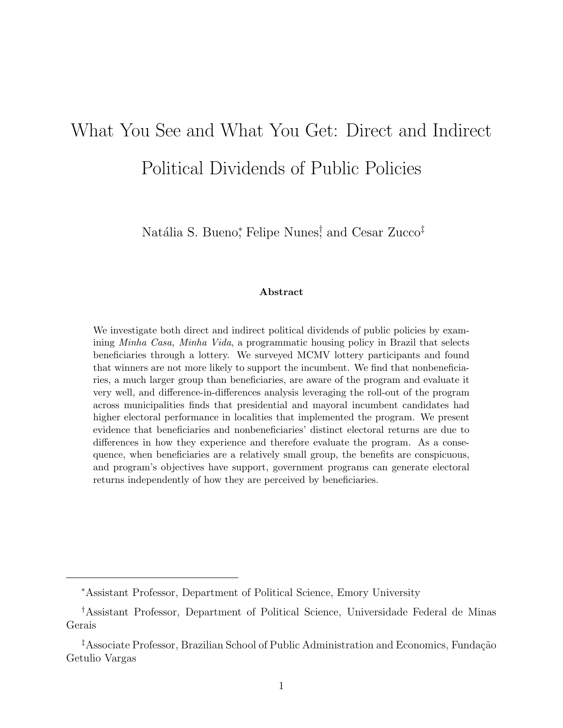# What You See and What You Get: Direct and Indirect Political Dividends of Public Policies

Natália S. Bueno[*], Felipe Nunes[†], and Cesar Zucco[‡]

**Abstract**

We investigate both direct and indirect political dividends of public policies by examining *Minha Casa, Minha Vida*, a programmatic housing policy in Brazil that selects beneficiaries through a lottery. We surveyed MCMV lottery participants and found that winners are not more likely to support the incumbent. We find that nonbeneficiaries, a much larger group than beneficiaries, are aware of the program and evaluate it very well, and difference-in-differences analysis leveraging the roll-out of the program across municipalities finds that presidential and mayoral incumbent candidates had higher electoral performance in localities that implemented the program. We present evidence that beneficiaries and nonbeneficiaries' distinct electoral returns are due to differences in how they experience and therefore evaluate the program. As a consequence, when beneficiaries are a relatively small group, the benefits are conspicuous, and program's objectives have support, government programs can generate electoral returns independently of how they are perceived by beneficiaries.

---

[*] Assistant Professor, Department of Political Science, Emory University

[†] Assistant Professor, Department of Political Science, Universidade Federal de Minas Gerais

[‡] Associate Professor, Brazilian School of Public Administration and Economics, Fundação Getulio Vargas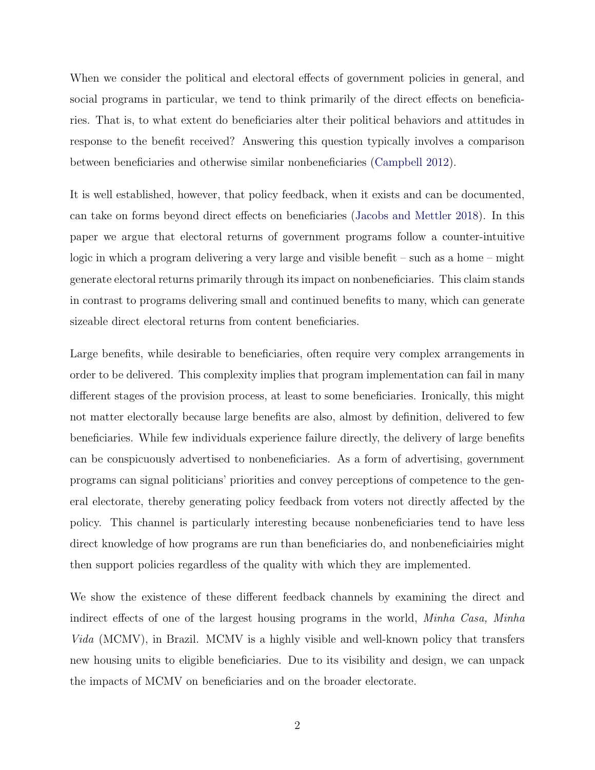When we consider the political and electoral effects of government policies in general, and social programs in particular, we tend to think primarily of the direct effects on beneficiaries. That is, to what extent do beneficiaries alter their political behaviors and attitudes in response to the benefit received? Answering this question typically involves a comparison between beneficiaries and otherwise similar nonbeneficiaries (Campbell 2012).

It is well established, however, that policy feedback, when it exists and can be documented, can take on forms beyond direct effects on beneficiaries (Jacobs and Mettler 2018). In this paper we argue that electoral returns of government programs follow a counter-intuitive logic in which a program delivering a very large and visible benefit – such as a home – might generate electoral returns primarily through its impact on nonbeneficiaries. This claim stands in contrast to programs delivering small and continued benefits to many, which can generate sizeable direct electoral returns from content beneficiaries.

Large benefits, while desirable to beneficiaries, often require very complex arrangements in order to be delivered. This complexity implies that program implementation can fail in many different stages of the provision process, at least to some beneficiaries. Ironically, this might not matter electorally because large benefits are also, almost by definition, delivered to few beneficiaries. While few individuals experience failure directly, the delivery of large benefits can be conspicuously advertised to nonbeneficiaries. As a form of advertising, government programs can signal politicians' priorities and convey perceptions of competence to the general electorate, thereby generating policy feedback from voters not directly affected by the policy. This channel is particularly interesting because nonbeneficiaries tend to have less direct knowledge of how programs are run than beneficiaries do, and nonbeneficiairies might then support policies regardless of the quality with which they are implemented.

We show the existence of these different feedback channels by examining the direct and indirect effects of one of the largest housing programs in the world, *Minha Casa, Minha Vida* (MCMV), in Brazil. MCMV is a highly visible and well-known policy that transfers new housing units to eligible beneficiaries. Due to its visibility and design, we can unpack the impacts of MCMV on beneficiaries and on the broader electorate.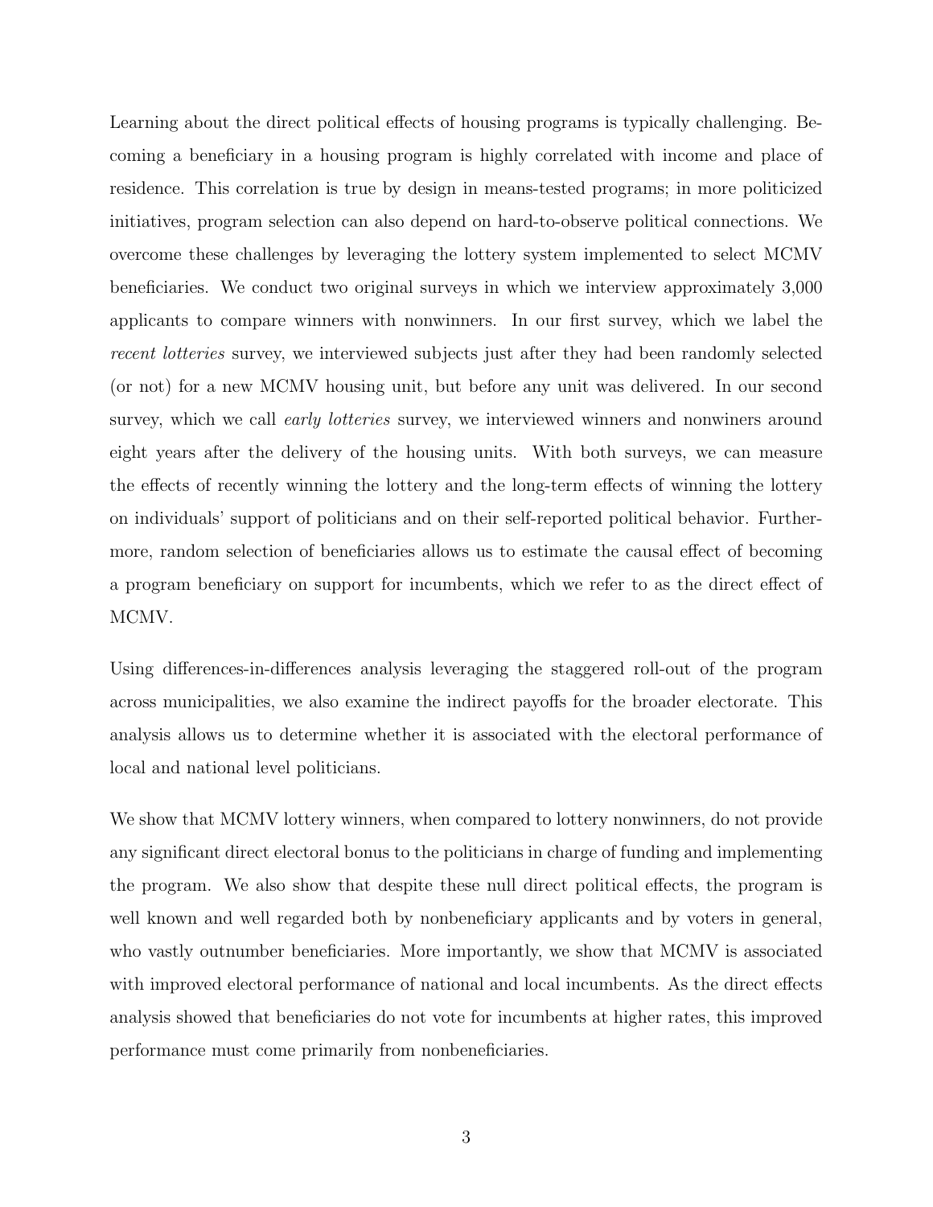Learning about the direct political effects of housing programs is typically challenging. Becoming a beneficiary in a housing program is highly correlated with income and place of residence. This correlation is true by design in means-tested programs; in more politicized initiatives, program selection can also depend on hard-to-observe political connections. We overcome these challenges by leveraging the lottery system implemented to select MCMV beneficiaries. We conduct two original surveys in which we interview approximately 3,000 applicants to compare winners with nonwinners. In our first survey, which we label the *recent lotteries* survey, we interviewed subjects just after they had been randomly selected (or not) for a new MCMV housing unit, but before any unit was delivered. In our second survey, which we call *early lotteries* survey, we interviewed winners and nonwiners around eight years after the delivery of the housing units. With both surveys, we can measure the effects of recently winning the lottery and the long-term effects of winning the lottery on individuals' support of politicians and on their self-reported political behavior. Furthermore, random selection of beneficiaries allows us to estimate the causal effect of becoming a program beneficiary on support for incumbents, which we refer to as the direct effect of MCMV.

Using differences-in-differences analysis leveraging the staggered roll-out of the program across municipalities, we also examine the indirect payoffs for the broader electorate. This analysis allows us to determine whether it is associated with the electoral performance of local and national level politicians.

We show that MCMV lottery winners, when compared to lottery nonwinners, do not provide any significant direct electoral bonus to the politicians in charge of funding and implementing the program. We also show that despite these null direct political effects, the program is well known and well regarded both by nonbeneficiary applicants and by voters in general, who vastly outnumber beneficiaries. More importantly, we show that MCMV is associated with improved electoral performance of national and local incumbents. As the direct effects analysis showed that beneficiaries do not vote for incumbents at higher rates, this improved performance must come primarily from nonbeneficiaries.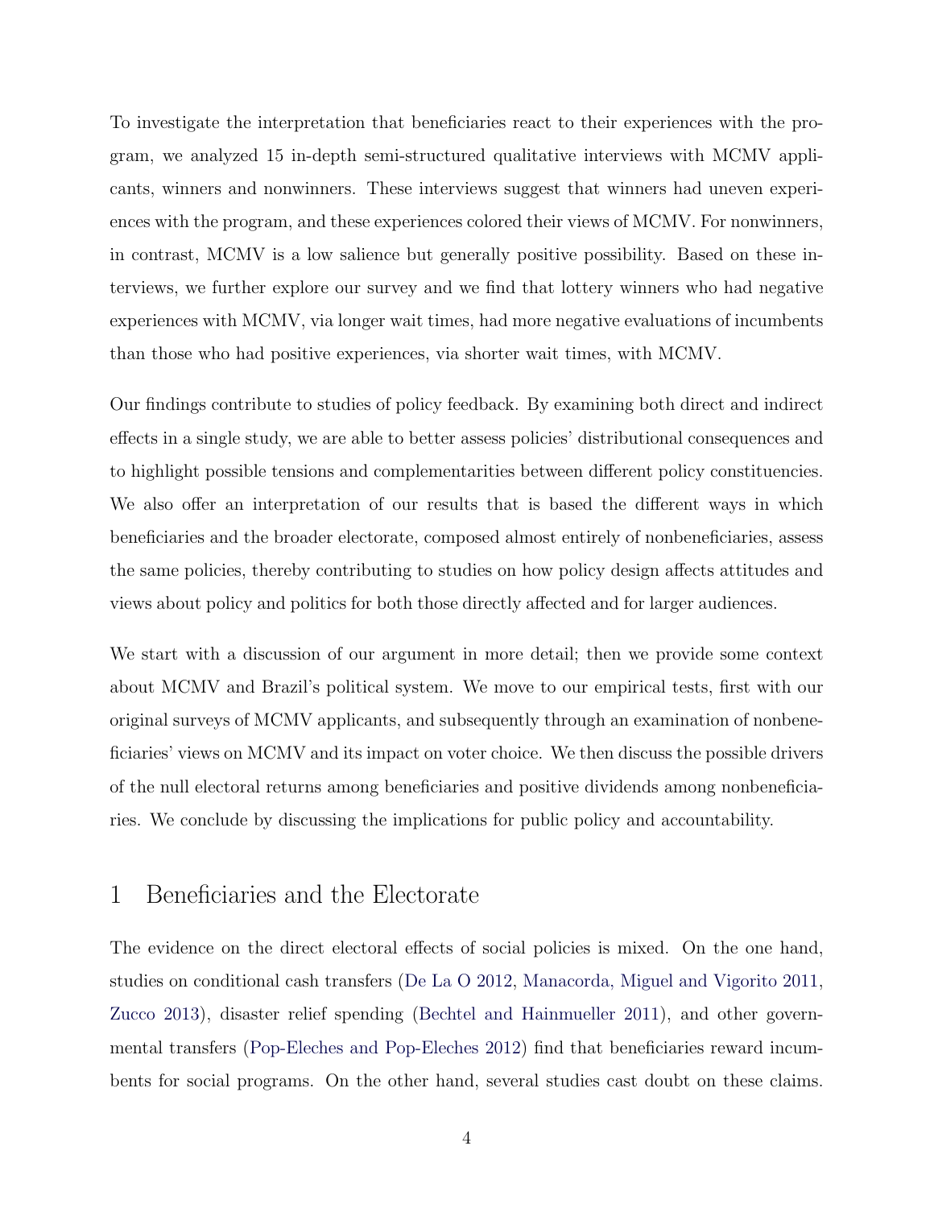To investigate the interpretation that beneficiaries react to their experiences with the program, we analyzed 15 in-depth semi-structured qualitative interviews with MCMV applicants, winners and nonwinners. These interviews suggest that winners had uneven experiences with the program, and these experiences colored their views of MCMV. For nonwinners, in contrast, MCMV is a low salience but generally positive possibility. Based on these interviews, we further explore our survey and we find that lottery winners who had negative experiences with MCMV, via longer wait times, had more negative evaluations of incumbents than those who had positive experiences, via shorter wait times, with MCMV.

Our findings contribute to studies of policy feedback. By examining both direct and indirect effects in a single study, we are able to better assess policies' distributional consequences and to highlight possible tensions and complementarities between different policy constituencies. We also offer an interpretation of our results that is based the different ways in which beneficiaries and the broader electorate, composed almost entirely of nonbeneficiaries, assess the same policies, thereby contributing to studies on how policy design affects attitudes and views about policy and politics for both those directly affected and for larger audiences.

We start with a discussion of our argument in more detail; then we provide some context about MCMV and Brazil's political system. We move to our empirical tests, first with our original surveys of MCMV applicants, and subsequently through an examination of nonbeneficiaries' views on MCMV and its impact on voter choice. We then discuss the possible drivers of the null electoral returns among beneficiaries and positive dividends among nonbeneficiaries. We conclude by discussing the implications for public policy and accountability.

# 1 Beneficiaries and the Electorate

The evidence on the direct electoral effects of social policies is mixed. On the one hand, studies on conditional cash transfers (De La O 2012, Manacorda, Miguel and Vigorito 2011, Zucco 2013), disaster relief spending (Bechtel and Hainmueller 2011), and other governmental transfers (Pop-Eleches and Pop-Eleches 2012) find that beneficiaries reward incumbents for social programs. On the other hand, several studies cast doubt on these claims.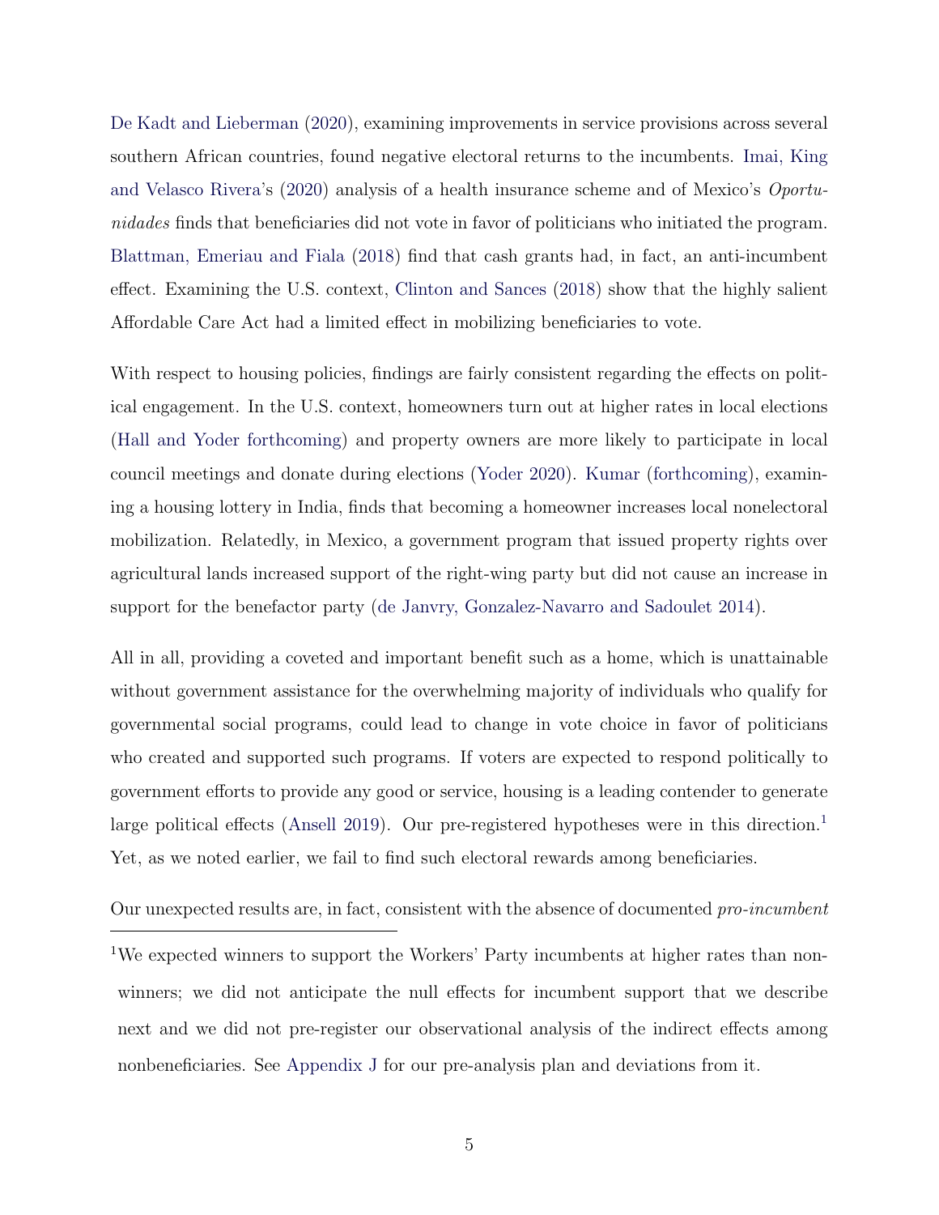De Kadt and Lieberman (2020), examining improvements in service provisions across several southern African countries, found negative electoral returns to the incumbents. Imai, King and Velasco Rivera's (2020) analysis of a health insurance scheme and of Mexico's *Oportunidades* finds that beneficiaries did not vote in favor of politicians who initiated the program. Blattman, Emeriau and Fiala (2018) find that cash grants had, in fact, an anti-incumbent effect. Examining the U.S. context, Clinton and Sances (2018) show that the highly salient Affordable Care Act had a limited effect in mobilizing beneficiaries to vote.

With respect to housing policies, findings are fairly consistent regarding the effects on political engagement. In the U.S. context, homeowners turn out at higher rates in local elections (Hall and Yoder forthcoming) and property owners are more likely to participate in local council meetings and donate during elections (Yoder 2020). Kumar (forthcoming), examining a housing lottery in India, finds that becoming a homeowner increases local nonelectoral mobilization. Relatedly, in Mexico, a government program that issued property rights over agricultural lands increased support of the right-wing party but did not cause an increase in support for the benefactor party (de Janvry, Gonzalez-Navarro and Sadoulet 2014).

All in all, providing a coveted and important benefit such as a home, which is unattainable without government assistance for the overwhelming majority of individuals who qualify for governmental social programs, could lead to change in vote choice in favor of politicians who created and supported such programs. If voters are expected to respond politically to government efforts to provide any good or service, housing is a leading contender to generate large political effects (Ansell 2019). Our pre-registered hypotheses were in this direction.[1] Yet, as we noted earlier, we fail to find such electoral rewards among beneficiaries.

Our unexpected results are, in fact, consistent with the absence of documented *pro-incumbent*

[1] We expected winners to support the Workers' Party incumbents at higher rates than non-winners; we did not anticipate the null effects for incumbent support that we describe next and we did not pre-register our observational analysis of the indirect effects among nonbeneficiaries. See Appendix J for our pre-analysis plan and deviations from it.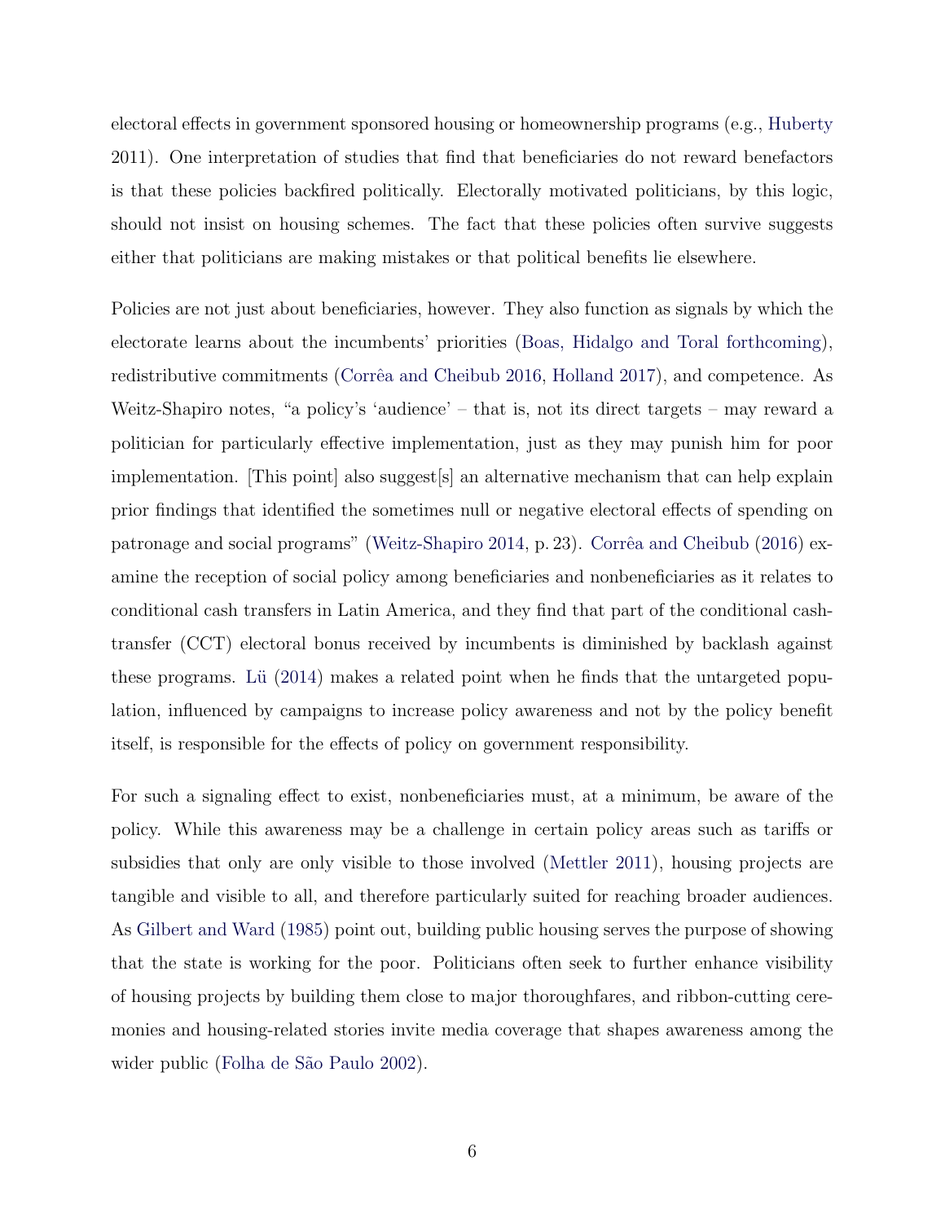electoral effects in government sponsored housing or homeownership programs (e.g., Huberty 2011). One interpretation of studies that find that beneficiaries do not reward benefactors is that these policies backfired politically. Electorally motivated politicians, by this logic, should not insist on housing schemes. The fact that these policies often survive suggests either that politicians are making mistakes or that political benefits lie elsewhere.

Policies are not just about beneficiaries, however. They also function as signals by which the electorate learns about the incumbents' priorities (Boas, Hidalgo and Toral forthcoming), redistributive commitments (Corrêa and Cheibub 2016, Holland 2017), and competence. As Weitz-Shapiro notes, "a policy's 'audience' – that is, not its direct targets – may reward a politician for particularly effective implementation, just as they may punish him for poor implementation. [This point] also suggest[s] an alternative mechanism that can help explain prior findings that identified the sometimes null or negative electoral effects of spending on patronage and social programs" (Weitz-Shapiro 2014, p. 23). Corrêa and Cheibub (2016) examine the reception of social policy among beneficiaries and nonbeneficiaries as it relates to conditional cash transfers in Latin America, and they find that part of the conditional cash-transfer (CCT) electoral bonus received by incumbents is diminished by backlash against these programs. Lü (2014) makes a related point when he finds that the untargeted population, influenced by campaigns to increase policy awareness and not by the policy benefit itself, is responsible for the effects of policy on government responsibility.

For such a signaling effect to exist, nonbeneficiaries must, at a minimum, be aware of the policy. While this awareness may be a challenge in certain policy areas such as tariffs or subsidies that only are only visible to those involved (Mettler 2011), housing projects are tangible and visible to all, and therefore particularly suited for reaching broader audiences. As Gilbert and Ward (1985) point out, building public housing serves the purpose of showing that the state is working for the poor. Politicians often seek to further enhance visibility of housing projects by building them close to major thoroughfares, and ribbon-cutting ceremonies and housing-related stories invite media coverage that shapes awareness among the wider public (Folha de São Paulo 2002).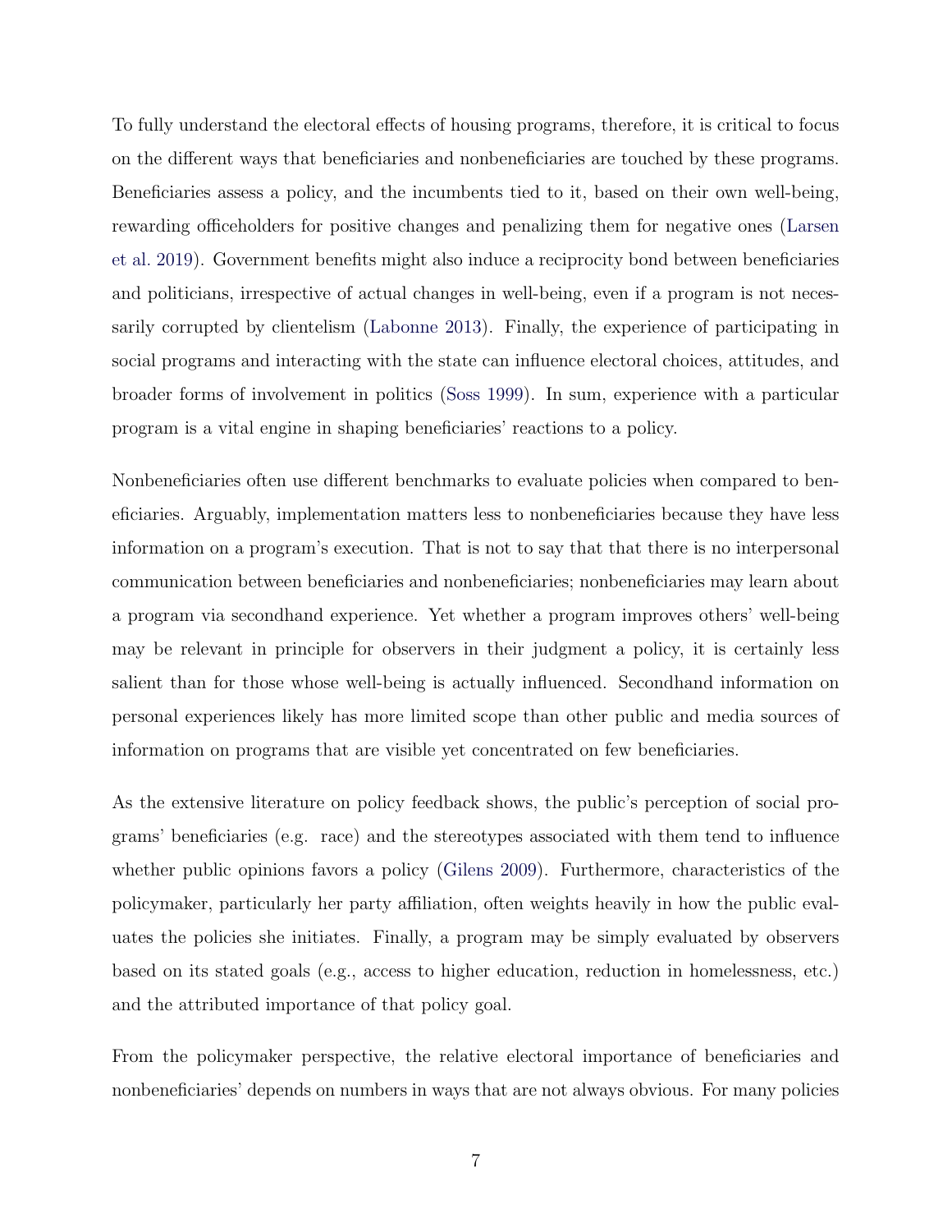To fully understand the electoral effects of housing programs, therefore, it is critical to focus on the different ways that beneficiaries and nonbeneficiaries are touched by these programs. Beneficiaries assess a policy, and the incumbents tied to it, based on their own well-being, rewarding officeholders for positive changes and penalizing them for negative ones (Larsen et al. 2019). Government benefits might also induce a reciprocity bond between beneficiaries and politicians, irrespective of actual changes in well-being, even if a program is not necessarily corrupted by clientelism (Labonne 2013). Finally, the experience of participating in social programs and interacting with the state can influence electoral choices, attitudes, and broader forms of involvement in politics (Soss 1999). In sum, experience with a particular program is a vital engine in shaping beneficiaries' reactions to a policy.

Nonbeneficiaries often use different benchmarks to evaluate policies when compared to beneficiaries. Arguably, implementation matters less to nonbeneficiaries because they have less information on a program's execution. That is not to say that that there is no interpersonal communication between beneficiaries and nonbeneficiaries; nonbeneficiaries may learn about a program via secondhand experience. Yet whether a program improves others' well-being may be relevant in principle for observers in their judgment a policy, it is certainly less salient than for those whose well-being is actually influenced. Secondhand information on personal experiences likely has more limited scope than other public and media sources of information on programs that are visible yet concentrated on few beneficiaries.

As the extensive literature on policy feedback shows, the public's perception of social programs' beneficiaries (e.g. race) and the stereotypes associated with them tend to influence whether public opinions favors a policy (Gilens 2009). Furthermore, characteristics of the policymaker, particularly her party affiliation, often weights heavily in how the public evaluates the policies she initiates. Finally, a program may be simply evaluated by observers based on its stated goals (e.g., access to higher education, reduction in homelessness, etc.) and the attributed importance of that policy goal.

From the policymaker perspective, the relative electoral importance of beneficiaries and nonbeneficiaries' depends on numbers in ways that are not always obvious. For many policies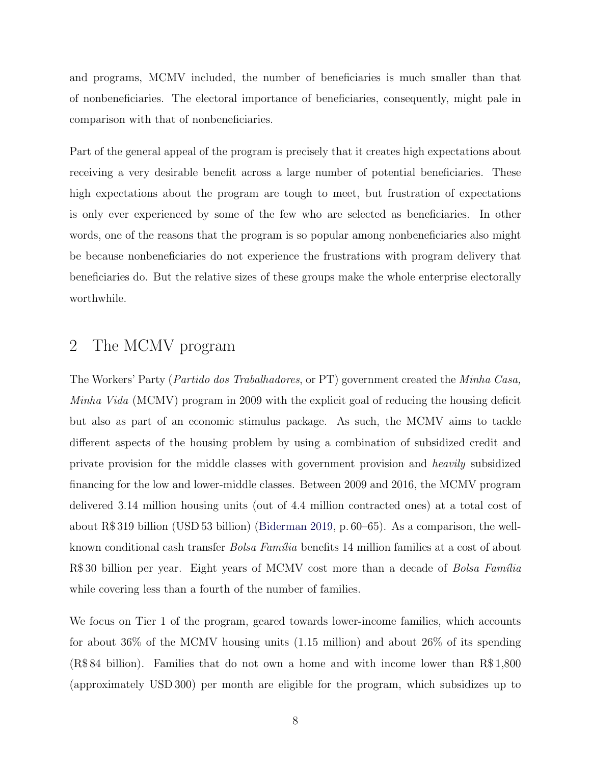and programs, MCMV included, the number of beneficiaries is much smaller than that of nonbeneficiaries. The electoral importance of beneficiaries, consequently, might pale in comparison with that of nonbeneficiaries.

Part of the general appeal of the program is precisely that it creates high expectations about receiving a very desirable benefit across a large number of potential beneficiaries. These high expectations about the program are tough to meet, but frustration of expectations is only ever experienced by some of the few who are selected as beneficiaries. In other words, one of the reasons that the program is so popular among nonbeneficiaries also might be because nonbeneficiaries do not experience the frustrations with program delivery that beneficiaries do. But the relative sizes of these groups make the whole enterprise electorally worthwhile.

## 2 The MCMV program

The Workers' Party (*Partido dos Trabalhadores*, or PT) government created the *Minha Casa, Minha Vida* (MCMV) program in 2009 with the explicit goal of reducing the housing deficit but also as part of an economic stimulus package. As such, the MCMV aims to tackle different aspects of the housing problem by using a combination of subsidized credit and private provision for the middle classes with government provision and *heavily* subsidized financing for the low and lower-middle classes. Between 2009 and 2016, the MCMV program delivered 3.14 million housing units (out of 4.4 million contracted ones) at a total cost of about R$ 319 billion (USD 53 billion) (Biderman 2019, p. 60–65). As a comparison, the well-known conditional cash transfer *Bolsa Família* benefits 14 million families at a cost of about R$ 30 billion per year. Eight years of MCMV cost more than a decade of *Bolsa Família* while covering less than a fourth of the number of families.

We focus on Tier 1 of the program, geared towards lower-income families, which accounts for about 36% of the MCMV housing units (1.15 million) and about 26% of its spending (R$ 84 billion). Families that do not own a home and with income lower than R$ 1,800 (approximately USD 300) per month are eligible for the program, which subsidizes up to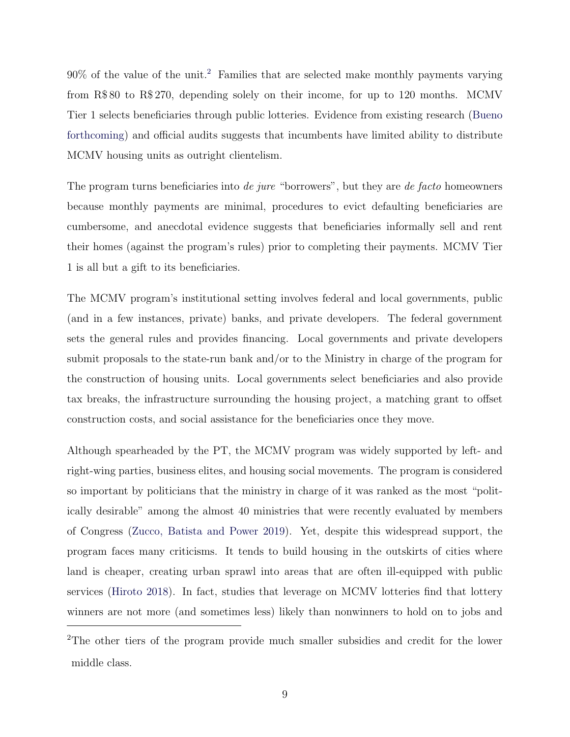90% of the value of the unit.[2] Families that are selected make monthly payments varying from R$ 80 to R$ 270, depending solely on their income, for up to 120 months. MCMV Tier 1 selects beneficiaries through public lotteries. Evidence from existing research (Bueno forthcoming) and official audits suggests that incumbents have limited ability to distribute MCMV housing units as outright clientelism.

The program turns beneficiaries into *de jure* "borrowers", but they are *de facto* homeowners because monthly payments are minimal, procedures to evict defaulting beneficiaries are cumbersome, and anecdotal evidence suggests that beneficiaries informally sell and rent their homes (against the program's rules) prior to completing their payments. MCMV Tier 1 is all but a gift to its beneficiaries.

The MCMV program's institutional setting involves federal and local governments, public (and in a few instances, private) banks, and private developers. The federal government sets the general rules and provides financing. Local governments and private developers submit proposals to the state-run bank and/or to the Ministry in charge of the program for the construction of housing units. Local governments select beneficiaries and also provide tax breaks, the infrastructure surrounding the housing project, a matching grant to offset construction costs, and social assistance for the beneficiaries once they move.

Although spearheaded by the PT, the MCMV program was widely supported by left- and right-wing parties, business elites, and housing social movements. The program is considered so important by politicians that the ministry in charge of it was ranked as the most "politically desirable" among the almost 40 ministries that were recently evaluated by members of Congress (Zucco, Batista and Power 2019). Yet, despite this widespread support, the program faces many criticisms. It tends to build housing in the outskirts of cities where land is cheaper, creating urban sprawl into areas that are often ill-equipped with public services (Hiroto 2018). In fact, studies that leverage on MCMV lotteries find that lottery winners are not more (and sometimes less) likely than nonwinners to hold on to jobs and

[2] The other tiers of the program provide much smaller subsidies and credit for the lower middle class.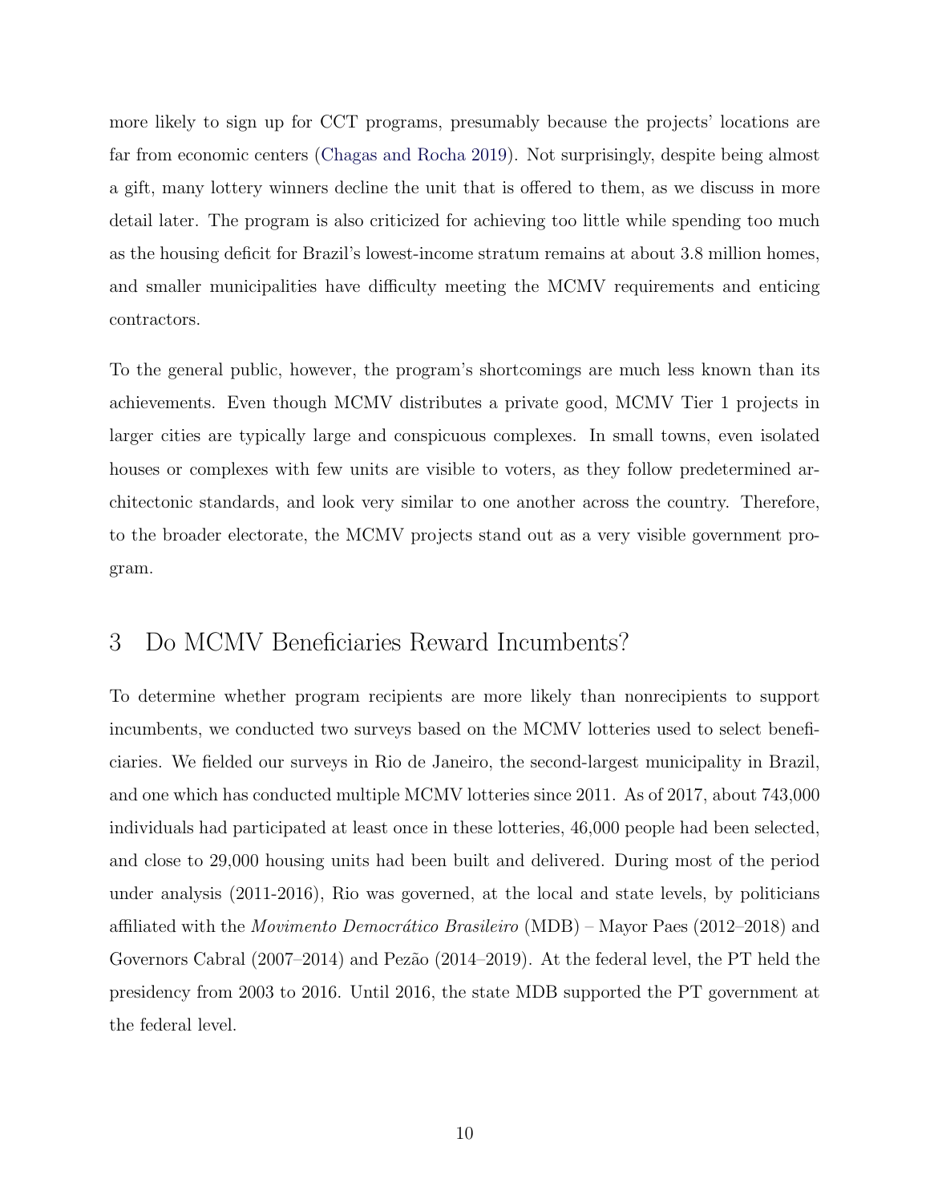more likely to sign up for CCT programs, presumably because the projects' locations are far from economic centers (Chagas and Rocha 2019). Not surprisingly, despite being almost a gift, many lottery winners decline the unit that is offered to them, as we discuss in more detail later. The program is also criticized for achieving too little while spending too much as the housing deficit for Brazil's lowest-income stratum remains at about 3.8 million homes, and smaller municipalities have difficulty meeting the MCMV requirements and enticing contractors.

To the general public, however, the program's shortcomings are much less known than its achievements. Even though MCMV distributes a private good, MCMV Tier 1 projects in larger cities are typically large and conspicuous complexes. In small towns, even isolated houses or complexes with few units are visible to voters, as they follow predetermined architectonic standards, and look very similar to one another across the country. Therefore, to the broader electorate, the MCMV projects stand out as a very visible government program.

## 3 Do MCMV Beneficiaries Reward Incumbents?

To determine whether program recipients are more likely than nonrecipients to support incumbents, we conducted two surveys based on the MCMV lotteries used to select beneficiaries. We fielded our surveys in Rio de Janeiro, the second-largest municipality in Brazil, and one which has conducted multiple MCMV lotteries since 2011. As of 2017, about 743,000 individuals had participated at least once in these lotteries, 46,000 people had been selected, and close to 29,000 housing units had been built and delivered. During most of the period under analysis (2011-2016), Rio was governed, at the local and state levels, by politicians affiliated with the *Movimento Democrático Brasileiro* (MDB) – Mayor Paes (2012–2018) and Governors Cabral (2007–2014) and Pezão (2014–2019). At the federal level, the PT held the presidency from 2003 to 2016. Until 2016, the state MDB supported the PT government at the federal level.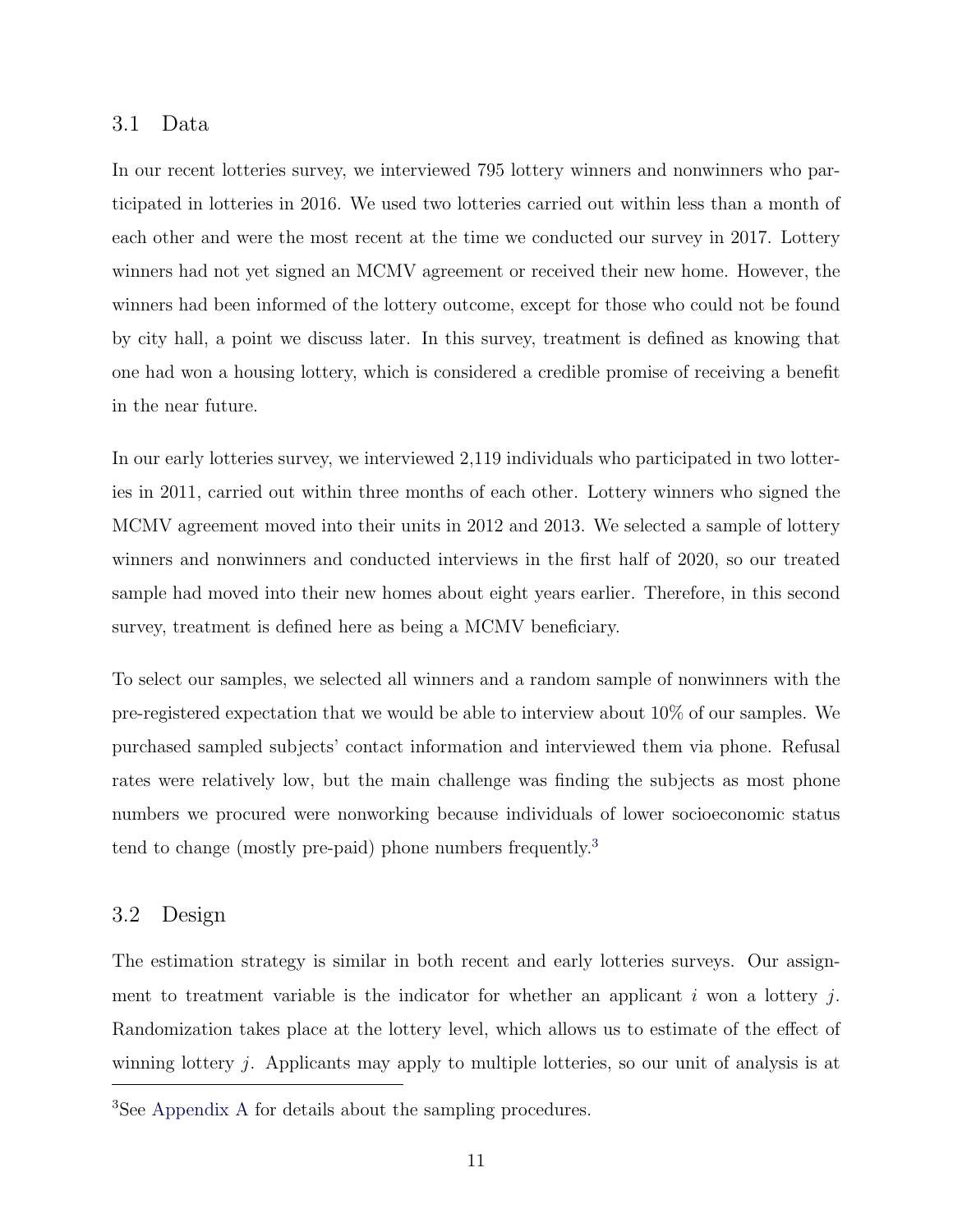### 3.1 Data

In our recent lotteries survey, we interviewed 795 lottery winners and nonwinners who participated in lotteries in 2016. We used two lotteries carried out within less than a month of each other and were the most recent at the time we conducted our survey in 2017. Lottery winners had not yet signed an MCMV agreement or received their new home. However, the winners had been informed of the lottery outcome, except for those who could not be found by city hall, a point we discuss later. In this survey, treatment is defined as knowing that one had won a housing lottery, which is considered a credible promise of receiving a benefit in the near future.

In our early lotteries survey, we interviewed 2,119 individuals who participated in two lotteries in 2011, carried out within three months of each other. Lottery winners who signed the MCMV agreement moved into their units in 2012 and 2013. We selected a sample of lottery winners and nonwinners and conducted interviews in the first half of 2020, so our treated sample had moved into their new homes about eight years earlier. Therefore, in this second survey, treatment is defined here as being a MCMV beneficiary.

To select our samples, we selected all winners and a random sample of nonwinners with the pre-registered expectation that we would be able to interview about 10% of our samples. We purchased sampled subjects' contact information and interviewed them via phone. Refusal rates were relatively low, but the main challenge was finding the subjects as most phone numbers we procured were nonworking because individuals of lower socioeconomic status tend to change (mostly pre-paid) phone numbers frequently.[3]

### 3.2 Design

The estimation strategy is similar in both recent and early lotteries surveys. Our assignment to treatment variable is the indicator for whether an applicant $i$ won a lottery $j$. Randomization takes place at the lottery level, which allows us to estimate of the effect of winning lottery $j$. Applicants may apply to multiple lotteries, so our unit of analysis is at

[3]See Appendix A for details about the sampling procedures.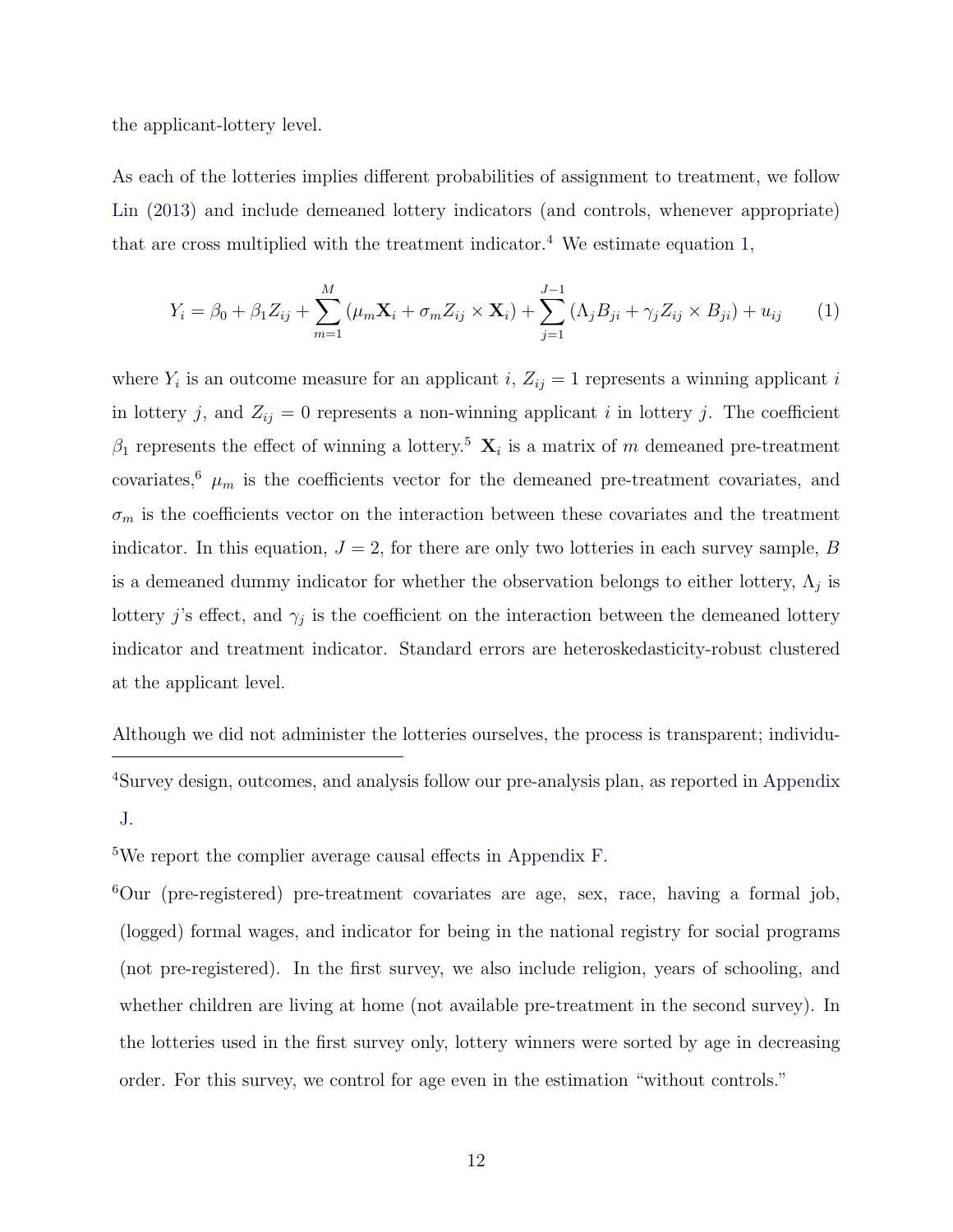the applicant-lottery level.

As each of the lotteries implies different probabilities of assignment to treatment, we follow Lin (2013) and include demeaned lottery indicators (and controls, whenever appropriate) that are cross multiplied with the treatment indicator.[4] We estimate equation 1,

$$Y_i = \beta_0 + \beta_1 Z_{ij} + \sum_{m=1}^{M} (\mu_m \mathbf{X}_i + \sigma_m Z_{ij} \times \mathbf{X}_i) + \sum_{j=1}^{J-1} (\Lambda_j B_{ji} + \gamma_j Z_{ij} \times B_{ji}) + u_{ij} \qquad (1)$$

where $Y_i$ is an outcome measure for an applicant $i$, $Z_{ij} = 1$ represents a winning applicant $i$ in lottery $j$, and $Z_{ij} = 0$ represents a non-winning applicant $i$ in lottery $j$. The coefficient $\beta_1$ represents the effect of winning a lottery.[5] $\mathbf{X}_i$ is a matrix of $m$ demeaned pre-treatment covariates,[6] $\mu_m$ is the coefficients vector for the demeaned pre-treatment covariates, and $\sigma_m$ is the coefficients vector on the interaction between these covariates and the treatment indicator. In this equation, $J = 2$, for there are only two lotteries in each survey sample, $B$ is a demeaned dummy indicator for whether the observation belongs to either lottery, $\Lambda_j$ is lottery $j$'s effect, and $\gamma_j$ is the coefficient on the interaction between the demeaned lottery indicator and treatment indicator. Standard errors are heteroskedasticity-robust clustered at the applicant level.

Although we did not administer the lotteries ourselves, the process is transparent; individu-

---

[4] Survey design, outcomes, and analysis follow our pre-analysis plan, as reported in Appendix J.

[5] We report the complier average causal effects in Appendix F.

[6] Our (pre-registered) pre-treatment covariates are age, sex, race, having a formal job, (logged) formal wages, and indicator for being in the national registry for social programs (not pre-registered). In the first survey, we also include religion, years of schooling, and whether children are living at home (not available pre-treatment in the second survey). In the lotteries used in the first survey only, lottery winners were sorted by age in decreasing order. For this survey, we control for age even in the estimation "without controls."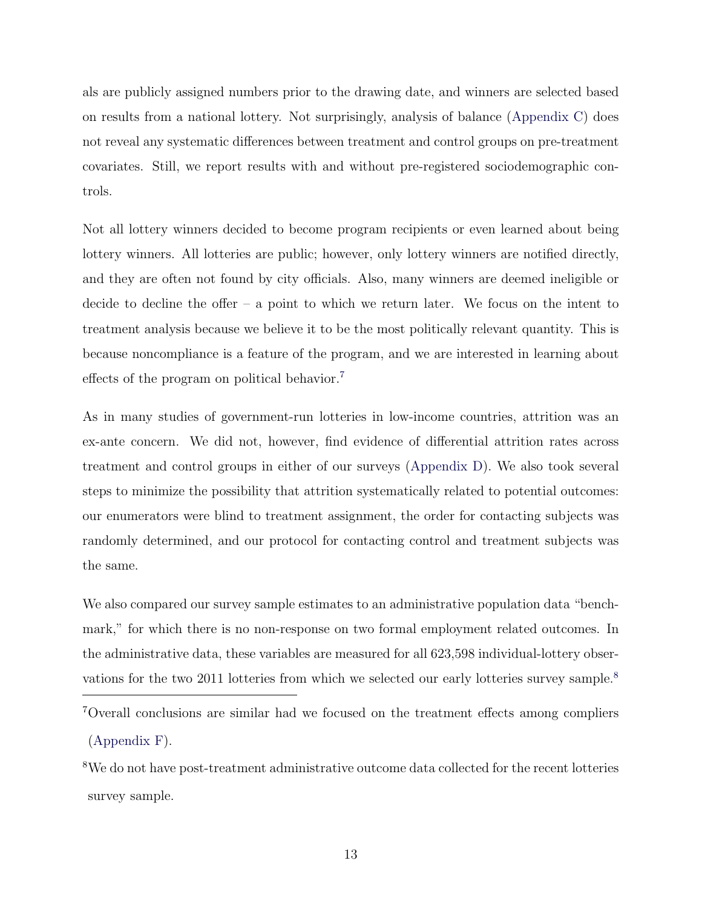als are publicly assigned numbers prior to the drawing date, and winners are selected based on results from a national lottery. Not surprisingly, analysis of balance (Appendix C) does not reveal any systematic differences between treatment and control groups on pre-treatment covariates. Still, we report results with and without pre-registered sociodemographic controls.

Not all lottery winners decided to become program recipients or even learned about being lottery winners. All lotteries are public; however, only lottery winners are notified directly, and they are often not found by city officials. Also, many winners are deemed ineligible or decide to decline the offer – a point to which we return later. We focus on the intent to treatment analysis because we believe it to be the most politically relevant quantity. This is because noncompliance is a feature of the program, and we are interested in learning about effects of the program on political behavior.[7]

As in many studies of government-run lotteries in low-income countries, attrition was an ex-ante concern. We did not, however, find evidence of differential attrition rates across treatment and control groups in either of our surveys (Appendix D). We also took several steps to minimize the possibility that attrition systematically related to potential outcomes: our enumerators were blind to treatment assignment, the order for contacting subjects was randomly determined, and our protocol for contacting control and treatment subjects was the same.

We also compared our survey sample estimates to an administrative population data "benchmark," for which there is no non-response on two formal employment related outcomes. In the administrative data, these variables are measured for all 623,598 individual-lottery observations for the two 2011 lotteries from which we selected our early lotteries survey sample.[8]

[7]Overall conclusions are similar had we focused on the treatment effects among compliers (Appendix F).

[8]We do not have post-treatment administrative outcome data collected for the recent lotteries survey sample.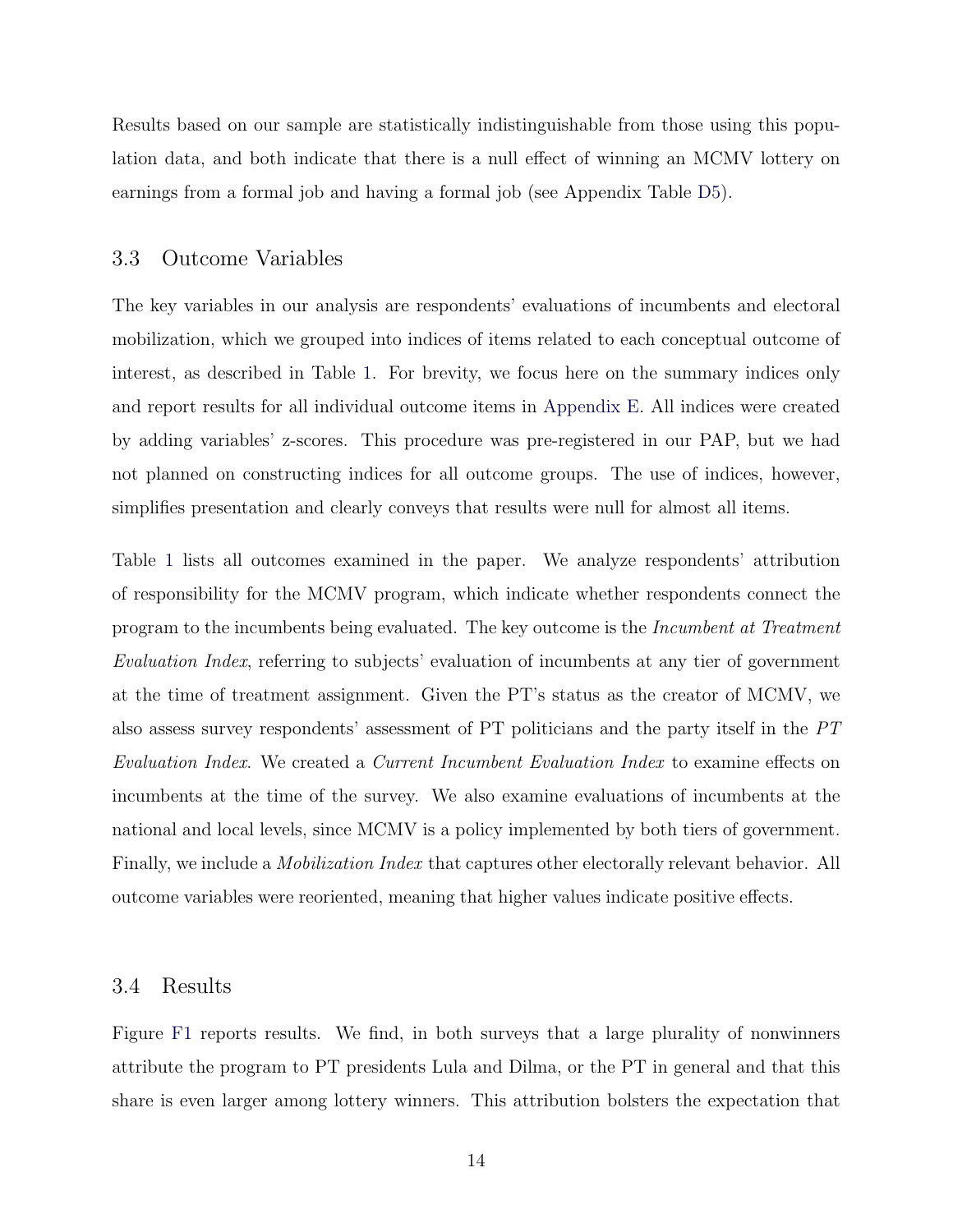Results based on our sample are statistically indistinguishable from those using this population data, and both indicate that there is a null effect of winning an MCMV lottery on earnings from a formal job and having a formal job (see Appendix Table D5).

## 3.3 Outcome Variables

The key variables in our analysis are respondents' evaluations of incumbents and electoral mobilization, which we grouped into indices of items related to each conceptual outcome of interest, as described in Table 1. For brevity, we focus here on the summary indices only and report results for all individual outcome items in Appendix E. All indices were created by adding variables' z-scores. This procedure was pre-registered in our PAP, but we had not planned on constructing indices for all outcome groups. The use of indices, however, simplifies presentation and clearly conveys that results were null for almost all items.

Table 1 lists all outcomes examined in the paper. We analyze respondents' attribution of responsibility for the MCMV program, which indicate whether respondents connect the program to the incumbents being evaluated. The key outcome is the *Incumbent at Treatment Evaluation Index*, referring to subjects' evaluation of incumbents at any tier of government at the time of treatment assignment. Given the PT's status as the creator of MCMV, we also assess survey respondents' assessment of PT politicians and the party itself in the *PT Evaluation Index*. We created a *Current Incumbent Evaluation Index* to examine effects on incumbents at the time of the survey. We also examine evaluations of incumbents at the national and local levels, since MCMV is a policy implemented by both tiers of government. Finally, we include a *Mobilization Index* that captures other electorally relevant behavior. All outcome variables were reoriented, meaning that higher values indicate positive effects.

## 3.4 Results

Figure F1 reports results. We find, in both surveys that a large plurality of nonwinners attribute the program to PT presidents Lula and Dilma, or the PT in general and that this share is even larger among lottery winners. This attribution bolsters the expectation that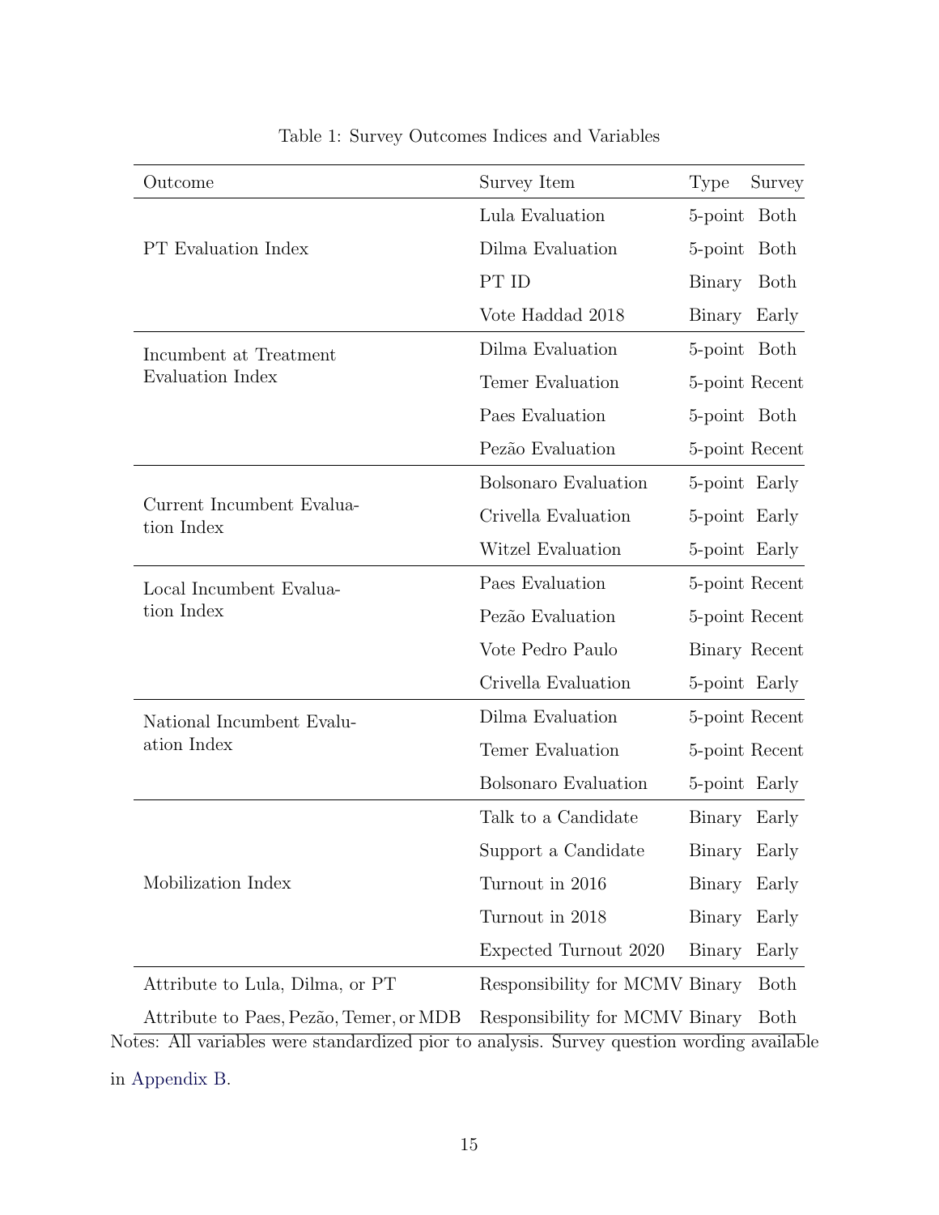Table 1: Survey Outcomes Indices and Variables

| Outcome | Survey Item | Type | Survey |
|---|---|---|---|
| PT Evaluation Index | Lula Evaluation | 5-point | Both |
| | Dilma Evaluation | 5-point | Both |
| | PT ID | Binary | Both |
| | Vote Haddad 2018 | Binary | Early |
| Incumbent at Treatment Evaluation Index | Dilma Evaluation | 5-point | Both |
| | Temer Evaluation | 5-point | Recent |
| | Paes Evaluation | 5-point | Both |
| | Pezão Evaluation | 5-point | Recent |
| Current Incumbent Evaluation Index | Bolsonaro Evaluation | 5-point | Early |
| | Crivella Evaluation | 5-point | Early |
| | Witzel Evaluation | 5-point | Early |
| Local Incumbent Evaluation Index | Paes Evaluation | 5-point | Recent |
| | Pezão Evaluation | 5-point | Recent |
| | Vote Pedro Paulo | Binary | Recent |
| | Crivella Evaluation | 5-point | Early |
| National Incumbent Evaluation Index | Dilma Evaluation | 5-point | Recent |
| | Temer Evaluation | 5-point | Recent |
| | Bolsonaro Evaluation | 5-point | Early |
| Mobilization Index | Talk to a Candidate | Binary | Early |
| | Support a Candidate | Binary | Early |
| | Turnout in 2016 | Binary | Early |
| | Turnout in 2018 | Binary | Early |
| | Expected Turnout 2020 | Binary | Early |
| Attribute to Lula, Dilma, or PT | Responsibility for MCMV | Binary | Both |
| Attribute to Paes, Pezão, Temer, or MDB | Responsibility for MCMV | Binary | Both |

Notes: All variables were standardized pior to analysis. Survey question wording available in Appendix B.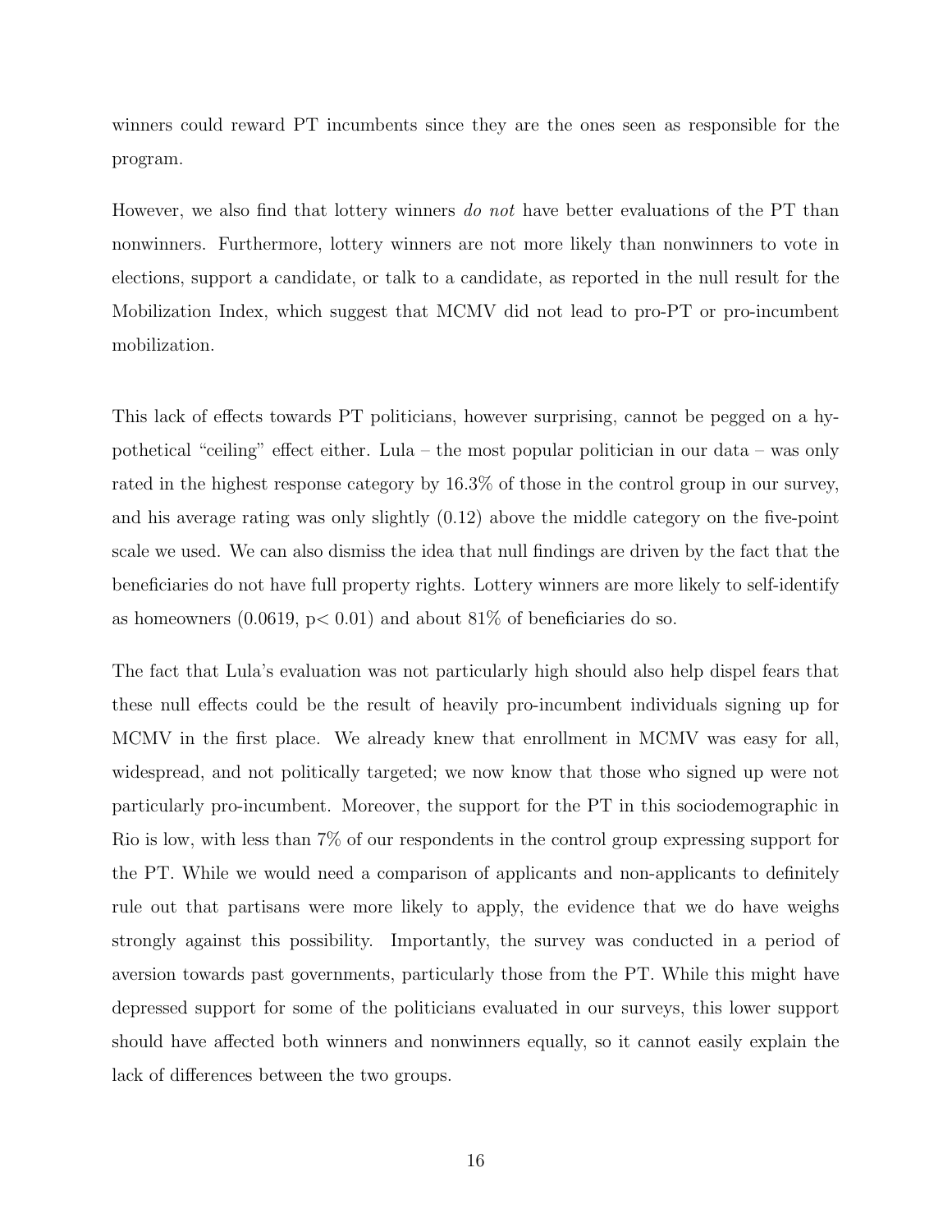winners could reward PT incumbents since they are the ones seen as responsible for the program.

However, we also find that lottery winners *do not* have better evaluations of the PT than nonwinners. Furthermore, lottery winners are not more likely than nonwinners to vote in elections, support a candidate, or talk to a candidate, as reported in the null result for the Mobilization Index, which suggest that MCMV did not lead to pro-PT or pro-incumbent mobilization.

This lack of effects towards PT politicians, however surprising, cannot be pegged on a hypothetical "ceiling" effect either. Lula – the most popular politician in our data – was only rated in the highest response category by 16.3% of those in the control group in our survey, and his average rating was only slightly (0.12) above the middle category on the five-point scale we used. We can also dismiss the idea that null findings are driven by the fact that the beneficiaries do not have full property rights. Lottery winners are more likely to self-identify as homeowners (0.0619, $p < 0.01$) and about 81% of beneficiaries do so.

The fact that Lula's evaluation was not particularly high should also help dispel fears that these null effects could be the result of heavily pro-incumbent individuals signing up for MCMV in the first place. We already knew that enrollment in MCMV was easy for all, widespread, and not politically targeted; we now know that those who signed up were not particularly pro-incumbent. Moreover, the support for the PT in this sociodemographic in Rio is low, with less than 7% of our respondents in the control group expressing support for the PT. While we would need a comparison of applicants and non-applicants to definitely rule out that partisans were more likely to apply, the evidence that we do have weighs strongly against this possibility. Importantly, the survey was conducted in a period of aversion towards past governments, particularly those from the PT. While this might have depressed support for some of the politicians evaluated in our surveys, this lower support should have affected both winners and nonwinners equally, so it cannot easily explain the lack of differences between the two groups.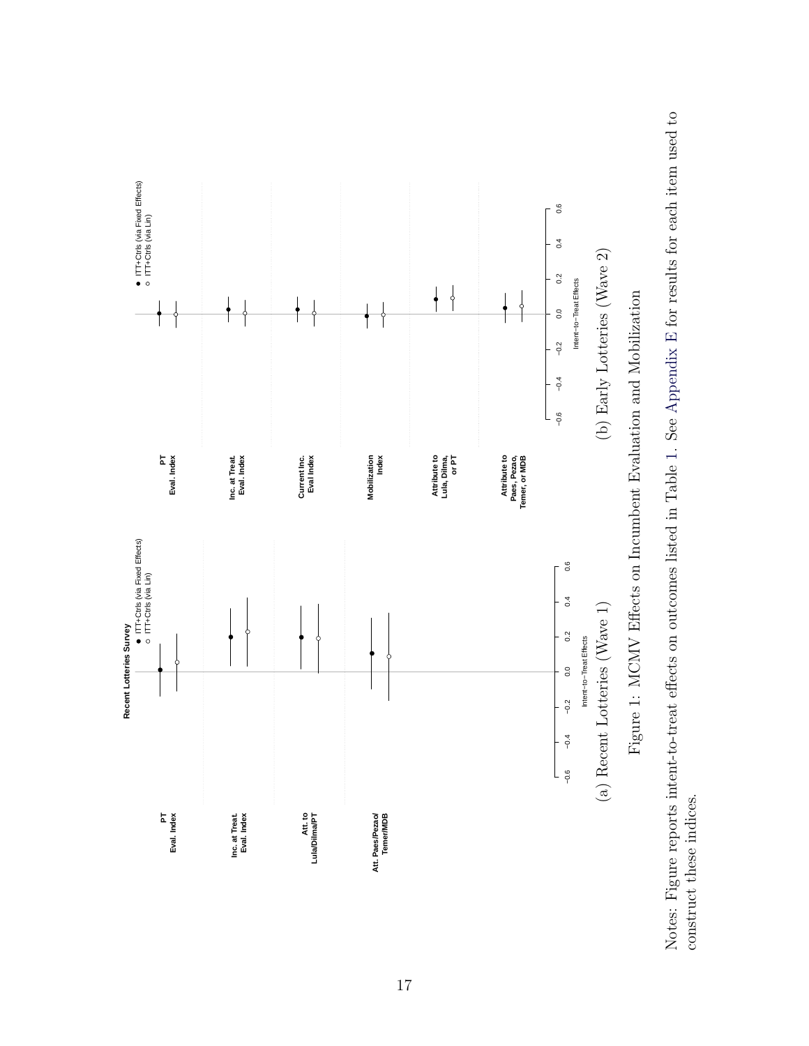Figure 1: MCMV Effects on Incumbent Evaluation and Mobilization

(a) Recent Lotteries (Wave 1)

(b) Early Lotteries (Wave 2)

Notes: Figure reports intent-to-treat effects on outcomes listed in Table 1. See Appendix E for results for each item used to construct these indices.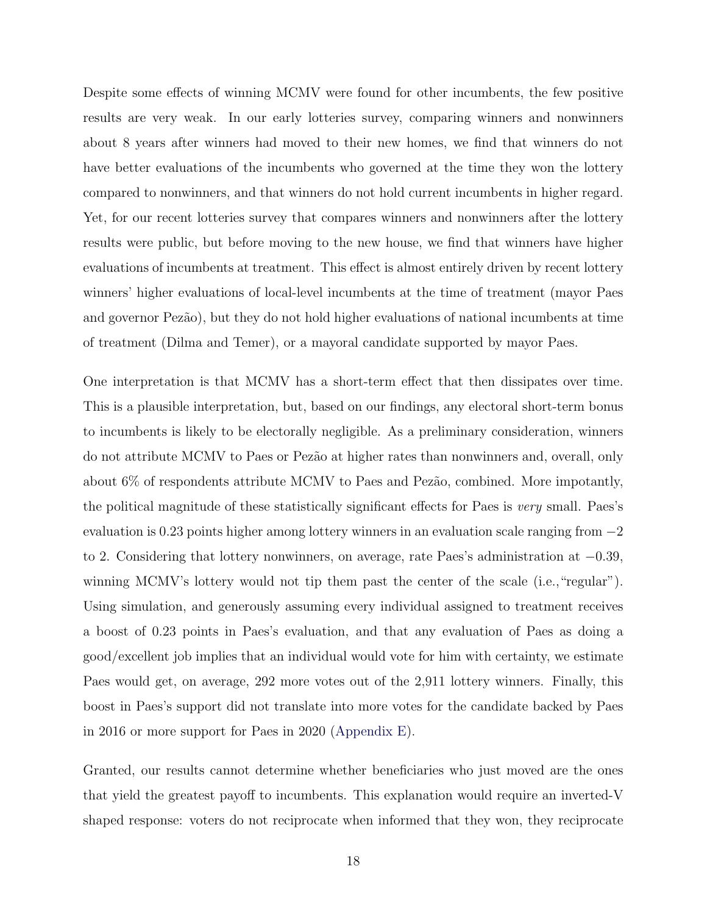Despite some effects of winning MCMV were found for other incumbents, the few positive results are very weak. In our early lotteries survey, comparing winners and nonwinners about 8 years after winners had moved to their new homes, we find that winners do not have better evaluations of the incumbents who governed at the time they won the lottery compared to nonwinners, and that winners do not hold current incumbents in higher regard. Yet, for our recent lotteries survey that compares winners and nonwinners after the lottery results were public, but before moving to the new house, we find that winners have higher evaluations of incumbents at treatment. This effect is almost entirely driven by recent lottery winners' higher evaluations of local-level incumbents at the time of treatment (mayor Paes and governor Pezão), but they do not hold higher evaluations of national incumbents at time of treatment (Dilma and Temer), or a mayoral candidate supported by mayor Paes.

One interpretation is that MCMV has a short-term effect that then dissipates over time. This is a plausible interpretation, but, based on our findings, any electoral short-term bonus to incumbents is likely to be electorally negligible. As a preliminary consideration, winners do not attribute MCMV to Paes or Pezão at higher rates than nonwinners and, overall, only about 6% of respondents attribute MCMV to Paes and Pezão, combined. More impotantly, the political magnitude of these statistically significant effects for Paes is *very* small. Paes's evaluation is 0.23 points higher among lottery winners in an evaluation scale ranging from $-2$ to 2. Considering that lottery nonwinners, on average, rate Paes's administration at $-0.39$, winning MCMV's lottery would not tip them past the center of the scale (i.e.,"regular"). Using simulation, and generously assuming every individual assigned to treatment receives a boost of 0.23 points in Paes's evaluation, and that any evaluation of Paes as doing a good/excellent job implies that an individual would vote for him with certainty, we estimate Paes would get, on average, 292 more votes out of the 2,911 lottery winners. Finally, this boost in Paes's support did not translate into more votes for the candidate backed by Paes in 2016 or more support for Paes in 2020 (Appendix E).

Granted, our results cannot determine whether beneficiaries who just moved are the ones that yield the greatest payoff to incumbents. This explanation would require an inverted-V shaped response: voters do not reciprocate when informed that they won, they reciprocate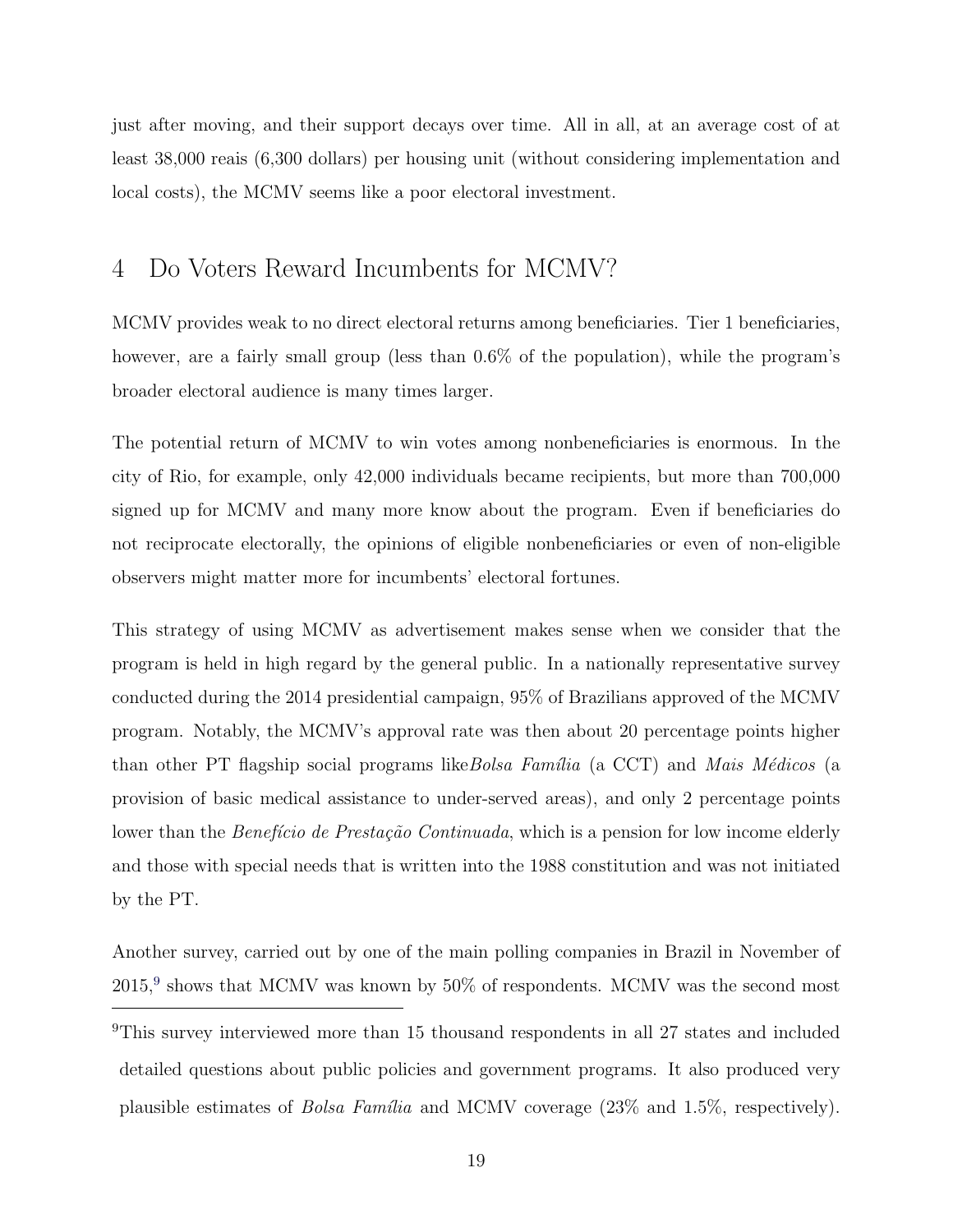just after moving, and their support decays over time. All in all, at an average cost of at least 38,000 reais (6,300 dollars) per housing unit (without considering implementation and local costs), the MCMV seems like a poor electoral investment.

# 4 Do Voters Reward Incumbents for MCMV?

MCMV provides weak to no direct electoral returns among beneficiaries. Tier 1 beneficiaries, however, are a fairly small group (less than 0.6% of the population), while the program's broader electoral audience is many times larger.

The potential return of MCMV to win votes among nonbeneficiaries is enormous. In the city of Rio, for example, only 42,000 individuals became recipients, but more than 700,000 signed up for MCMV and many more know about the program. Even if beneficiaries do not reciprocate electorally, the opinions of eligible nonbeneficiaries or even of non-eligible observers might matter more for incumbents' electoral fortunes.

This strategy of using MCMV as advertisement makes sense when we consider that the program is held in high regard by the general public. In a nationally representative survey conducted during the 2014 presidential campaign, 95% of Brazilians approved of the MCMV program. Notably, the MCMV's approval rate was then about 20 percentage points higher than other PT flagship social programs like*Bolsa Família* (a CCT) and *Mais Médicos* (a provision of basic medical assistance to under-served areas), and only 2 percentage points lower than the *Benefício de Prestação Continuada*, which is a pension for low income elderly and those with special needs that is written into the 1988 constitution and was not initiated by the PT.

Another survey, carried out by one of the main polling companies in Brazil in November of 2015,[9] shows that MCMV was known by 50% of respondents. MCMV was the second most

[9]This survey interviewed more than 15 thousand respondents in all 27 states and included detailed questions about public policies and government programs. It also produced very plausible estimates of *Bolsa Família* and MCMV coverage (23% and 1.5%, respectively).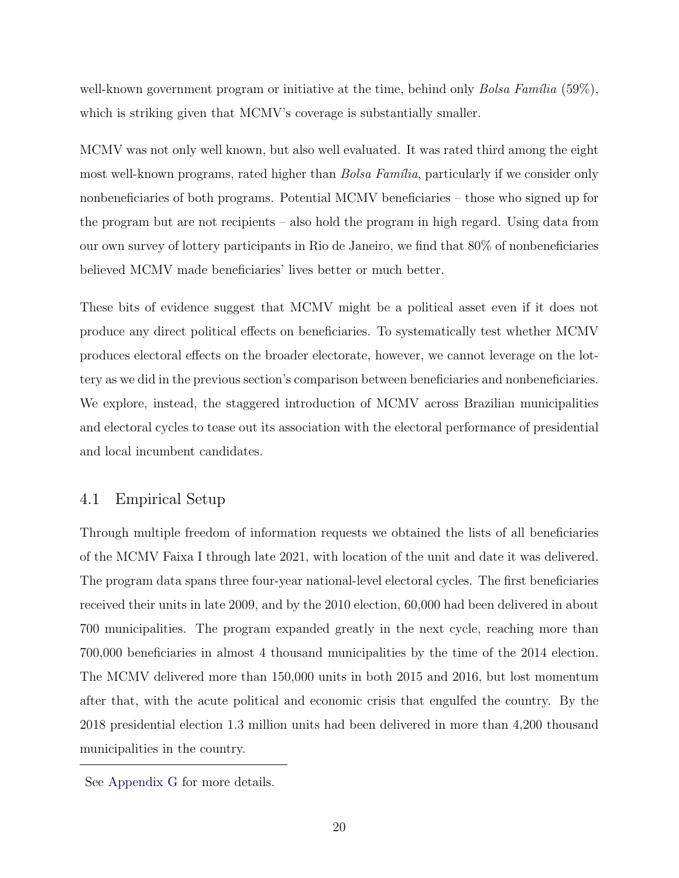well-known government program or initiative at the time, behind only *Bolsa Família* (59%), which is striking given that MCMV's coverage is substantially smaller.

MCMV was not only well known, but also well evaluated. It was rated third among the eight most well-known programs, rated higher than *Bolsa Família*, particularly if we consider only nonbeneficiaries of both programs. Potential MCMV beneficiaries – those who signed up for the program but are not recipients – also hold the program in high regard. Using data from our own survey of lottery participants in Rio de Janeiro, we find that 80% of nonbeneficiaries believed MCMV made beneficiaries' lives better or much better.

These bits of evidence suggest that MCMV might be a political asset even if it does not produce any direct political effects on beneficiaries. To systematically test whether MCMV produces electoral effects on the broader electorate, however, we cannot leverage on the lottery as we did in the previous section's comparison between beneficiaries and nonbeneficiaries. We explore, instead, the staggered introduction of MCMV across Brazilian municipalities and electoral cycles to tease out its association with the electoral performance of presidential and local incumbent candidates.

## 4.1 Empirical Setup

Through multiple freedom of information requests we obtained the lists of all beneficiaries of the MCMV Faixa I through late 2021, with location of the unit and date it was delivered. The program data spans three four-year national-level electoral cycles. The first beneficiaries received their units in late 2009, and by the 2010 election, 60,000 had been delivered in about 700 municipalities. The program expanded greatly in the next cycle, reaching more than 700,000 beneficiaries in almost 4 thousand municipalities by the time of the 2014 election. The MCMV delivered more than 150,000 units in both 2015 and 2016, but lost momentum after that, with the acute political and economic crisis that engulfed the country. By the 2018 presidential election 1.3 million units had been delivered in more than 4,200 thousand municipalities in the country.

See Appendix G for more details.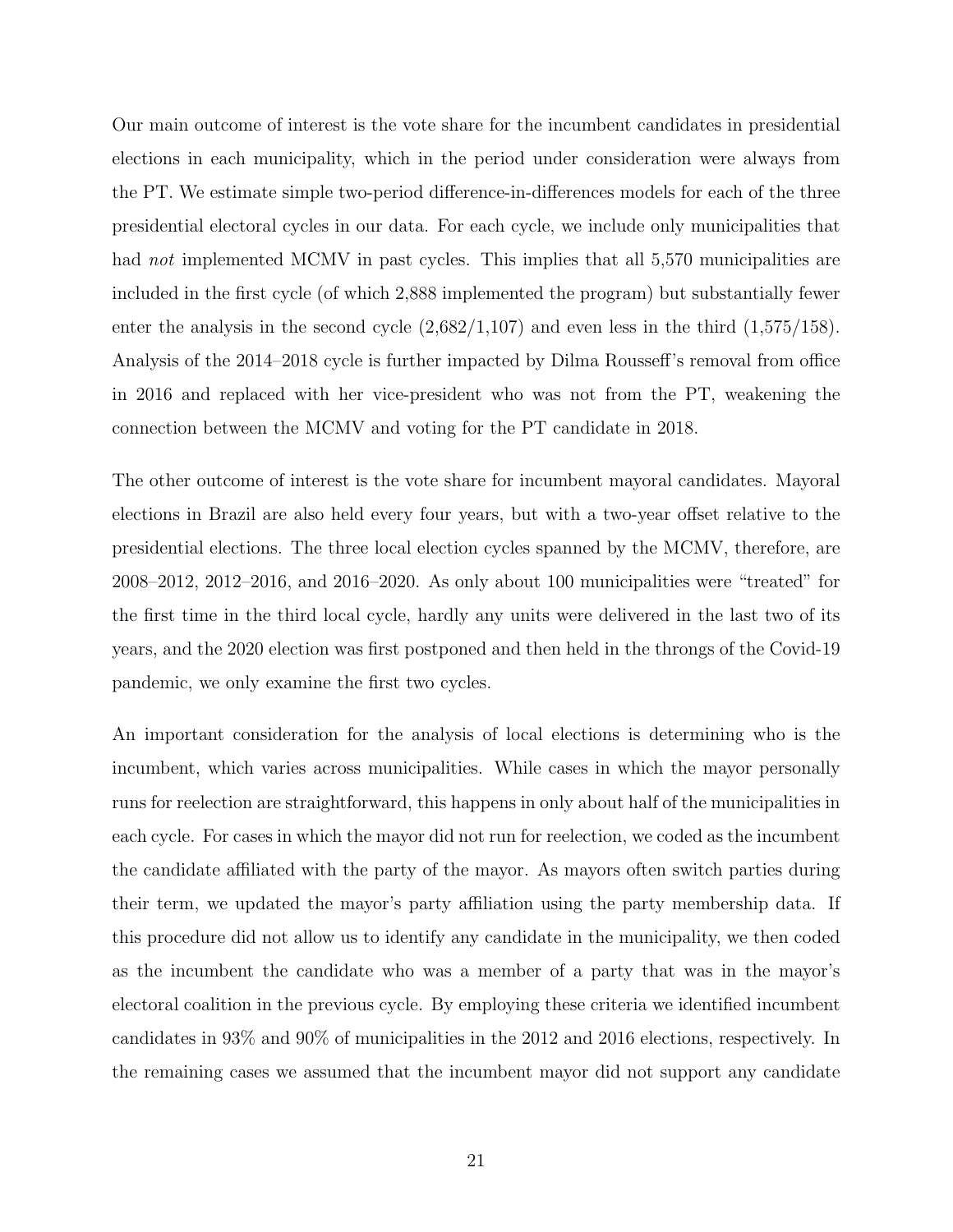Our main outcome of interest is the vote share for the incumbent candidates in presidential elections in each municipality, which in the period under consideration were always from the PT. We estimate simple two-period difference-in-differences models for each of the three presidential electoral cycles in our data. For each cycle, we include only municipalities that had *not* implemented MCMV in past cycles. This implies that all 5,570 municipalities are included in the first cycle (of which 2,888 implemented the program) but substantially fewer enter the analysis in the second cycle (2,682/1,107) and even less in the third (1,575/158). Analysis of the 2014–2018 cycle is further impacted by Dilma Rousseff's removal from office in 2016 and replaced with her vice-president who was not from the PT, weakening the connection between the MCMV and voting for the PT candidate in 2018.

The other outcome of interest is the vote share for incumbent mayoral candidates. Mayoral elections in Brazil are also held every four years, but with a two-year offset relative to the presidential elections. The three local election cycles spanned by the MCMV, therefore, are 2008–2012, 2012–2016, and 2016–2020. As only about 100 municipalities were "treated" for the first time in the third local cycle, hardly any units were delivered in the last two of its years, and the 2020 election was first postponed and then held in the throngs of the Covid-19 pandemic, we only examine the first two cycles.

An important consideration for the analysis of local elections is determining who is the incumbent, which varies across municipalities. While cases in which the mayor personally runs for reelection are straightforward, this happens in only about half of the municipalities in each cycle. For cases in which the mayor did not run for reelection, we coded as the incumbent the candidate affiliated with the party of the mayor. As mayors often switch parties during their term, we updated the mayor's party affiliation using the party membership data. If this procedure did not allow us to identify any candidate in the municipality, we then coded as the incumbent the candidate who was a member of a party that was in the mayor's electoral coalition in the previous cycle. By employing these criteria we identified incumbent candidates in 93% and 90% of municipalities in the 2012 and 2016 elections, respectively. In the remaining cases we assumed that the incumbent mayor did not support any candidate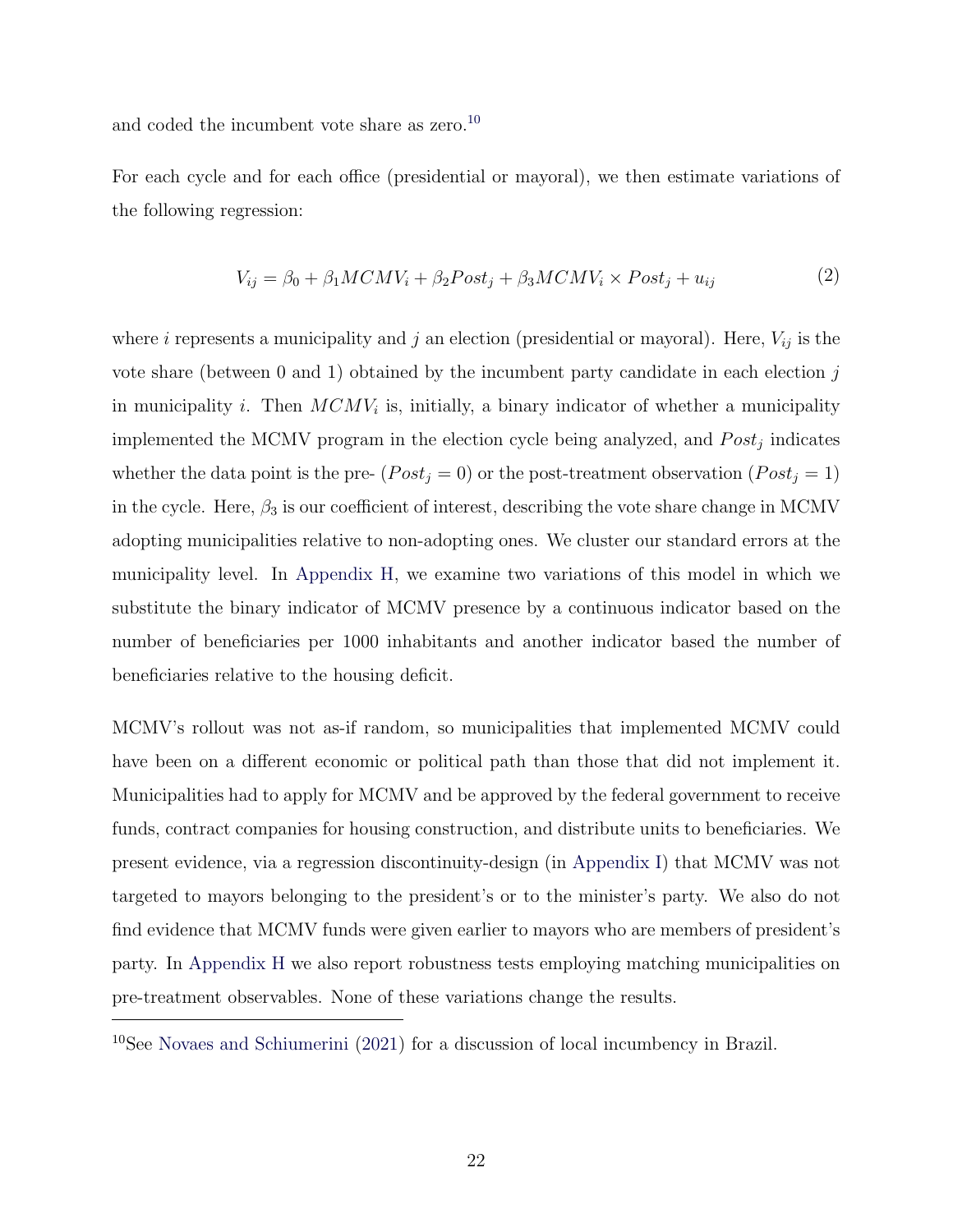and coded the incumbent vote share as zero.[10]

For each cycle and for each office (presidential or mayoral), we then estimate variations of the following regression:

$$V_{ij} = \beta_0 + \beta_1 MCMV_i + \beta_2 Post_j + \beta_3 MCMV_i \times Post_j + u_{ij} \tag{2}$$

where $i$ represents a municipality and $j$ an election (presidential or mayoral). Here, $V_{ij}$ is the vote share (between 0 and 1) obtained by the incumbent party candidate in each election $j$ in municipality $i$. Then $MCMV_i$ is, initially, a binary indicator of whether a municipality implemented the MCMV program in the election cycle being analyzed, and $Post_j$ indicates whether the data point is the pre- ($Post_j = 0$) or the post-treatment observation ($Post_j = 1$) in the cycle. Here, $\beta_3$ is our coefficient of interest, describing the vote share change in MCMV adopting municipalities relative to non-adopting ones. We cluster our standard errors at the municipality level. In Appendix H, we examine two variations of this model in which we substitute the binary indicator of MCMV presence by a continuous indicator based on the number of beneficiaries per 1000 inhabitants and another indicator based the number of beneficiaries relative to the housing deficit.

MCMV's rollout was not as-if random, so municipalities that implemented MCMV could have been on a different economic or political path than those that did not implement it. Municipalities had to apply for MCMV and be approved by the federal government to receive funds, contract companies for housing construction, and distribute units to beneficiaries. We present evidence, via a regression discontinuity-design (in Appendix I) that MCMV was not targeted to mayors belonging to the president's or to the minister's party. We also do not find evidence that MCMV funds were given earlier to mayors who are members of president's party. In Appendix H we also report robustness tests employing matching municipalities on pre-treatment observables. None of these variations change the results.

[10] See Novaes and Schiumerini (2021) for a discussion of local incumbency in Brazil.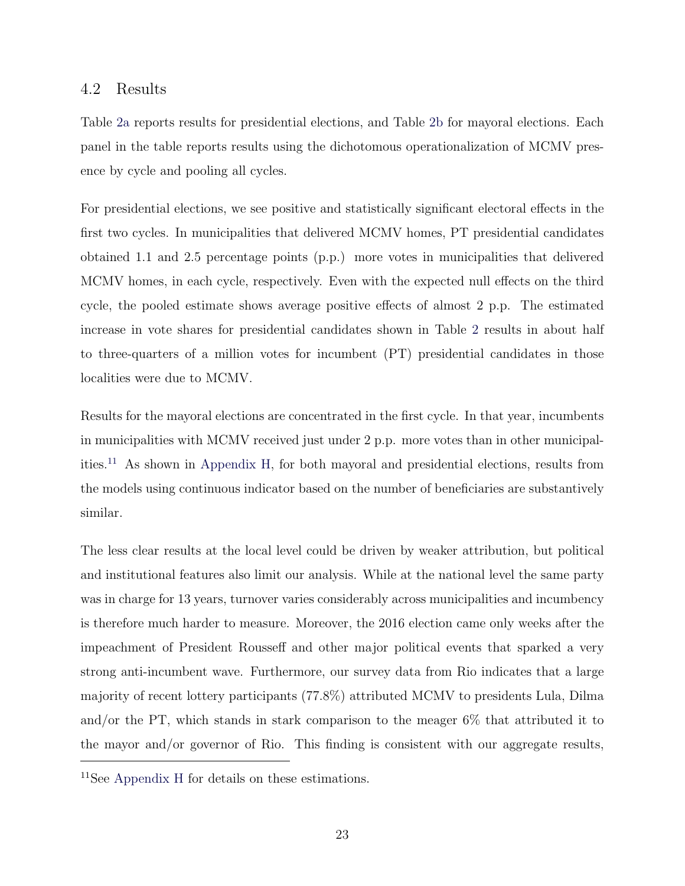### 4.2 Results

Table 2a reports results for presidential elections, and Table 2b for mayoral elections. Each panel in the table reports results using the dichotomous operationalization of MCMV presence by cycle and pooling all cycles.

For presidential elections, we see positive and statistically significant electoral effects in the first two cycles. In municipalities that delivered MCMV homes, PT presidential candidates obtained 1.1 and 2.5 percentage points (p.p.) more votes in municipalities that delivered MCMV homes, in each cycle, respectively. Even with the expected null effects on the third cycle, the pooled estimate shows average positive effects of almost 2 p.p. The estimated increase in vote shares for presidential candidates shown in Table 2 results in about half to three-quarters of a million votes for incumbent (PT) presidential candidates in those localities were due to MCMV.

Results for the mayoral elections are concentrated in the first cycle. In that year, incumbents in municipalities with MCMV received just under 2 p.p. more votes than in other municipalities.[11] As shown in Appendix H, for both mayoral and presidential elections, results from the models using continuous indicator based on the number of beneficiaries are substantively similar.

The less clear results at the local level could be driven by weaker attribution, but political and institutional features also limit our analysis. While at the national level the same party was in charge for 13 years, turnover varies considerably across municipalities and incumbency is therefore much harder to measure. Moreover, the 2016 election came only weeks after the impeachment of President Rousseff and other major political events that sparked a very strong anti-incumbent wave. Furthermore, our survey data from Rio indicates that a large majority of recent lottery participants (77.8%) attributed MCMV to presidents Lula, Dilma and/or the PT, which stands in stark comparison to the meager 6% that attributed it to the mayor and/or governor of Rio. This finding is consistent with our aggregate results,

[11] See Appendix H for details on these estimations.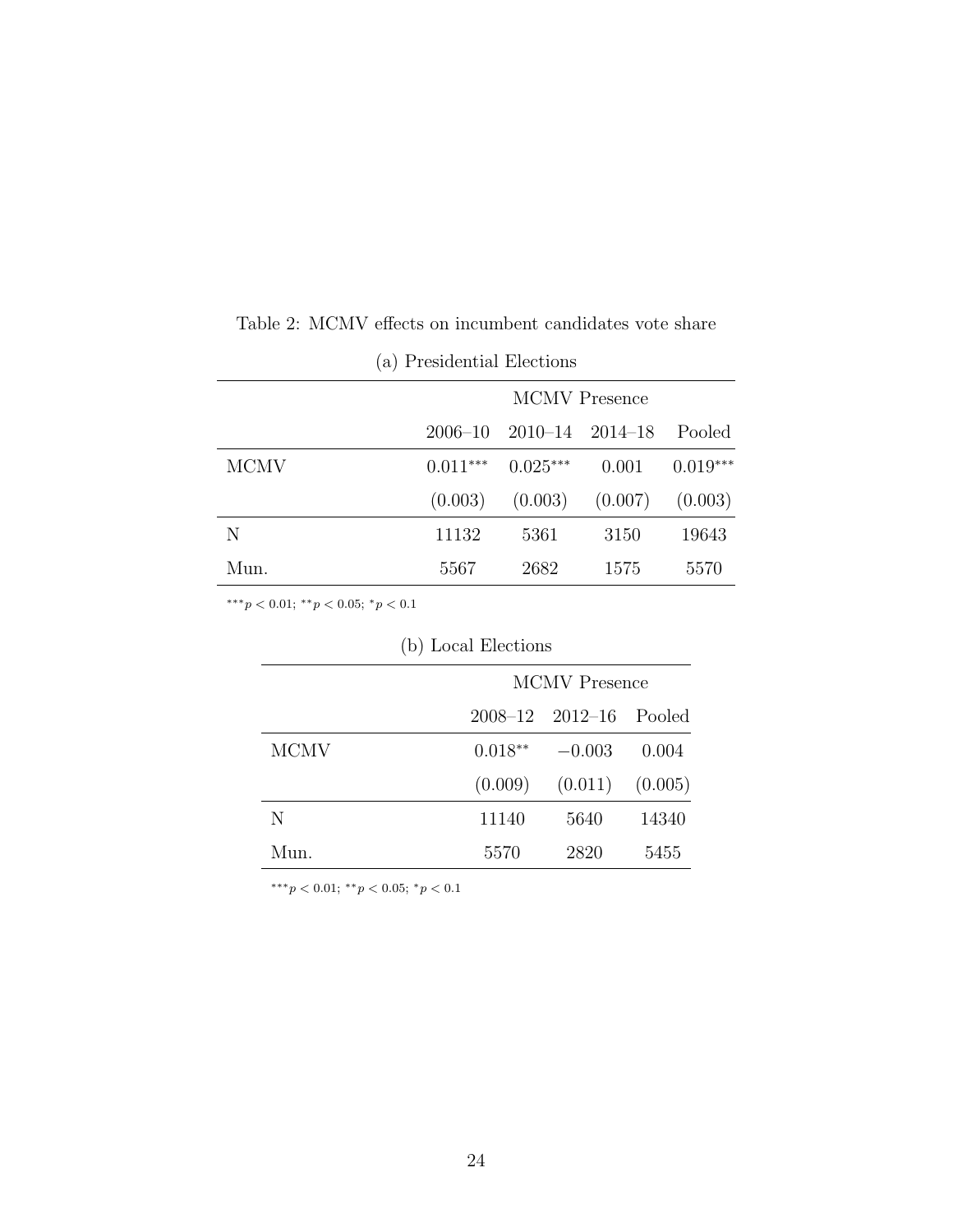Table 2: MCMV effects on incumbent candidates vote share

(a) Presidential Elections

| | MCMV Presence | | | |
|---|---|---|---|---|
| | 2006–10 | 2010–14 | 2014–18 | Pooled |
| MCMV | $0.011^{***}$ | $0.025^{***}$ | 0.001 | $0.019^{***}$ |
| | (0.003) | (0.003) | (0.007) | (0.003) |
| N | 11132 | 5361 | 3150 | 19643 |
| Mun. | 5567 | 2682 | 1575 | 5570 |

$^{***}p < 0.01$; $^{**}p < 0.05$; $^{*}p < 0.1$

(b) Local Elections

| | MCMV Presence | | |
|---|---|---|---|
| | 2008–12 | 2012–16 | Pooled |
| MCMV | $0.018^{**}$ | $-0.003$ | 0.004 |
| | (0.009) | (0.011) | (0.005) |
| N | 11140 | 5640 | 14340 |
| Mun. | 5570 | 2820 | 5455 |

$^{***}p < 0.01$; $^{**}p < 0.05$; $^{*}p < 0.1$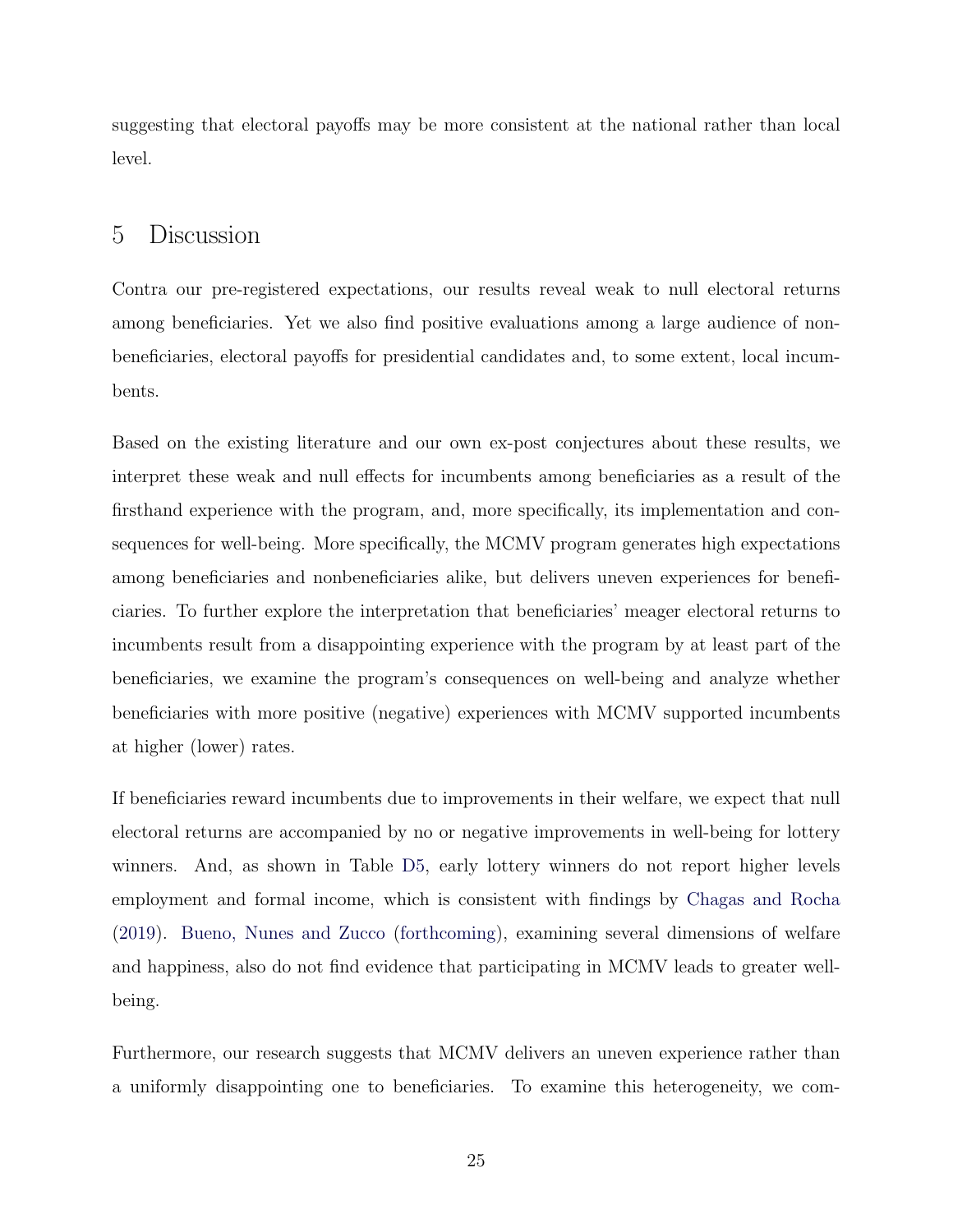suggesting that electoral payoffs may be more consistent at the national rather than local level.

# 5 Discussion

Contra our pre-registered expectations, our results reveal weak to null electoral returns among beneficiaries. Yet we also find positive evaluations among a large audience of nonbeneficiaries, electoral payoffs for presidential candidates and, to some extent, local incumbents.

Based on the existing literature and our own ex-post conjectures about these results, we interpret these weak and null effects for incumbents among beneficiaries as a result of the firsthand experience with the program, and, more specifically, its implementation and consequences for well-being. More specifically, the MCMV program generates high expectations among beneficiaries and nonbeneficiaries alike, but delivers uneven experiences for beneficiaries. To further explore the interpretation that beneficiaries' meager electoral returns to incumbents result from a disappointing experience with the program by at least part of the beneficiaries, we examine the program's consequences on well-being and analyze whether beneficiaries with more positive (negative) experiences with MCMV supported incumbents at higher (lower) rates.

If beneficiaries reward incumbents due to improvements in their welfare, we expect that null electoral returns are accompanied by no or negative improvements in well-being for lottery winners. And, as shown in Table D5, early lottery winners do not report higher levels employment and formal income, which is consistent with findings by Chagas and Rocha (2019). Bueno, Nunes and Zucco (forthcoming), examining several dimensions of welfare and happiness, also do not find evidence that participating in MCMV leads to greater well-being.

Furthermore, our research suggests that MCMV delivers an uneven experience rather than a uniformly disappointing one to beneficiaries. To examine this heterogeneity, we com-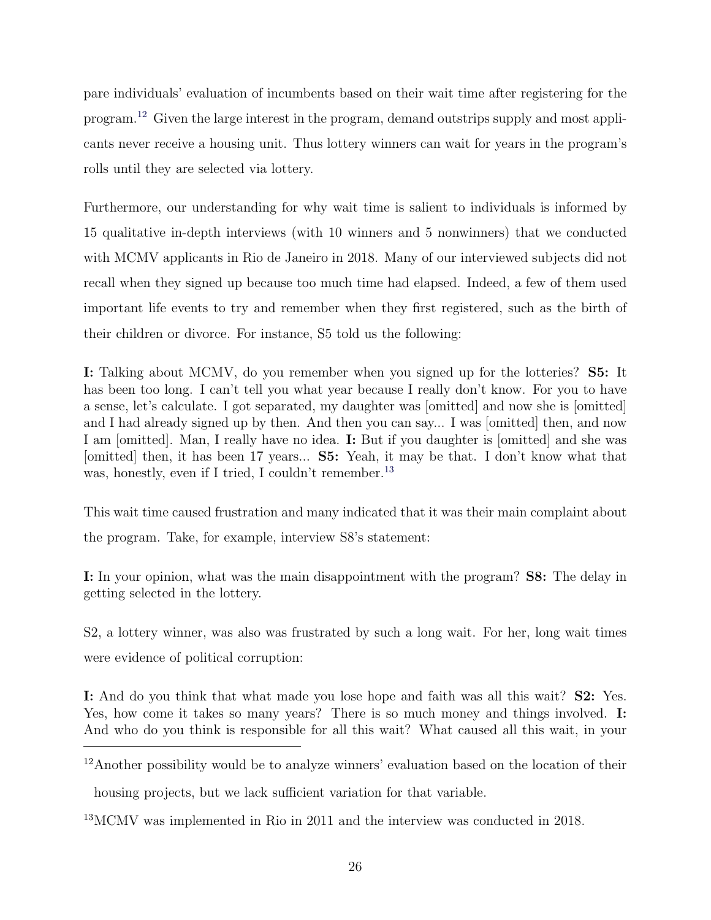pare individuals' evaluation of incumbents based on their wait time after registering for the program.[12] Given the large interest in the program, demand outstrips supply and most applicants never receive a housing unit. Thus lottery winners can wait for years in the program's rolls until they are selected via lottery.

Furthermore, our understanding for why wait time is salient to individuals is informed by 15 qualitative in-depth interviews (with 10 winners and 5 nonwinners) that we conducted with MCMV applicants in Rio de Janeiro in 2018. Many of our interviewed subjects did not recall when they signed up because too much time had elapsed. Indeed, a few of them used important life events to try and remember when they first registered, such as the birth of their children or divorce. For instance, S5 told us the following:

**I:** Talking about MCMV, do you remember when you signed up for the lotteries? **S5:** It has been too long. I can't tell you what year because I really don't know. For you to have a sense, let's calculate. I got separated, my daughter was [omitted] and now she is [omitted] and I had already signed up by then. And then you can say... I was [omitted] then, and now I am [omitted]. Man, I really have no idea. **I:** But if you daughter is [omitted] and she was [omitted] then, it has been 17 years... **S5:** Yeah, it may be that. I don't know what that was, honestly, even if I tried, I couldn't remember.[13]

This wait time caused frustration and many indicated that it was their main complaint about the program. Take, for example, interview S8's statement:

**I:** In your opinion, what was the main disappointment with the program? **S8:** The delay in getting selected in the lottery.

S2, a lottery winner, was also was frustrated by such a long wait. For her, long wait times were evidence of political corruption:

**I:** And do you think that what made you lose hope and faith was all this wait? **S2:** Yes. Yes, how come it takes so many years? There is so much money and things involved. **I:** And who do you think is responsible for all this wait? What caused all this wait, in your

[12] Another possibility would be to analyze winners' evaluation based on the location of their housing projects, but we lack sufficient variation for that variable.

[13] MCMV was implemented in Rio in 2011 and the interview was conducted in 2018.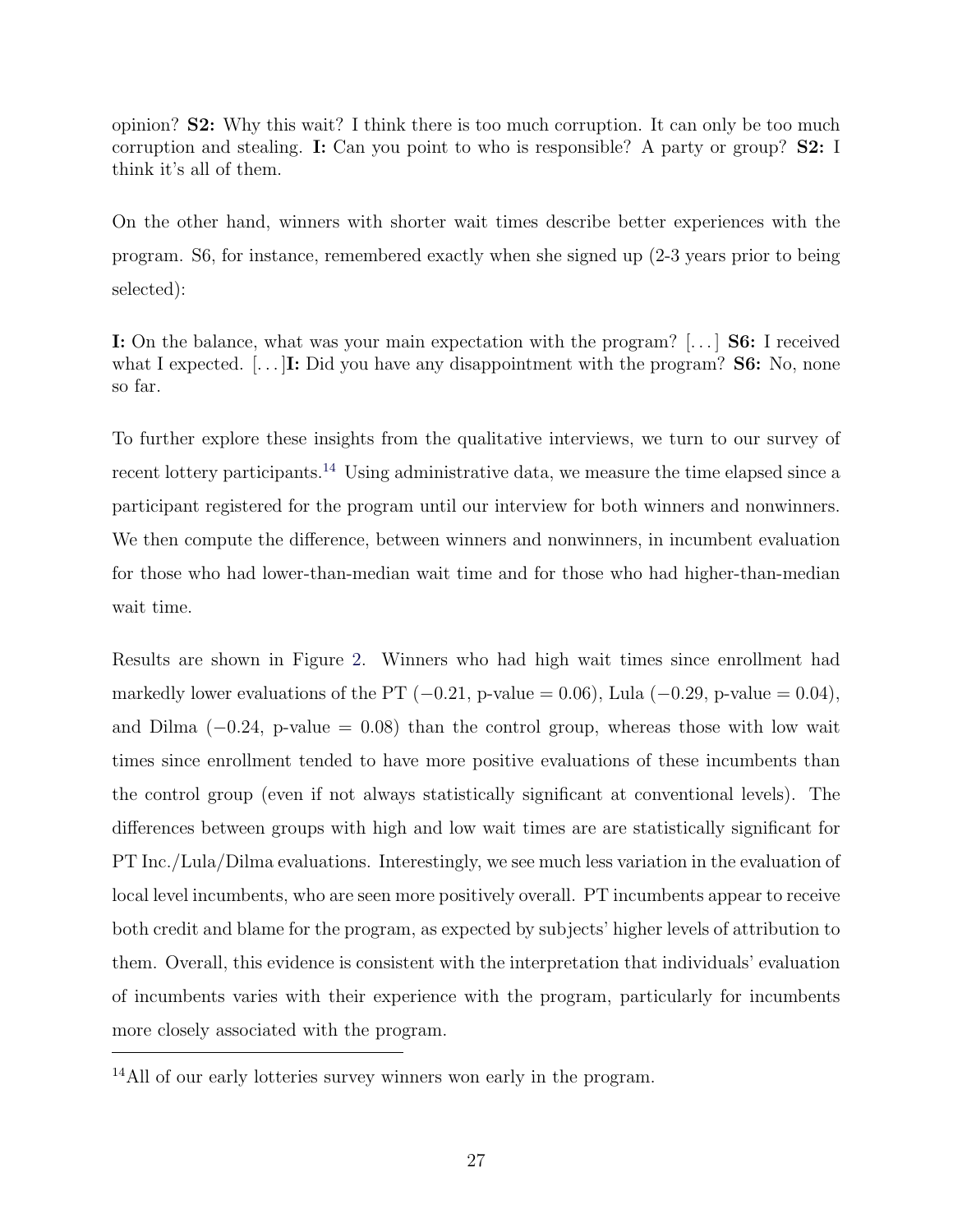opinion? **S2:** Why this wait? I think there is too much corruption. It can only be too much corruption and stealing. **I:** Can you point to who is responsible? A party or group? **S2:** I think it's all of them.

On the other hand, winners with shorter wait times describe better experiences with the program. S6, for instance, remembered exactly when she signed up (2-3 years prior to being selected):

**I:** On the balance, what was your main expectation with the program? [. . . ] **S6:** I received what I expected. [. . . ]**I:** Did you have any disappointment with the program? **S6:** No, none so far.

To further explore these insights from the qualitative interviews, we turn to our survey of recent lottery participants.[14] Using administrative data, we measure the time elapsed since a participant registered for the program until our interview for both winners and nonwinners. We then compute the difference, between winners and nonwinners, in incumbent evaluation for those who had lower-than-median wait time and for those who had higher-than-median wait time.

Results are shown in Figure 2. Winners who had high wait times since enrollment had markedly lower evaluations of the PT ($-0.21$, p-value $= 0.06$), Lula ($-0.29$, p-value $= 0.04$), and Dilma ($-0.24$, p-value $= 0.08$) than the control group, whereas those with low wait times since enrollment tended to have more positive evaluations of these incumbents than the control group (even if not always statistically significant at conventional levels). The differences between groups with high and low wait times are are statistically significant for PT Inc./Lula/Dilma evaluations. Interestingly, we see much less variation in the evaluation of local level incumbents, who are seen more positively overall. PT incumbents appear to receive both credit and blame for the program, as expected by subjects' higher levels of attribution to them. Overall, this evidence is consistent with the interpretation that individuals' evaluation of incumbents varies with their experience with the program, particularly for incumbents more closely associated with the program.

[14] All of our early lotteries survey winners won early in the program.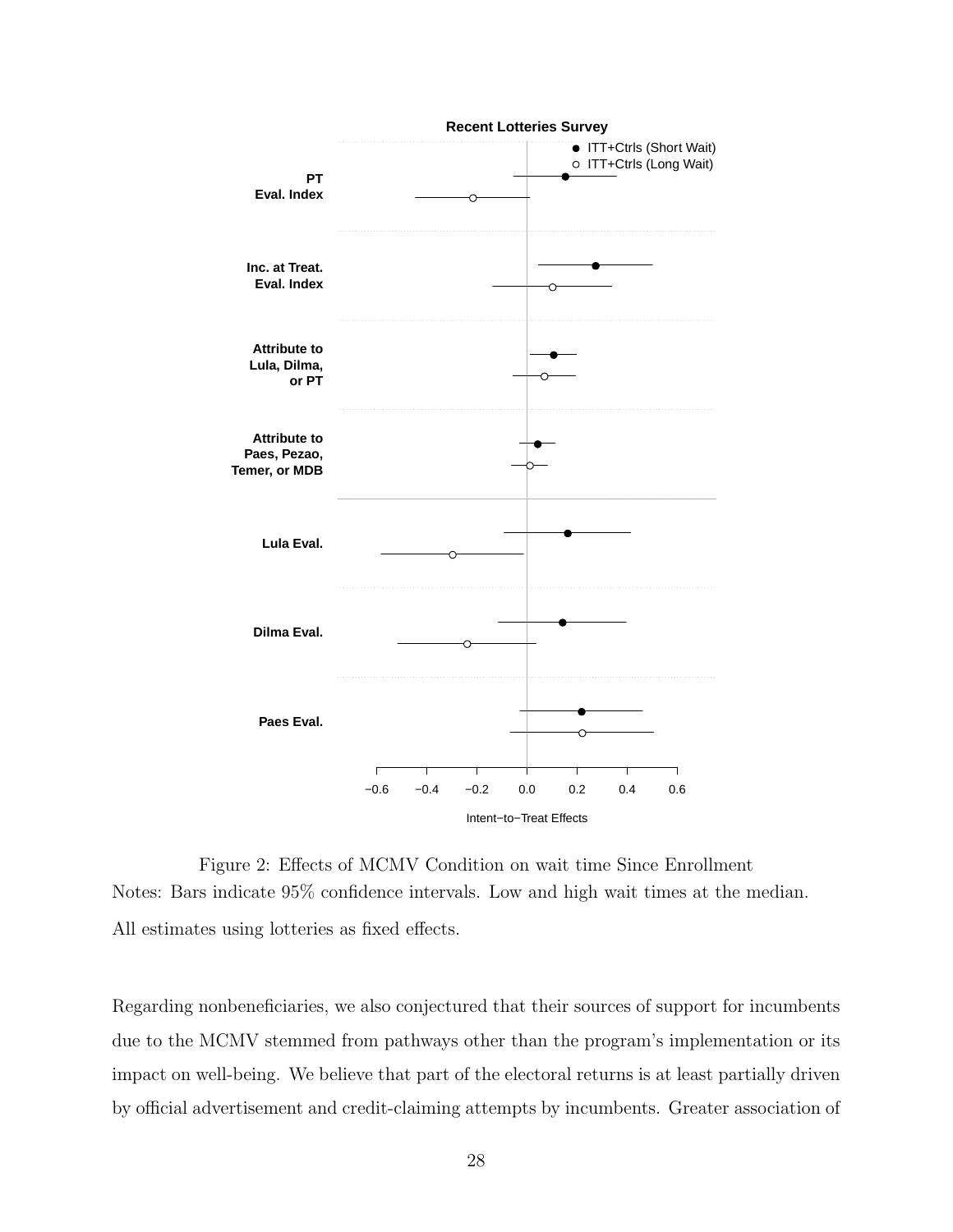Figure 2: Effects of MCMV Condition on wait time Since Enrollment

Notes: Bars indicate 95% confidence intervals. Low and high wait times at the median. All estimates using lotteries as fixed effects.

Regarding nonbeneficiaries, we also conjectured that their sources of support for incumbents due to the MCMV stemmed from pathways other than the program's implementation or its impact on well-being. We believe that part of the electoral returns is at least partially driven by official advertisement and credit-claiming attempts by incumbents. Greater association of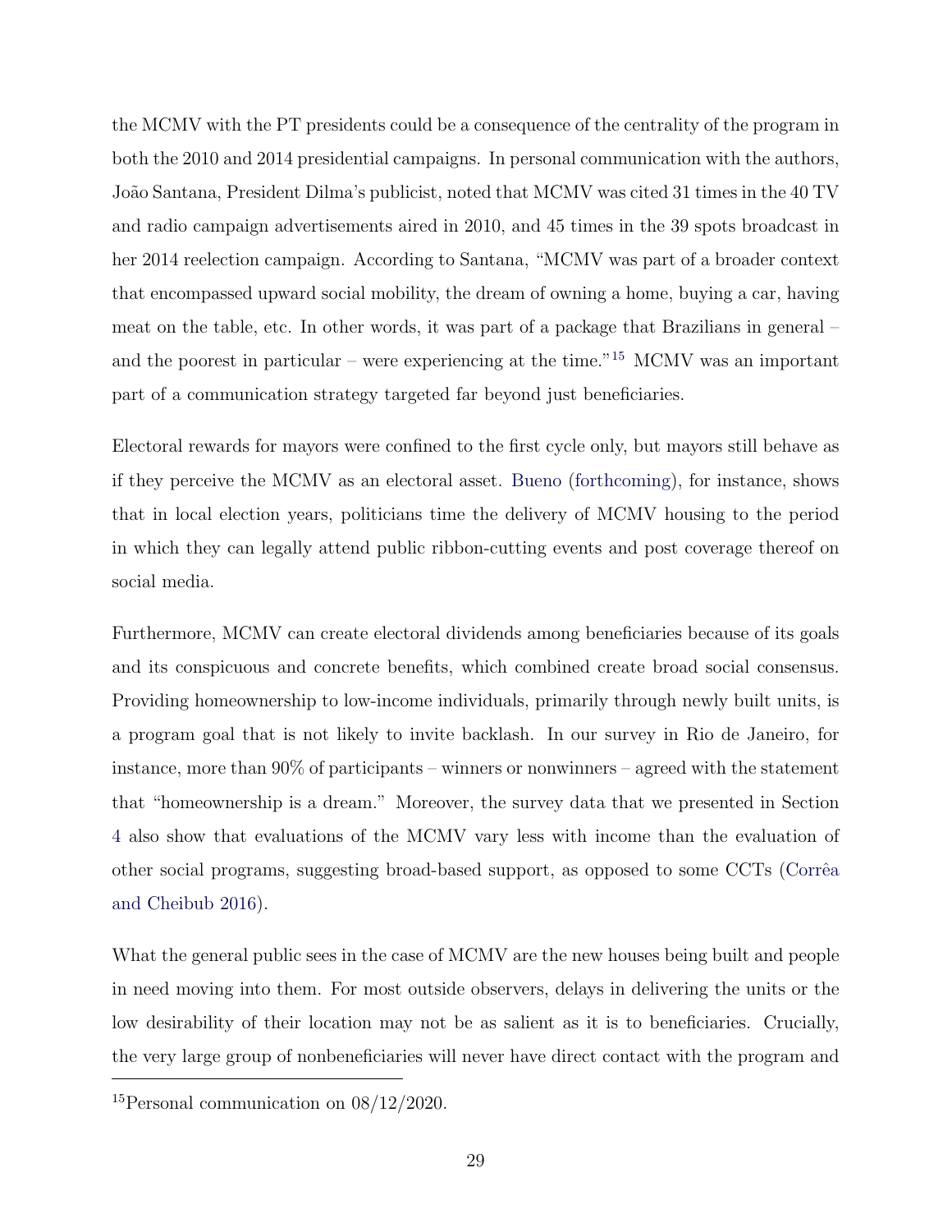the MCMV with the PT presidents could be a consequence of the centrality of the program in both the 2010 and 2014 presidential campaigns. In personal communication with the authors, João Santana, President Dilma's publicist, noted that MCMV was cited 31 times in the 40 TV and radio campaign advertisements aired in 2010, and 45 times in the 39 spots broadcast in her 2014 reelection campaign. According to Santana, "MCMV was part of a broader context that encompassed upward social mobility, the dream of owning a home, buying a car, having meat on the table, etc. In other words, it was part of a package that Brazilians in general – and the poorest in particular – were experiencing at the time."[15] MCMV was an important part of a communication strategy targeted far beyond just beneficiaries.

Electoral rewards for mayors were confined to the first cycle only, but mayors still behave as if they perceive the MCMV as an electoral asset. Bueno (forthcoming), for instance, shows that in local election years, politicians time the delivery of MCMV housing to the period in which they can legally attend public ribbon-cutting events and post coverage thereof on social media.

Furthermore, MCMV can create electoral dividends among beneficiaries because of its goals and its conspicuous and concrete benefits, which combined create broad social consensus. Providing homeownership to low-income individuals, primarily through newly built units, is a program goal that is not likely to invite backlash. In our survey in Rio de Janeiro, for instance, more than 90% of participants – winners or nonwinners – agreed with the statement that "homeownership is a dream." Moreover, the survey data that we presented in Section 4 also show that evaluations of the MCMV vary less with income than the evaluation of other social programs, suggesting broad-based support, as opposed to some CCTs (Corrêa and Cheibub 2016).

What the general public sees in the case of MCMV are the new houses being built and people in need moving into them. For most outside observers, delays in delivering the units or the low desirability of their location may not be as salient as it is to beneficiaries. Crucially, the very large group of nonbeneficiaries will never have direct contact with the program and

[15] Personal communication on 08/12/2020.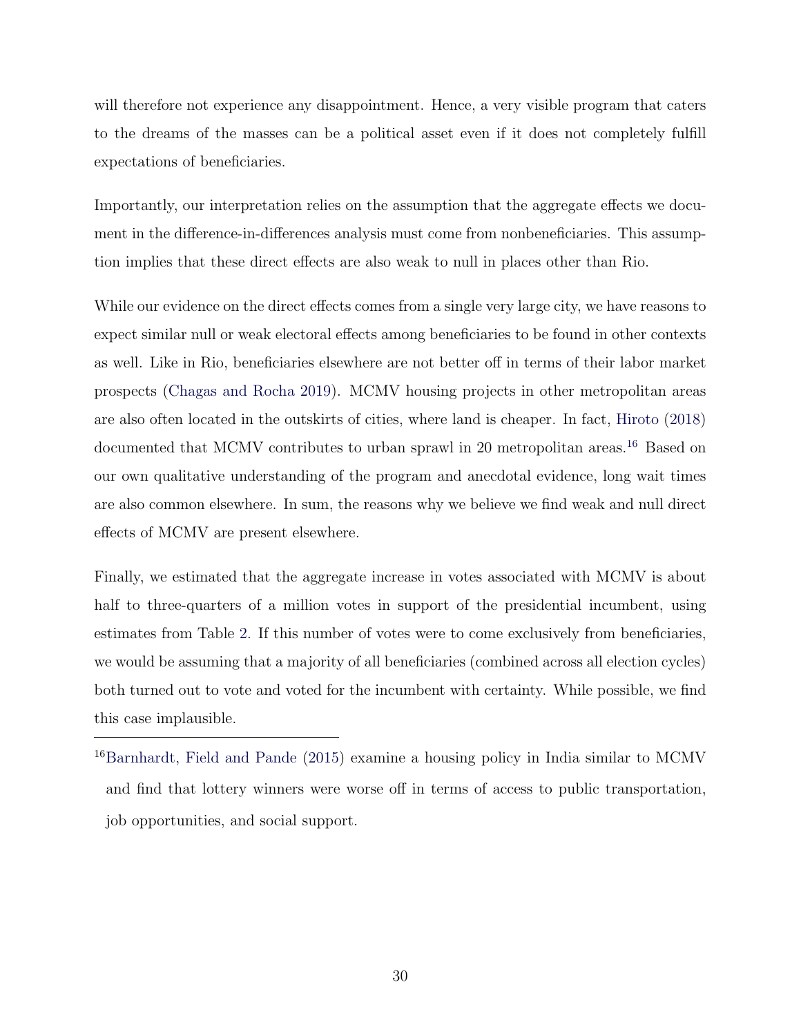will therefore not experience any disappointment. Hence, a very visible program that caters to the dreams of the masses can be a political asset even if it does not completely fulfill expectations of beneficiaries.

Importantly, our interpretation relies on the assumption that the aggregate effects we document in the difference-in-differences analysis must come from nonbeneficiaries. This assumption implies that these direct effects are also weak to null in places other than Rio.

While our evidence on the direct effects comes from a single very large city, we have reasons to expect similar null or weak electoral effects among beneficiaries to be found in other contexts as well. Like in Rio, beneficiaries elsewhere are not better off in terms of their labor market prospects (Chagas and Rocha 2019). MCMV housing projects in other metropolitan areas are also often located in the outskirts of cities, where land is cheaper. In fact, Hiroto (2018) documented that MCMV contributes to urban sprawl in 20 metropolitan areas.[16] Based on our own qualitative understanding of the program and anecdotal evidence, long wait times are also common elsewhere. In sum, the reasons why we believe we find weak and null direct effects of MCMV are present elsewhere.

Finally, we estimated that the aggregate increase in votes associated with MCMV is about half to three-quarters of a million votes in support of the presidential incumbent, using estimates from Table 2. If this number of votes were to come exclusively from beneficiaries, we would be assuming that a majority of all beneficiaries (combined across all election cycles) both turned out to vote and voted for the incumbent with certainty. While possible, we find this case implausible.

[16] Barnhardt, Field and Pande (2015) examine a housing policy in India similar to MCMV and find that lottery winners were worse off in terms of access to public transportation, job opportunities, and social support.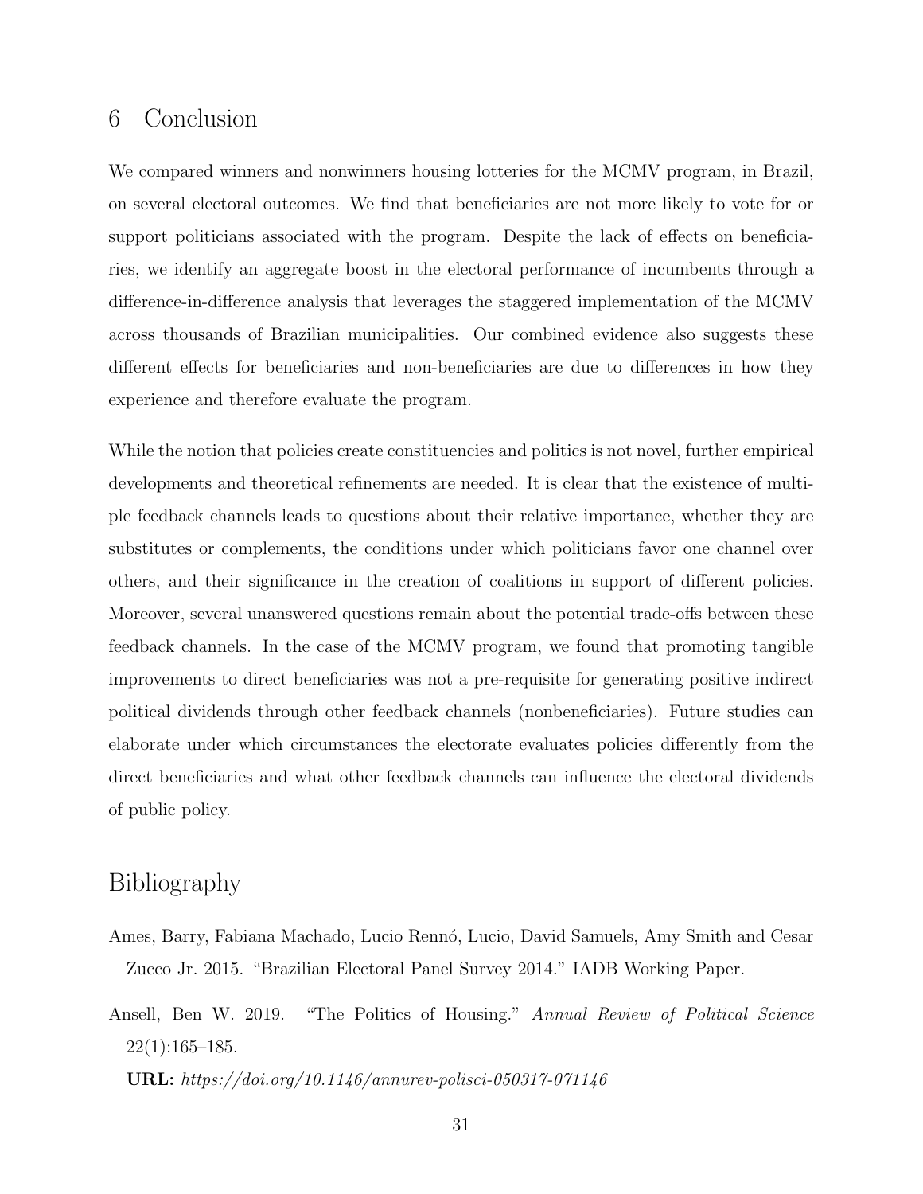## 6 Conclusion

We compared winners and nonwinners housing lotteries for the MCMV program, in Brazil, on several electoral outcomes. We find that beneficiaries are not more likely to vote for or support politicians associated with the program. Despite the lack of effects on beneficiaries, we identify an aggregate boost in the electoral performance of incumbents through a difference-in-difference analysis that leverages the staggered implementation of the MCMV across thousands of Brazilian municipalities. Our combined evidence also suggests these different effects for beneficiaries and non-beneficiaries are due to differences in how they experience and therefore evaluate the program.

While the notion that policies create constituencies and politics is not novel, further empirical developments and theoretical refinements are needed. It is clear that the existence of multiple feedback channels leads to questions about their relative importance, whether they are substitutes or complements, the conditions under which politicians favor one channel over others, and their significance in the creation of coalitions in support of different policies. Moreover, several unanswered questions remain about the potential trade-offs between these feedback channels. In the case of the MCMV program, we found that promoting tangible improvements to direct beneficiaries was not a pre-requisite for generating positive indirect political dividends through other feedback channels (nonbeneficiaries). Future studies can elaborate under which circumstances the electorate evaluates policies differently from the direct beneficiaries and what other feedback channels can influence the electoral dividends of public policy.

## Bibliography

Ames, Barry, Fabiana Machado, Lucio Rennó, Lucio, David Samuels, Amy Smith and Cesar Zucco Jr. 2015. "Brazilian Electoral Panel Survey 2014." IADB Working Paper.

Ansell, Ben W. 2019. "The Politics of Housing." *Annual Review of Political Science* 22(1):165–185.
**URL:** *https://doi.org/10.1146/annurev-polisci-050317-071146*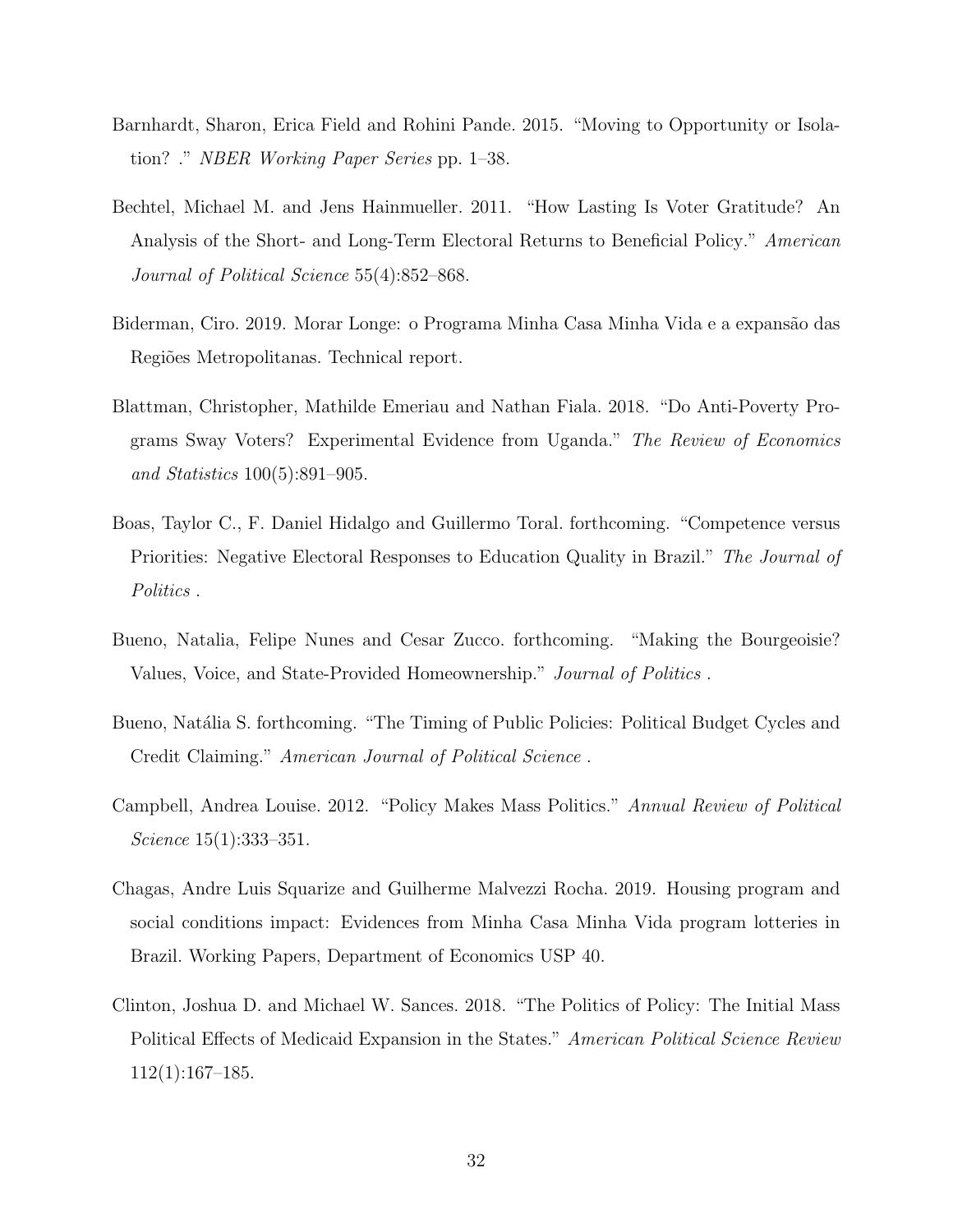Barnhardt, Sharon, Erica Field and Rohini Pande. 2015. "Moving to Opportunity or Isolation? ." *NBER Working Paper Series* pp. 1–38.

Bechtel, Michael M. and Jens Hainmueller. 2011. "How Lasting Is Voter Gratitude? An Analysis of the Short- and Long-Term Electoral Returns to Beneficial Policy." *American Journal of Political Science* 55(4):852–868.

Biderman, Ciro. 2019. Morar Longe: o Programa Minha Casa Minha Vida e a expansão das Regiões Metropolitanas. Technical report.

Blattman, Christopher, Mathilde Emeriau and Nathan Fiala. 2018. "Do Anti-Poverty Programs Sway Voters? Experimental Evidence from Uganda." *The Review of Economics and Statistics* 100(5):891–905.

Boas, Taylor C., F. Daniel Hidalgo and Guillermo Toral. forthcoming. "Competence versus Priorities: Negative Electoral Responses to Education Quality in Brazil." *The Journal of Politics* .

Bueno, Natalia, Felipe Nunes and Cesar Zucco. forthcoming. "Making the Bourgeoisie? Values, Voice, and State-Provided Homeownership." *Journal of Politics* .

Bueno, Natália S. forthcoming. "The Timing of Public Policies: Political Budget Cycles and Credit Claiming." *American Journal of Political Science* .

Campbell, Andrea Louise. 2012. "Policy Makes Mass Politics." *Annual Review of Political Science* 15(1):333–351.

Chagas, Andre Luis Squarize and Guilherme Malvezzi Rocha. 2019. Housing program and social conditions impact: Evidences from Minha Casa Minha Vida program lotteries in Brazil. Working Papers, Department of Economics USP 40.

Clinton, Joshua D. and Michael W. Sances. 2018. "The Politics of Policy: The Initial Mass Political Effects of Medicaid Expansion in the States." *American Political Science Review* 112(1):167–185.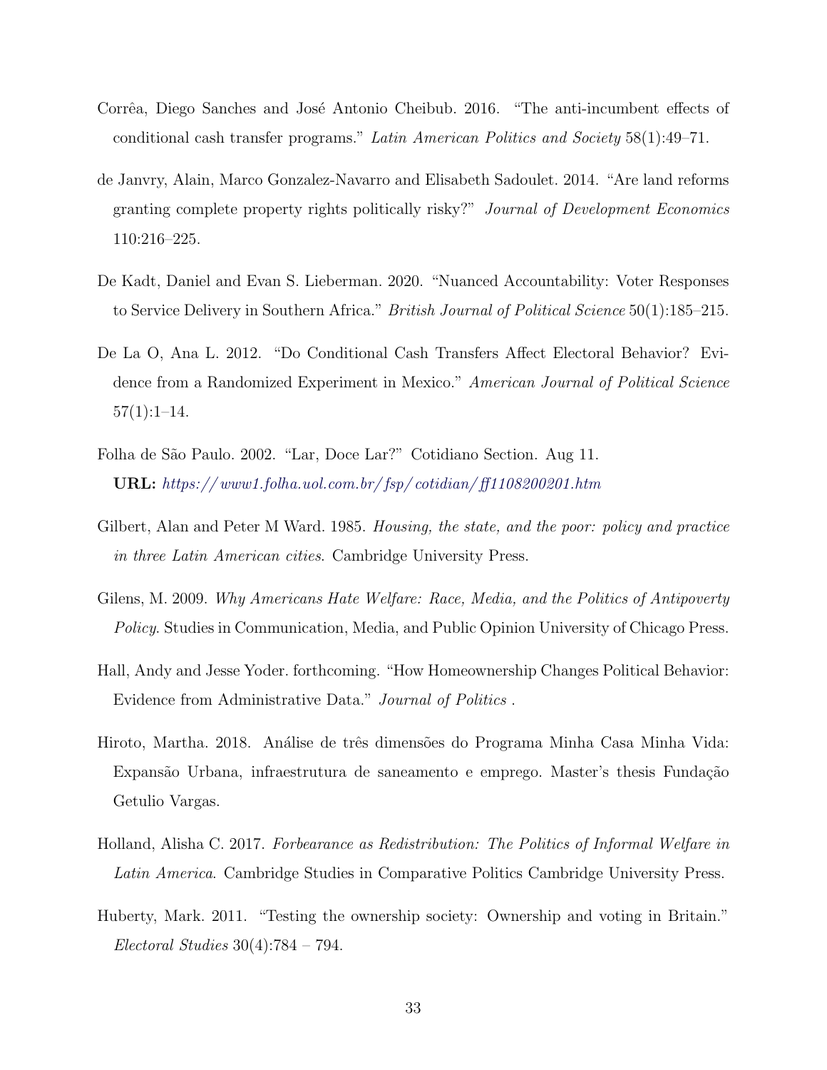Corrêa, Diego Sanches and José Antonio Cheibub. 2016. "The anti-incumbent effects of conditional cash transfer programs." *Latin American Politics and Society* 58(1):49–71.

de Janvry, Alain, Marco Gonzalez-Navarro and Elisabeth Sadoulet. 2014. "Are land reforms granting complete property rights politically risky?" *Journal of Development Economics* 110:216–225.

De Kadt, Daniel and Evan S. Lieberman. 2020. "Nuanced Accountability: Voter Responses to Service Delivery in Southern Africa." *British Journal of Political Science* 50(1):185–215.

De La O, Ana L. 2012. "Do Conditional Cash Transfers Affect Electoral Behavior? Evidence from a Randomized Experiment in Mexico." *American Journal of Political Science* 57(1):1–14.

Folha de São Paulo. 2002. "Lar, Doce Lar?" Cotidiano Section. Aug 11.
**URL:** *https://www1.folha.uol.com.br/fsp/cotidian/ff1108200201.htm*

Gilbert, Alan and Peter M Ward. 1985. *Housing, the state, and the poor: policy and practice in three Latin American cities*. Cambridge University Press.

Gilens, M. 2009. *Why Americans Hate Welfare: Race, Media, and the Politics of Antipoverty Policy*. Studies in Communication, Media, and Public Opinion University of Chicago Press.

Hall, Andy and Jesse Yoder. forthcoming. "How Homeownership Changes Political Behavior: Evidence from Administrative Data." *Journal of Politics* .

Hiroto, Martha. 2018. Análise de três dimensões do Programa Minha Casa Minha Vida: Expansão Urbana, infraestrutura de saneamento e emprego. Master's thesis Fundação Getulio Vargas.

Holland, Alisha C. 2017. *Forbearance as Redistribution: The Politics of Informal Welfare in Latin America*. Cambridge Studies in Comparative Politics Cambridge University Press.

Huberty, Mark. 2011. "Testing the ownership society: Ownership and voting in Britain." *Electoral Studies* 30(4):784 – 794.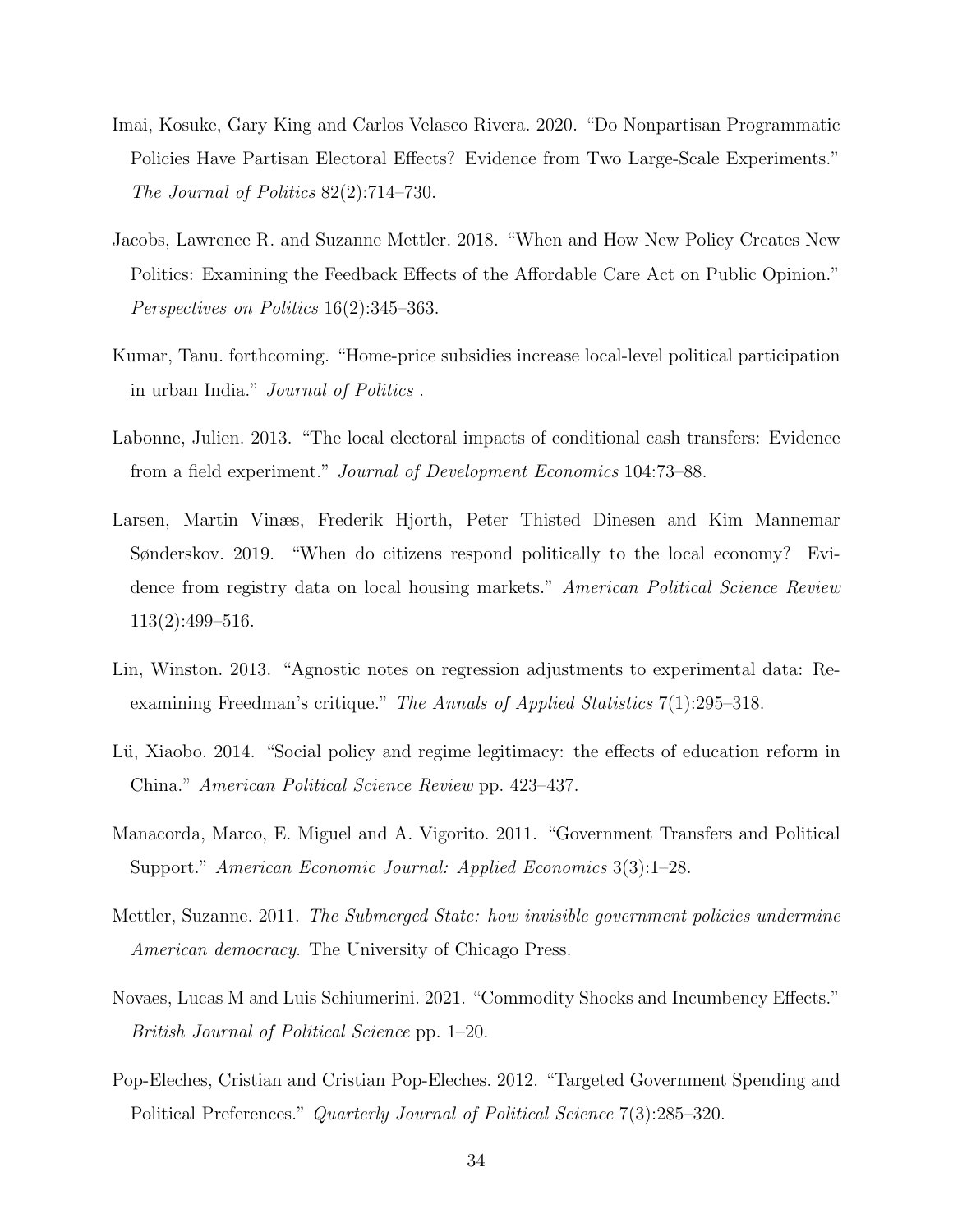Imai, Kosuke, Gary King and Carlos Velasco Rivera. 2020. "Do Nonpartisan Programmatic Policies Have Partisan Electoral Effects? Evidence from Two Large-Scale Experiments." *The Journal of Politics* 82(2):714–730.

Jacobs, Lawrence R. and Suzanne Mettler. 2018. "When and How New Policy Creates New Politics: Examining the Feedback Effects of the Affordable Care Act on Public Opinion." *Perspectives on Politics* 16(2):345–363.

Kumar, Tanu. forthcoming. "Home-price subsidies increase local-level political participation in urban India." *Journal of Politics* .

Labonne, Julien. 2013. "The local electoral impacts of conditional cash transfers: Evidence from a field experiment." *Journal of Development Economics* 104:73–88.

Larsen, Martin Vinæs, Frederik Hjorth, Peter Thisted Dinesen and Kim Mannemar Sønderskov. 2019. "When do citizens respond politically to the local economy? Evidence from registry data on local housing markets." *American Political Science Review* 113(2):499–516.

Lin, Winston. 2013. "Agnostic notes on regression adjustments to experimental data: Reexamining Freedman's critique." *The Annals of Applied Statistics* 7(1):295–318.

Lü, Xiaobo. 2014. "Social policy and regime legitimacy: the effects of education reform in China." *American Political Science Review* pp. 423–437.

Manacorda, Marco, E. Miguel and A. Vigorito. 2011. "Government Transfers and Political Support." *American Economic Journal: Applied Economics* 3(3):1–28.

Mettler, Suzanne. 2011. *The Submerged State: how invisible government policies undermine American democracy*. The University of Chicago Press.

Novaes, Lucas M and Luis Schiumerini. 2021. "Commodity Shocks and Incumbency Effects." *British Journal of Political Science* pp. 1–20.

Pop-Eleches, Cristian and Cristian Pop-Eleches. 2012. "Targeted Government Spending and Political Preferences." *Quarterly Journal of Political Science* 7(3):285–320.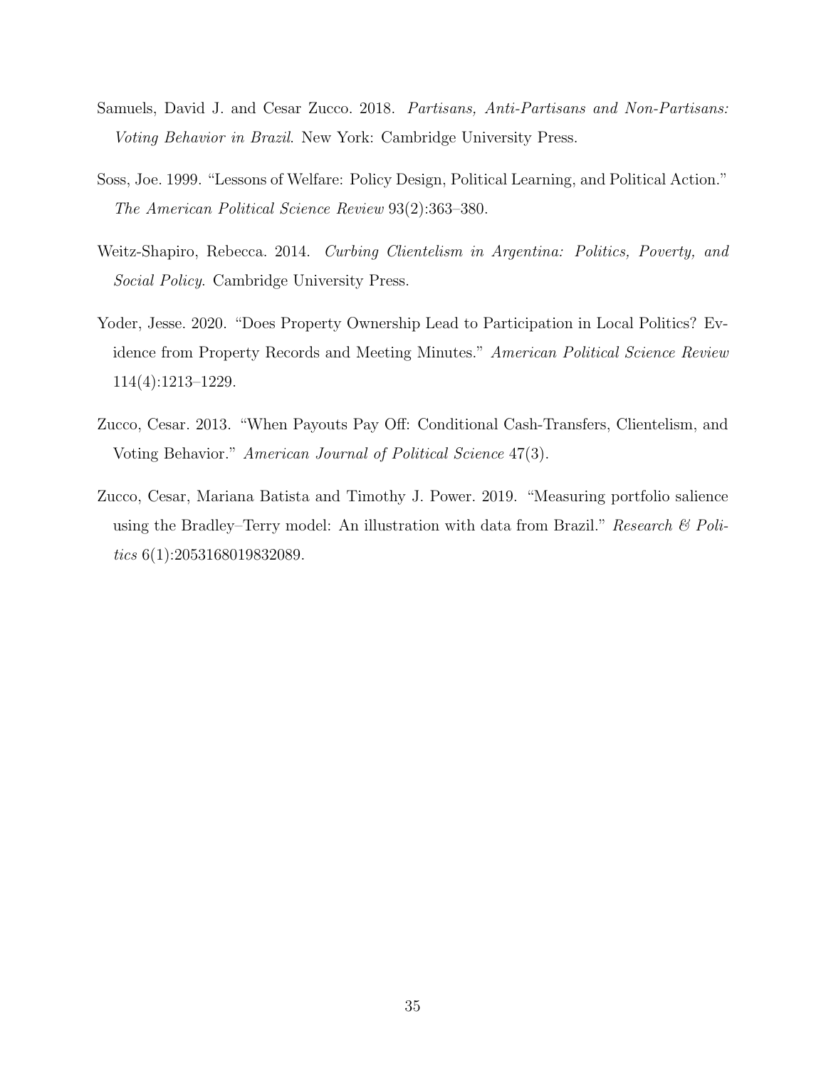Samuels, David J. and Cesar Zucco. 2018. *Partisans, Anti-Partisans and Non-Partisans: Voting Behavior in Brazil*. New York: Cambridge University Press.

Soss, Joe. 1999. "Lessons of Welfare: Policy Design, Political Learning, and Political Action." *The American Political Science Review* 93(2):363–380.

Weitz-Shapiro, Rebecca. 2014. *Curbing Clientelism in Argentina: Politics, Poverty, and Social Policy*. Cambridge University Press.

Yoder, Jesse. 2020. "Does Property Ownership Lead to Participation in Local Politics? Evidence from Property Records and Meeting Minutes." *American Political Science Review* 114(4):1213–1229.

Zucco, Cesar. 2013. "When Payouts Pay Off: Conditional Cash-Transfers, Clientelism, and Voting Behavior." *American Journal of Political Science* 47(3).

Zucco, Cesar, Mariana Batista and Timothy J. Power. 2019. "Measuring portfolio salience using the Bradley–Terry model: An illustration with data from Brazil." *Research & Politics* 6(1):2053168019832089.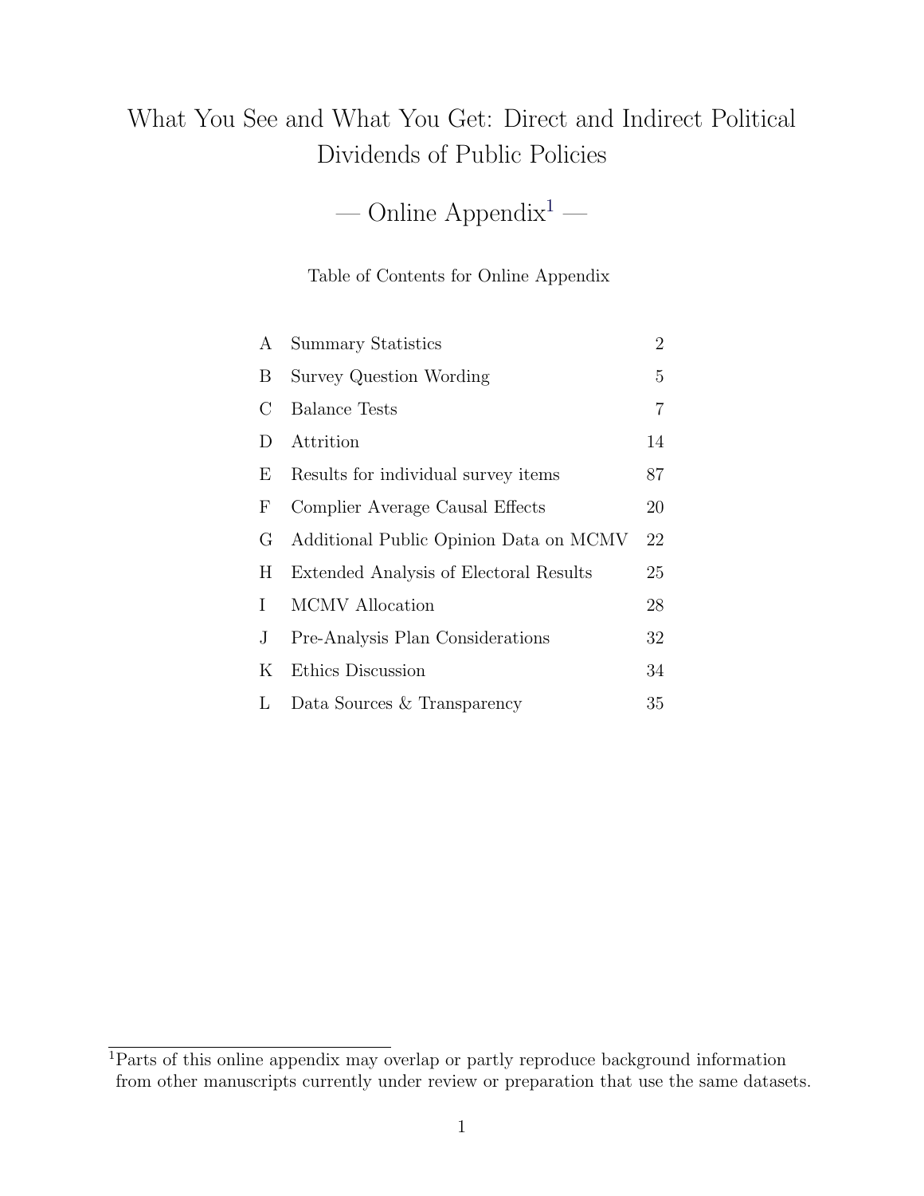# What You See and What You Get: Direct and Indirect Political Dividends of Public Policies

## — Online Appendix[1] —

Table of Contents for Online Appendix

| | | |
|---|---|---|
| A | Summary Statistics | 2 |
| B | Survey Question Wording | 5 |
| C | Balance Tests | 7 |
| D | Attrition | 14 |
| E | Results for individual survey items | 87 |
| F | Complier Average Causal Effects | 20 |
| G | Additional Public Opinion Data on MCMV | 22 |
| H | Extended Analysis of Electoral Results | 25 |
| I | MCMV Allocation | 28 |
| J | Pre-Analysis Plan Considerations | 32 |
| K | Ethics Discussion | 34 |
| L | Data Sources & Transparency | 35 |

[1] Parts of this online appendix may overlap or partly reproduce background information from other manuscripts currently under review or preparation that use the same datasets.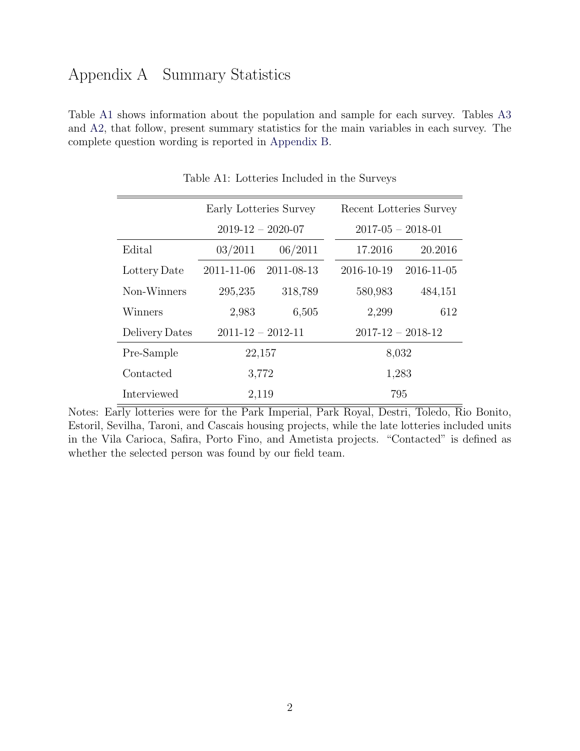# Appendix A Summary Statistics

Table A1 shows information about the population and sample for each survey. Tables A3 and A2, that follow, present summary statistics for the main variables in each survey. The complete question wording is reported in Appendix B.

Table A1: Lotteries Included in the Surveys

| | Early Lotteries Survey | | Recent Lotteries Survey | |
|---|---|---|---|---|
| | 2019-12 – 2020-07 | | 2017-05 – 2018-01 | |
| Edital | 03/2011 | 06/2011 | 17.2016 | 20.2016 |
| Lottery Date | 2011-11-06 | 2011-08-13 | 2016-10-19 | 2016-11-05 |
| Non-Winners | 295,235 | 318,789 | 580,983 | 484,151 |
| Winners | 2,983 | 6,505 | 2,299 | 612 |
| Delivery Dates | 2011-12 – 2012-11 | | 2017-12 – 2018-12 | |
| Pre-Sample | 22,157 | | 8,032 | |
| Contacted | 3,772 | | 1,283 | |
| Interviewed | 2,119 | | 795 | |

Notes: Early lotteries were for the Park Imperial, Park Royal, Destri, Toledo, Rio Bonito, Estoril, Sevilha, Taroni, and Cascais housing projects, while the late lotteries included units in the Vila Carioca, Safira, Porto Fino, and Ametista projects. "Contacted" is defined as whether the selected person was found by our field team.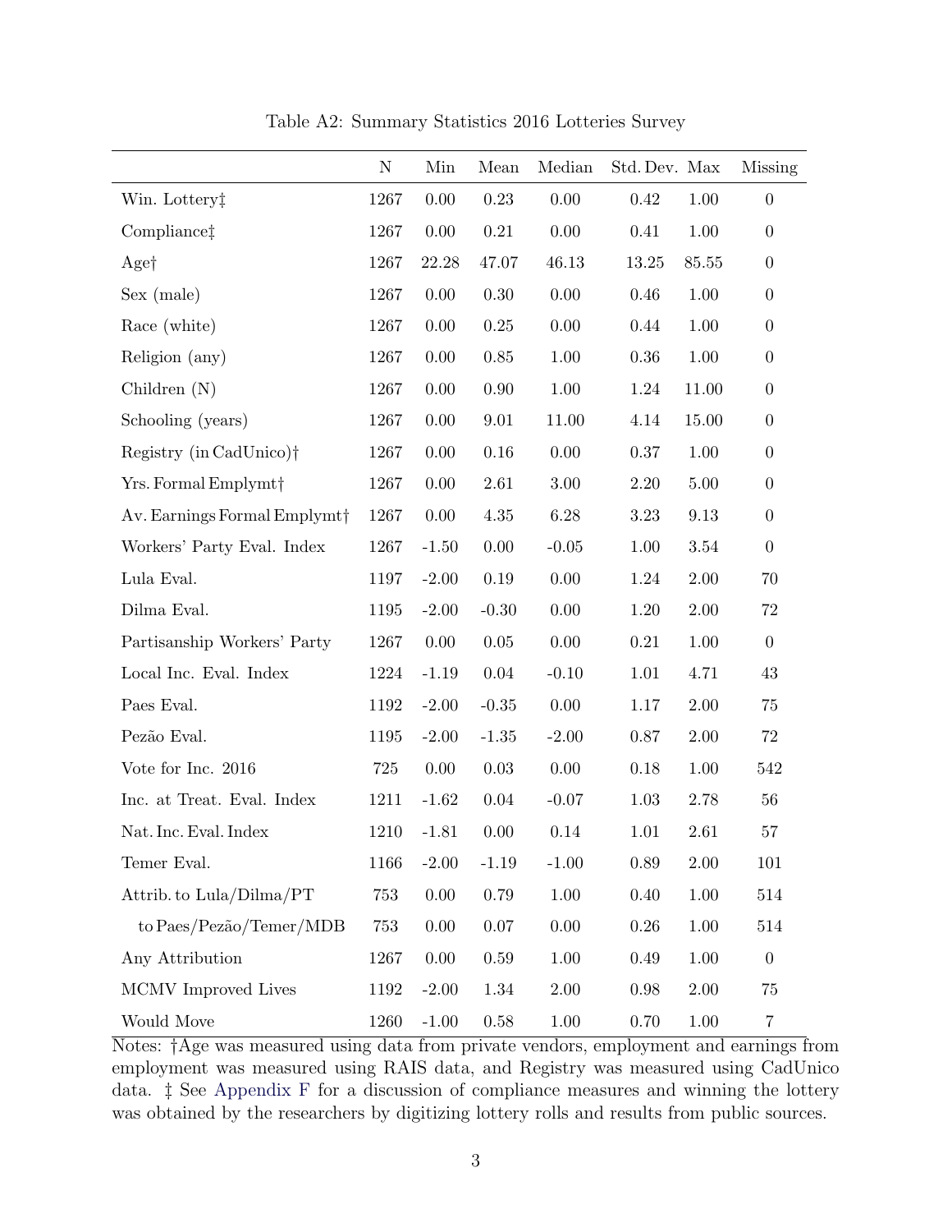Table A2: Summary Statistics 2016 Lotteries Survey

| | N | Min | Mean | Median | Std. Dev. | Max | Missing |
|---|---|---|---|---|---|---|---|
| Win. Lottery‡ | 1267 | 0.00 | 0.23 | 0.00 | 0.42 | 1.00 | 0 |
| Compliance‡ | 1267 | 0.00 | 0.21 | 0.00 | 0.41 | 1.00 | 0 |
| Age† | 1267 | 22.28 | 47.07 | 46.13 | 13.25 | 85.55 | 0 |
| Sex (male) | 1267 | 0.00 | 0.30 | 0.00 | 0.46 | 1.00 | 0 |
| Race (white) | 1267 | 0.00 | 0.25 | 0.00 | 0.44 | 1.00 | 0 |
| Religion (any) | 1267 | 0.00 | 0.85 | 1.00 | 0.36 | 1.00 | 0 |
| Children (N) | 1267 | 0.00 | 0.90 | 1.00 | 1.24 | 11.00 | 0 |
| Schooling (years) | 1267 | 0.00 | 9.01 | 11.00 | 4.14 | 15.00 | 0 |
| Registry (in CadUnico)† | 1267 | 0.00 | 0.16 | 0.00 | 0.37 | 1.00 | 0 |
| Yrs. Formal Emplymt† | 1267 | 0.00 | 2.61 | 3.00 | 2.20 | 5.00 | 0 |
| Av. Earnings Formal Emplymt† | 1267 | 0.00 | 4.35 | 6.28 | 3.23 | 9.13 | 0 |
| Workers' Party Eval. Index | 1267 | -1.50 | 0.00 | -0.05 | 1.00 | 3.54 | 0 |
| Lula Eval. | 1197 | -2.00 | 0.19 | 0.00 | 1.24 | 2.00 | 70 |
| Dilma Eval. | 1195 | -2.00 | -0.30 | 0.00 | 1.20 | 2.00 | 72 |
| Partisanship Workers' Party | 1267 | 0.00 | 0.05 | 0.00 | 0.21 | 1.00 | 0 |
| Local Inc. Eval. Index | 1224 | -1.19 | 0.04 | -0.10 | 1.01 | 4.71 | 43 |
| Paes Eval. | 1192 | -2.00 | -0.35 | 0.00 | 1.17 | 2.00 | 75 |
| Pezão Eval. | 1195 | -2.00 | -1.35 | -2.00 | 0.87 | 2.00 | 72 |
| Vote for Inc. 2016 | 725 | 0.00 | 0.03 | 0.00 | 0.18 | 1.00 | 542 |
| Inc. at Treat. Eval. Index | 1211 | -1.62 | 0.04 | -0.07 | 1.03 | 2.78 | 56 |
| Nat. Inc. Eval. Index | 1210 | -1.81 | 0.00 | 0.14 | 1.01 | 2.61 | 57 |
| Temer Eval. | 1166 | -2.00 | -1.19 | -1.00 | 0.89 | 2.00 | 101 |
| Attrib. to Lula/Dilma/PT | 753 | 0.00 | 0.79 | 1.00 | 0.40 | 1.00 | 514 |
| to Paes/Pezão/Temer/MDB | 753 | 0.00 | 0.07 | 0.00 | 0.26 | 1.00 | 514 |
| Any Attribution | 1267 | 0.00 | 0.59 | 1.00 | 0.49 | 1.00 | 0 |
| MCMV Improved Lives | 1192 | -2.00 | 1.34 | 2.00 | 0.98 | 2.00 | 75 |
| Would Move | 1260 | -1.00 | 0.58 | 1.00 | 0.70 | 1.00 | 7 |

Notes: †Age was measured using data from private vendors, employment and earnings from employment was measured using RAIS data, and Registry was measured using CadUnico data. ‡ See Appendix F for a discussion of compliance measures and winning the lottery was obtained by the researchers by digitizing lottery rolls and results from public sources.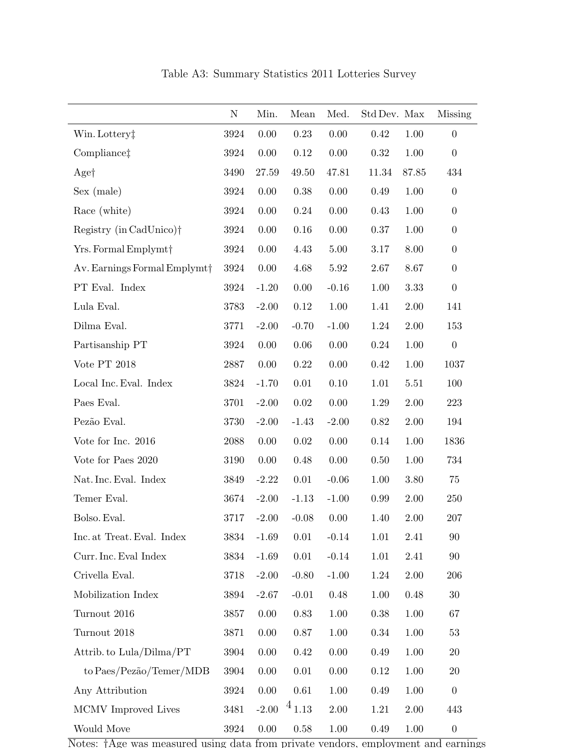Table A3: Summary Statistics 2011 Lotteries Survey

| | N | Min. | Mean | Med. | Std Dev. | Max | Missing |
|---|---|---|---|---|---|---|---|
| Win. Lottery‡ | 3924 | 0.00 | 0.23 | 0.00 | 0.42 | 1.00 | 0 |
| Compliance‡ | 3924 | 0.00 | 0.12 | 0.00 | 0.32 | 1.00 | 0 |
| Age† | 3490 | 27.59 | 49.50 | 47.81 | 11.34 | 87.85 | 434 |
| Sex (male) | 3924 | 0.00 | 0.38 | 0.00 | 0.49 | 1.00 | 0 |
| Race (white) | 3924 | 0.00 | 0.24 | 0.00 | 0.43 | 1.00 | 0 |
| Registry (in CadUnico)† | 3924 | 0.00 | 0.16 | 0.00 | 0.37 | 1.00 | 0 |
| Yrs. Formal Emplymt† | 3924 | 0.00 | 4.43 | 5.00 | 3.17 | 8.00 | 0 |
| Av. Earnings Formal Emplymt† | 3924 | 0.00 | 4.68 | 5.92 | 2.67 | 8.67 | 0 |
| PT Eval. Index | 3924 | -1.20 | 0.00 | -0.16 | 1.00 | 3.33 | 0 |
| Lula Eval. | 3783 | -2.00 | 0.12 | 1.00 | 1.41 | 2.00 | 141 |
| Dilma Eval. | 3771 | -2.00 | -0.70 | -1.00 | 1.24 | 2.00 | 153 |
| Partisanship PT | 3924 | 0.00 | 0.06 | 0.00 | 0.24 | 1.00 | 0 |
| Vote PT 2018 | 2887 | 0.00 | 0.22 | 0.00 | 0.42 | 1.00 | 1037 |
| Local Inc. Eval. Index | 3824 | -1.70 | 0.01 | 0.10 | 1.01 | 5.51 | 100 |
| Paes Eval. | 3701 | -2.00 | 0.02 | 0.00 | 1.29 | 2.00 | 223 |
| Pezão Eval. | 3730 | -2.00 | -1.43 | -2.00 | 0.82 | 2.00 | 194 |
| Vote for Inc. 2016 | 2088 | 0.00 | 0.02 | 0.00 | 0.14 | 1.00 | 1836 |
| Vote for Paes 2020 | 3190 | 0.00 | 0.48 | 0.00 | 0.50 | 1.00 | 734 |
| Nat. Inc. Eval. Index | 3849 | -2.22 | 0.01 | -0.06 | 1.00 | 3.80 | 75 |
| Temer Eval. | 3674 | -2.00 | -1.13 | -1.00 | 0.99 | 2.00 | 250 |
| Bolso. Eval. | 3717 | -2.00 | -0.08 | 0.00 | 1.40 | 2.00 | 207 |
| Inc. at Treat. Eval. Index | 3834 | -1.69 | 0.01 | -0.14 | 1.01 | 2.41 | 90 |
| Curr. Inc. Eval Index | 3834 | -1.69 | 0.01 | -0.14 | 1.01 | 2.41 | 90 |
| Crivella Eval. | 3718 | -2.00 | -0.80 | -1.00 | 1.24 | 2.00 | 206 |
| Mobilization Index | 3894 | -2.67 | -0.01 | 0.48 | 1.00 | 0.48 | 30 |
| Turnout 2016 | 3857 | 0.00 | 0.83 | 1.00 | 0.38 | 1.00 | 67 |
| Turnout 2018 | 3871 | 0.00 | 0.87 | 1.00 | 0.34 | 1.00 | 53 |
| Attrib. to Lula/Dilma/PT | 3904 | 0.00 | 0.42 | 0.00 | 0.49 | 1.00 | 20 |
| to Paes/Pezão/Temer/MDB | 3904 | 0.00 | 0.01 | 0.00 | 0.12 | 1.00 | 20 |
| Any Attribution | 3924 | 0.00 | 0.61 | 1.00 | 0.49 | 1.00 | 0 |
| MCMV Improved Lives | 3481 | -2.00 | 1.13 | 2.00 | 1.21 | 2.00 | 443 |
| Would Move | 3924 | 0.00 | 0.58 | 1.00 | 0.49 | 1.00 | 0 |

Notes: †Age was measured using data from private vendors, employment and earnings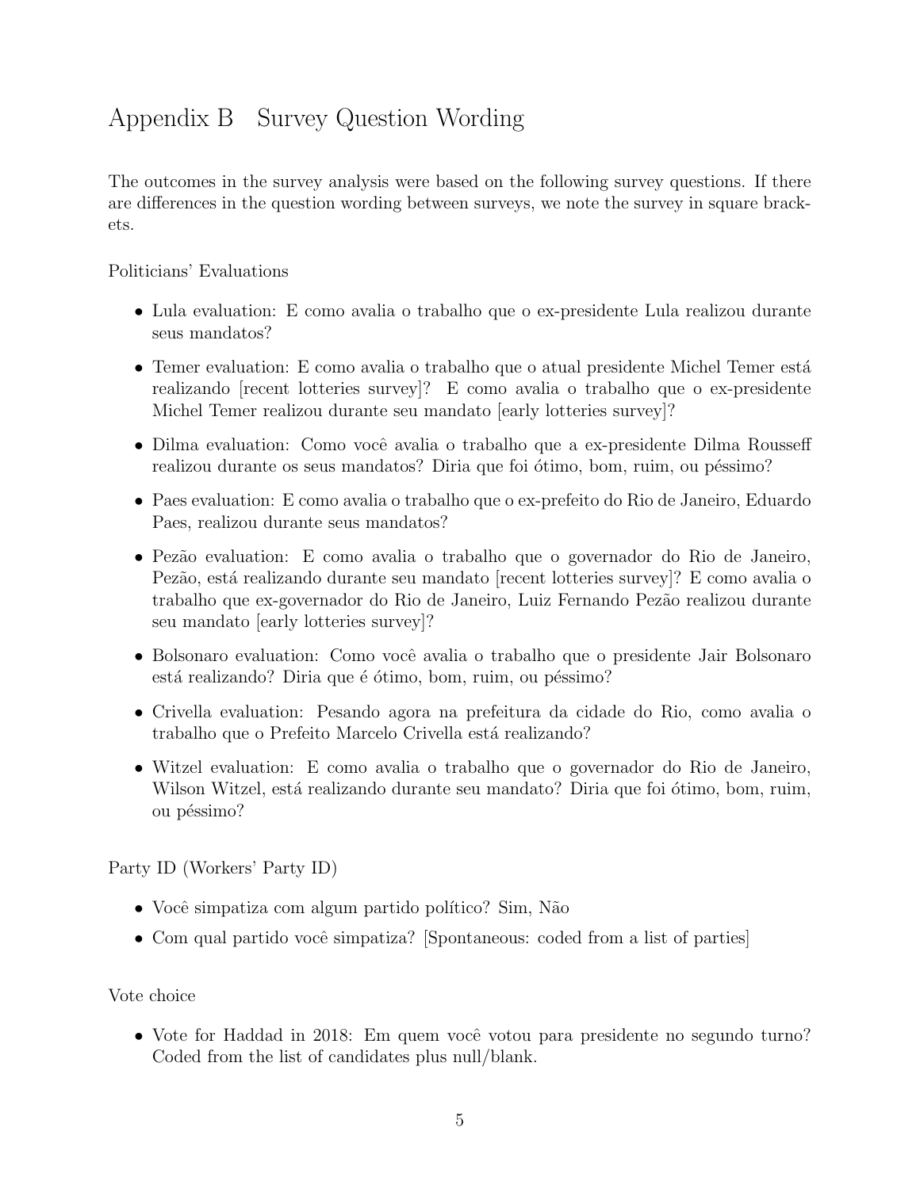# Appendix B Survey Question Wording

The outcomes in the survey analysis were based on the following survey questions. If there are differences in the question wording between surveys, we note the survey in square brackets.

Politicians' Evaluations

- Lula evaluation: E como avalia o trabalho que o ex-presidente Lula realizou durante seus mandatos?
- Temer evaluation: E como avalia o trabalho que o atual presidente Michel Temer está realizando [recent lotteries survey]? E como avalia o trabalho que o ex-presidente Michel Temer realizou durante seu mandato [early lotteries survey]?
- Dilma evaluation: Como você avalia o trabalho que a ex-presidente Dilma Rousseff realizou durante os seus mandatos? Diria que foi ótimo, bom, ruim, ou péssimo?
- Paes evaluation: E como avalia o trabalho que o ex-prefeito do Rio de Janeiro, Eduardo Paes, realizou durante seus mandatos?
- Pezão evaluation: E como avalia o trabalho que o governador do Rio de Janeiro, Pezão, está realizando durante seu mandato [recent lotteries survey]? E como avalia o trabalho que ex-governador do Rio de Janeiro, Luiz Fernando Pezão realizou durante seu mandato [early lotteries survey]?
- Bolsonaro evaluation: Como você avalia o trabalho que o presidente Jair Bolsonaro está realizando? Diria que é ótimo, bom, ruim, ou péssimo?
- Crivella evaluation: Pesando agora na prefeitura da cidade do Rio, como avalia o trabalho que o Prefeito Marcelo Crivella está realizando?
- Witzel evaluation: E como avalia o trabalho que o governador do Rio de Janeiro, Wilson Witzel, está realizando durante seu mandato? Diria que foi ótimo, bom, ruim, ou péssimo?

Party ID (Workers' Party ID)

- Você simpatiza com algum partido político? Sim, Não
- Com qual partido você simpatiza? [Spontaneous: coded from a list of parties]

Vote choice

- Vote for Haddad in 2018: Em quem você votou para presidente no segundo turno? Coded from the list of candidates plus null/blank.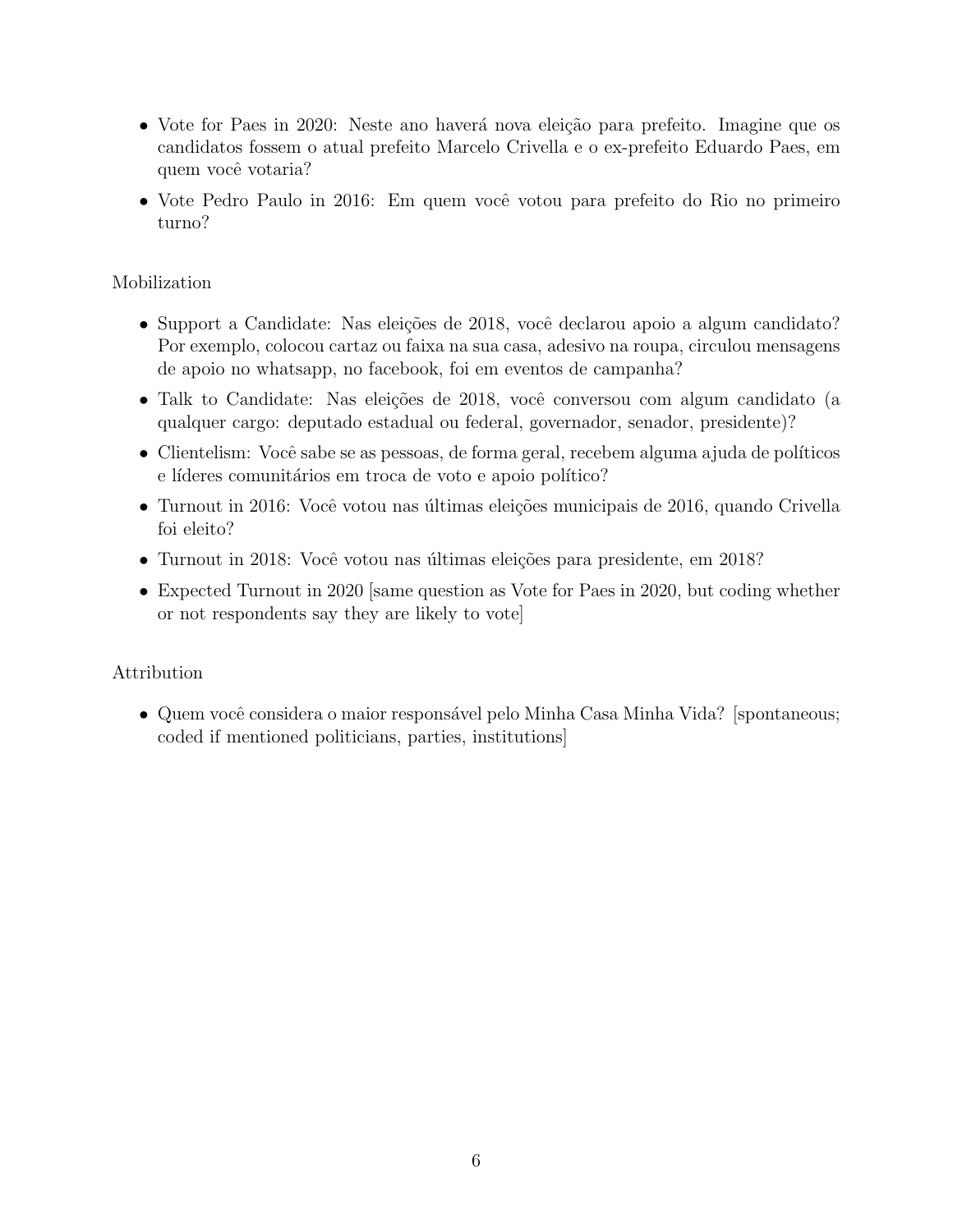- Vote for Paes in 2020: Neste ano haverá nova eleição para prefeito. Imagine que os candidatos fossem o atual prefeito Marcelo Crivella e o ex-prefeito Eduardo Paes, em quem você votaria?
- Vote Pedro Paulo in 2016: Em quem você votou para prefeito do Rio no primeiro turno?

Mobilization

- Support a Candidate: Nas eleições de 2018, você declarou apoio a algum candidato? Por exemplo, colocou cartaz ou faixa na sua casa, adesivo na roupa, circulou mensagens de apoio no whatsapp, no facebook, foi em eventos de campanha?
- Talk to Candidate: Nas eleições de 2018, você conversou com algum candidato (a qualquer cargo: deputado estadual ou federal, governador, senador, presidente)?
- Clientelism: Você sabe se as pessoas, de forma geral, recebem alguma ajuda de políticos e líderes comunitários em troca de voto e apoio político?
- Turnout in 2016: Você votou nas últimas eleições municipais de 2016, quando Crivella foi eleito?
- Turnout in 2018: Você votou nas últimas eleições para presidente, em 2018?
- Expected Turnout in 2020 [same question as Vote for Paes in 2020, but coding whether or not respondents say they are likely to vote]

Attribution

- Quem você considera o maior responsável pelo Minha Casa Minha Vida? [spontaneous; coded if mentioned politicians, parties, institutions]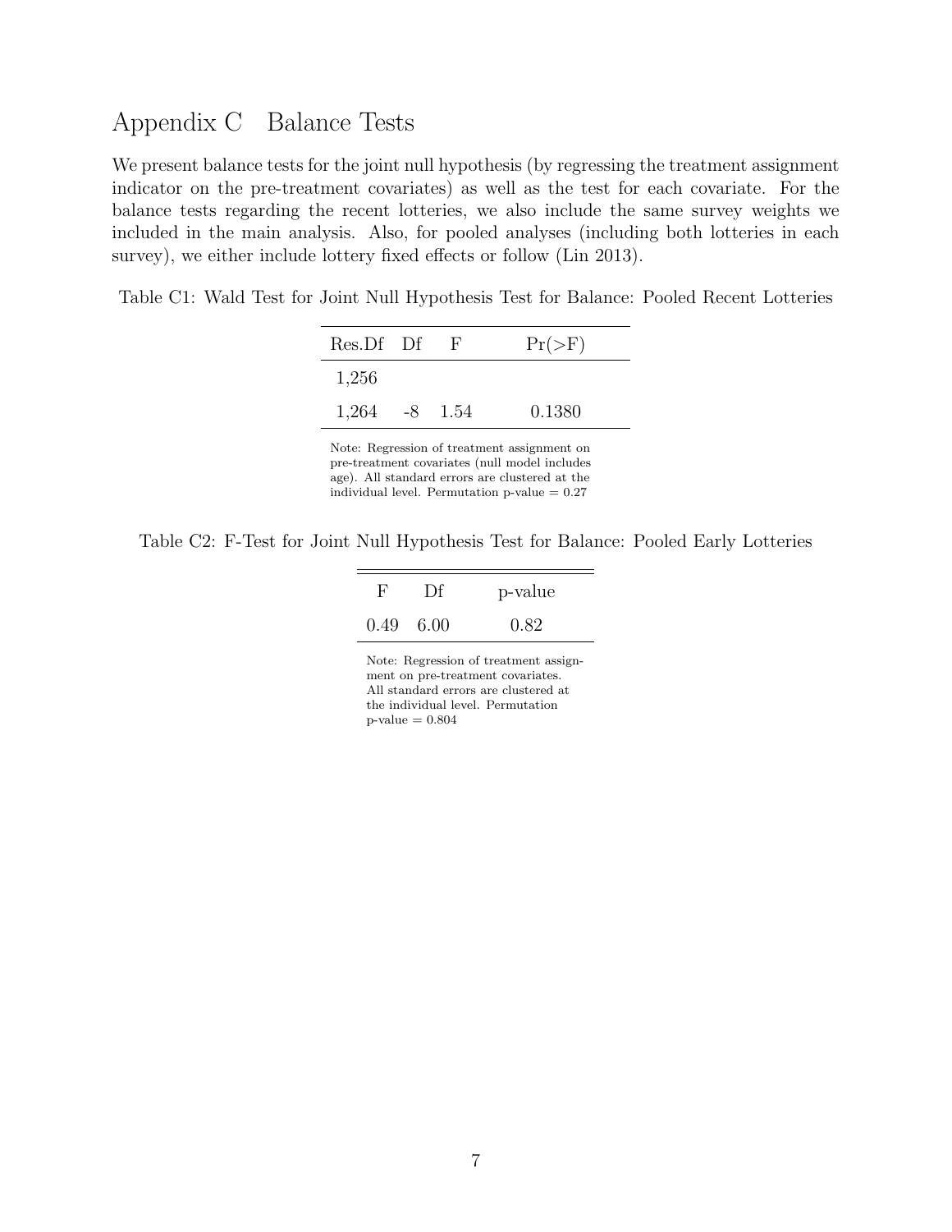# Appendix C Balance Tests

We present balance tests for the joint null hypothesis (by regressing the treatment assignment indicator on the pre-treatment covariates) as well as the test for each covariate. For the balance tests regarding the recent lotteries, we also include the same survey weights we included in the main analysis. Also, for pooled analyses (including both lotteries in each survey), we either include lottery fixed effects or follow (Lin 2013).

Table C1: Wald Test for Joint Null Hypothesis Test for Balance: Pooled Recent Lotteries

| Res.Df | Df | F | Pr(>F) |
|---|---|---|---|
| 1,256 | | | |
| 1,264 | -8 | 1.54 | 0.1380 |

Note: Regression of treatment assignment on pre-treatment covariates (null model includes age). All standard errors are clustered at the individual level. Permutation p-value = 0.27

Table C2: F-Test for Joint Null Hypothesis Test for Balance: Pooled Early Lotteries

| F | Df | p-value |
|---|---|---|
| 0.49 | 6.00 | 0.82 |

Note: Regression of treatment assignment on pre-treatment covariates. All standard errors are clustered at the individual level. Permutation p-value = 0.804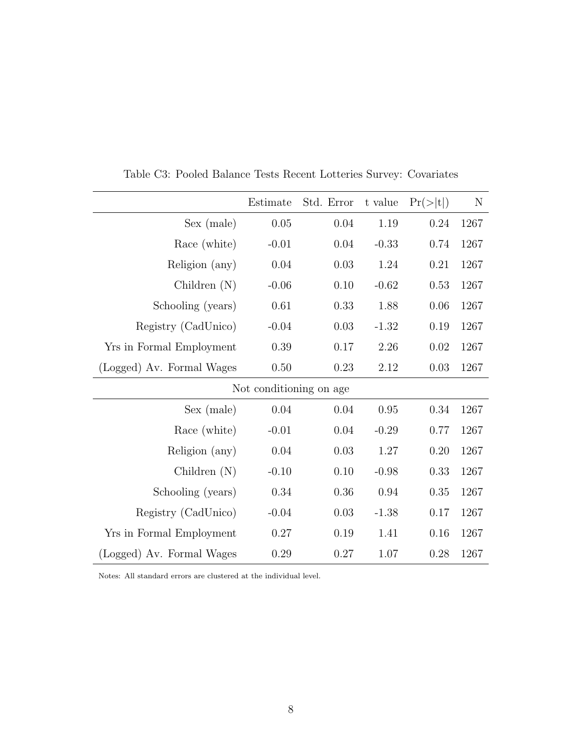Table C3: Pooled Balance Tests Recent Lotteries Survey: Covariates

| | Estimate | Std. Error | t value | Pr(>\|t\|) | N |
|---|---|---|---|---|---|
| Sex (male) | 0.05 | 0.04 | 1.19 | 0.24 | 1267 |
| Race (white) | -0.01 | 0.04 | -0.33 | 0.74 | 1267 |
| Religion (any) | 0.04 | 0.03 | 1.24 | 0.21 | 1267 |
| Children (N) | -0.06 | 0.10 | -0.62 | 0.53 | 1267 |
| Schooling (years) | 0.61 | 0.33 | 1.88 | 0.06 | 1267 |
| Registry (CadUnico) | -0.04 | 0.03 | -1.32 | 0.19 | 1267 |
| Yrs in Formal Employment | 0.39 | 0.17 | 2.26 | 0.02 | 1267 |
| (Logged) Av. Formal Wages | 0.50 | 0.23 | 2.12 | 0.03 | 1267 |
| | Not conditioning on age | | | | |
| Sex (male) | 0.04 | 0.04 | 0.95 | 0.34 | 1267 |
| Race (white) | -0.01 | 0.04 | -0.29 | 0.77 | 1267 |
| Religion (any) | 0.04 | 0.03 | 1.27 | 0.20 | 1267 |
| Children (N) | -0.10 | 0.10 | -0.98 | 0.33 | 1267 |
| Schooling (years) | 0.34 | 0.36 | 0.94 | 0.35 | 1267 |
| Registry (CadUnico) | -0.04 | 0.03 | -1.38 | 0.17 | 1267 |
| Yrs in Formal Employment | 0.27 | 0.19 | 1.41 | 0.16 | 1267 |
| (Logged) Av. Formal Wages | 0.29 | 0.27 | 1.07 | 0.28 | 1267 |

Notes: All standard errors are clustered at the individual level.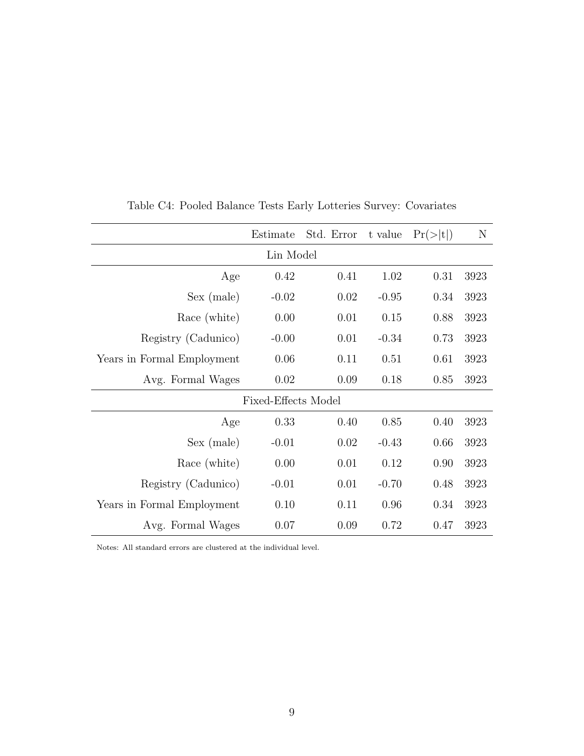Table C4: Pooled Balance Tests Early Lotteries Survey: Covariates

| | Estimate | Std. Error | t value | Pr(>\|t\|) | N |
|---|---|---|---|---|---|
| **Lin Model** | | | | | |
| Age | 0.42 | 0.41 | 1.02 | 0.31 | 3923 |
| Sex (male) | -0.02 | 0.02 | -0.95 | 0.34 | 3923 |
| Race (white) | 0.00 | 0.01 | 0.15 | 0.88 | 3923 |
| Registry (Cadunico) | -0.00 | 0.01 | -0.34 | 0.73 | 3923 |
| Years in Formal Employment | 0.06 | 0.11 | 0.51 | 0.61 | 3923 |
| Avg. Formal Wages | 0.02 | 0.09 | 0.18 | 0.85 | 3923 |
| **Fixed-Effects Model** | | | | | |
| Age | 0.33 | 0.40 | 0.85 | 0.40 | 3923 |
| Sex (male) | -0.01 | 0.02 | -0.43 | 0.66 | 3923 |
| Race (white) | 0.00 | 0.01 | 0.12 | 0.90 | 3923 |
| Registry (Cadunico) | -0.01 | 0.01 | -0.70 | 0.48 | 3923 |
| Years in Formal Employment | 0.10 | 0.11 | 0.96 | 0.34 | 3923 |
| Avg. Formal Wages | 0.07 | 0.09 | 0.72 | 0.47 | 3923 |

Notes: All standard errors are clustered at the individual level.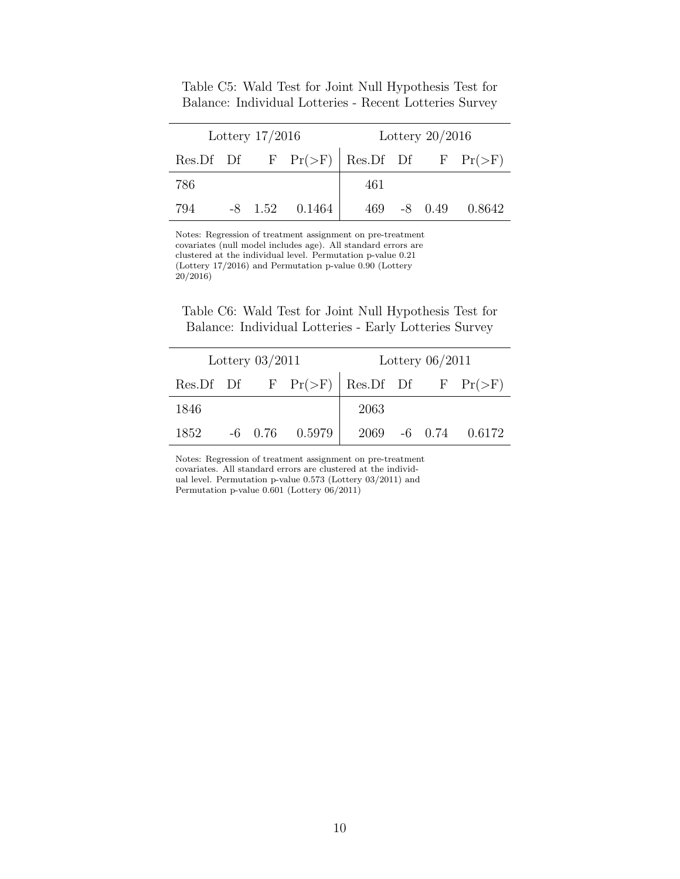Table C5: Wald Test for Joint Null Hypothesis Test for Balance: Individual Lotteries - Recent Lotteries Survey

| Lottery 17/2016 | | | | Lottery 20/2016 | | | |
|---|---|---|---|---|---|---|---|
| Res.Df | Df | F | Pr(>F) | Res.Df | Df | F | Pr(>F) |
| 786 | | | | 461 | | | |
| 794 | -8 | 1.52 | 0.1464 | 469 | -8 | 0.49 | 0.8642 |

Notes: Regression of treatment assignment on pre-treatment covariates (null model includes age). All standard errors are clustered at the individual level. Permutation p-value 0.21 (Lottery 17/2016) and Permutation p-value 0.90 (Lottery 20/2016)

Table C6: Wald Test for Joint Null Hypothesis Test for Balance: Individual Lotteries - Early Lotteries Survey

| Lottery 03/2011 | | | | Lottery 06/2011 | | | |
|---|---|---|---|---|---|---|---|
| Res.Df | Df | F | Pr(>F) | Res.Df | Df | F | Pr(>F) |
| 1846 | | | | 2063 | | | |
| 1852 | -6 | 0.76 | 0.5979 | 2069 | -6 | 0.74 | 0.6172 |

Notes: Regression of treatment assignment on pre-treatment covariates. All standard errors are clustered at the individual level. Permutation p-value 0.573 (Lottery 03/2011) and Permutation p-value 0.601 (Lottery 06/2011)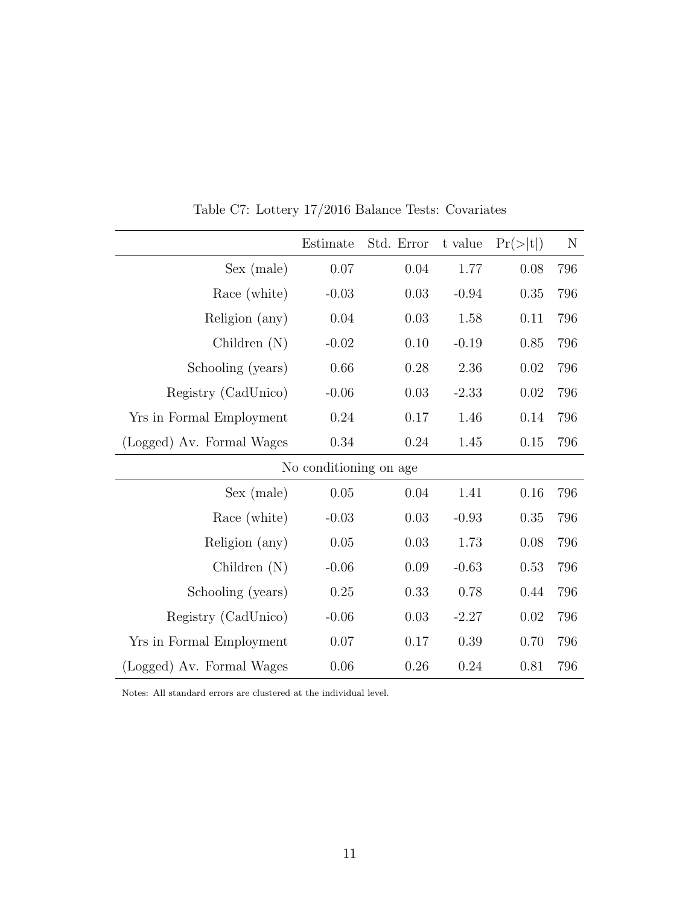Table C7: Lottery 17/2016 Balance Tests: Covariates

| | Estimate | Std. Error | t value | Pr(>\|t\|) | N |
|---|---|---|---|---|---|
| Sex (male) | 0.07 | 0.04 | 1.77 | 0.08 | 796 |
| Race (white) | -0.03 | 0.03 | -0.94 | 0.35 | 796 |
| Religion (any) | 0.04 | 0.03 | 1.58 | 0.11 | 796 |
| Children (N) | -0.02 | 0.10 | -0.19 | 0.85 | 796 |
| Schooling (years) | 0.66 | 0.28 | 2.36 | 0.02 | 796 |
| Registry (CadUnico) | -0.06 | 0.03 | -2.33 | 0.02 | 796 |
| Yrs in Formal Employment | 0.24 | 0.17 | 1.46 | 0.14 | 796 |
| (Logged) Av. Formal Wages | 0.34 | 0.24 | 1.45 | 0.15 | 796 |
| No conditioning on age | | | | | |
| Sex (male) | 0.05 | 0.04 | 1.41 | 0.16 | 796 |
| Race (white) | -0.03 | 0.03 | -0.93 | 0.35 | 796 |
| Religion (any) | 0.05 | 0.03 | 1.73 | 0.08 | 796 |
| Children (N) | -0.06 | 0.09 | -0.63 | 0.53 | 796 |
| Schooling (years) | 0.25 | 0.33 | 0.78 | 0.44 | 796 |
| Registry (CadUnico) | -0.06 | 0.03 | -2.27 | 0.02 | 796 |
| Yrs in Formal Employment | 0.07 | 0.17 | 0.39 | 0.70 | 796 |
| (Logged) Av. Formal Wages | 0.06 | 0.26 | 0.24 | 0.81 | 796 |

Notes: All standard errors are clustered at the individual level.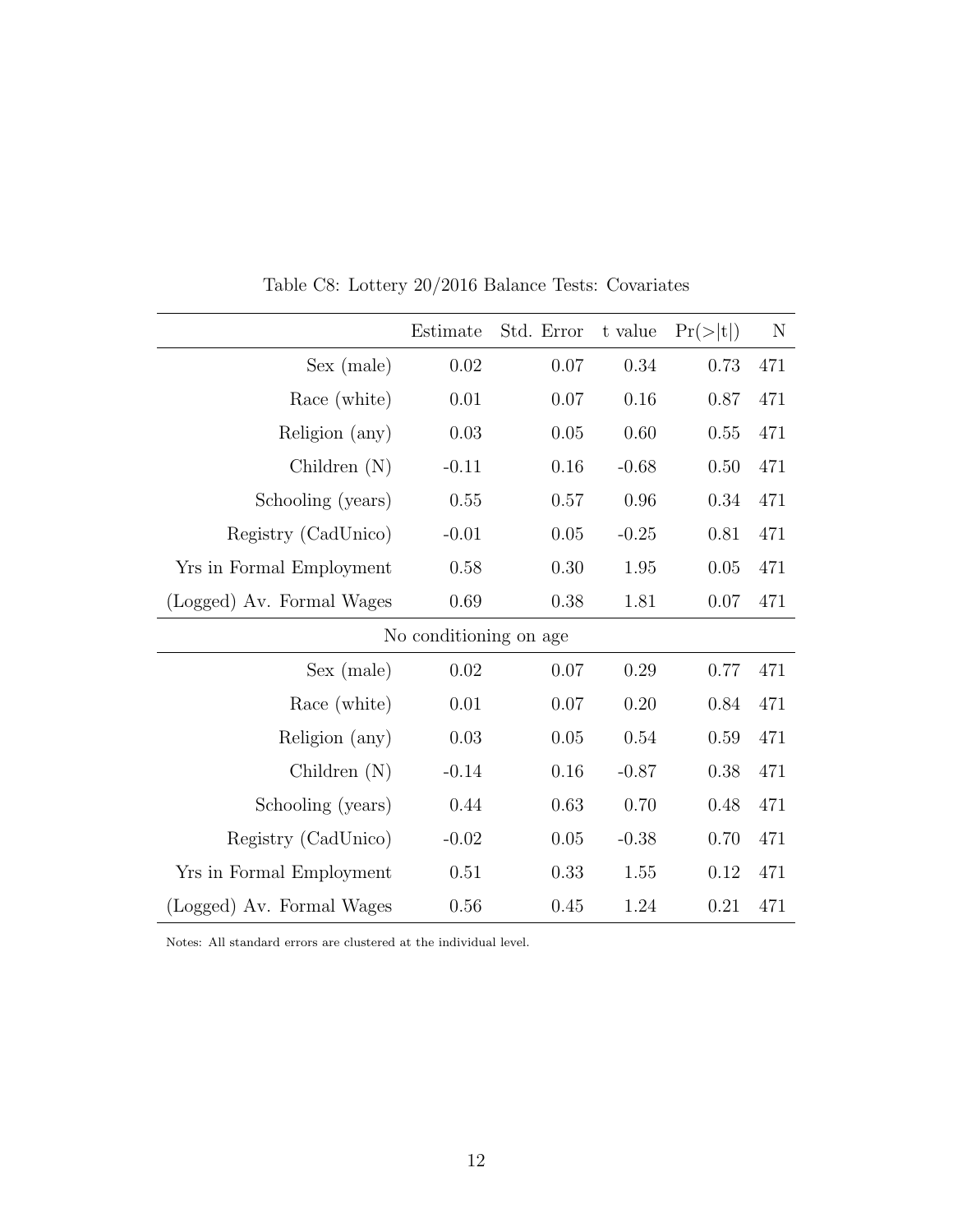Table C8: Lottery 20/2016 Balance Tests: Covariates

| | Estimate | Std. Error | t value | Pr(>\|t\|) | N |
|---|---|---|---|---|---|
| Sex (male) | 0.02 | 0.07 | 0.34 | 0.73 | 471 |
| Race (white) | 0.01 | 0.07 | 0.16 | 0.87 | 471 |
| Religion (any) | 0.03 | 0.05 | 0.60 | 0.55 | 471 |
| Children (N) | -0.11 | 0.16 | -0.68 | 0.50 | 471 |
| Schooling (years) | 0.55 | 0.57 | 0.96 | 0.34 | 471 |
| Registry (CadUnico) | -0.01 | 0.05 | -0.25 | 0.81 | 471 |
| Yrs in Formal Employment | 0.58 | 0.30 | 1.95 | 0.05 | 471 |
| (Logged) Av. Formal Wages | 0.69 | 0.38 | 1.81 | 0.07 | 471 |
| No conditioning on age | | | | | |
| Sex (male) | 0.02 | 0.07 | 0.29 | 0.77 | 471 |
| Race (white) | 0.01 | 0.07 | 0.20 | 0.84 | 471 |
| Religion (any) | 0.03 | 0.05 | 0.54 | 0.59 | 471 |
| Children (N) | -0.14 | 0.16 | -0.87 | 0.38 | 471 |
| Schooling (years) | 0.44 | 0.63 | 0.70 | 0.48 | 471 |
| Registry (CadUnico) | -0.02 | 0.05 | -0.38 | 0.70 | 471 |
| Yrs in Formal Employment | 0.51 | 0.33 | 1.55 | 0.12 | 471 |
| (Logged) Av. Formal Wages | 0.56 | 0.45 | 1.24 | 0.21 | 471 |

Notes: All standard errors are clustered at the individual level.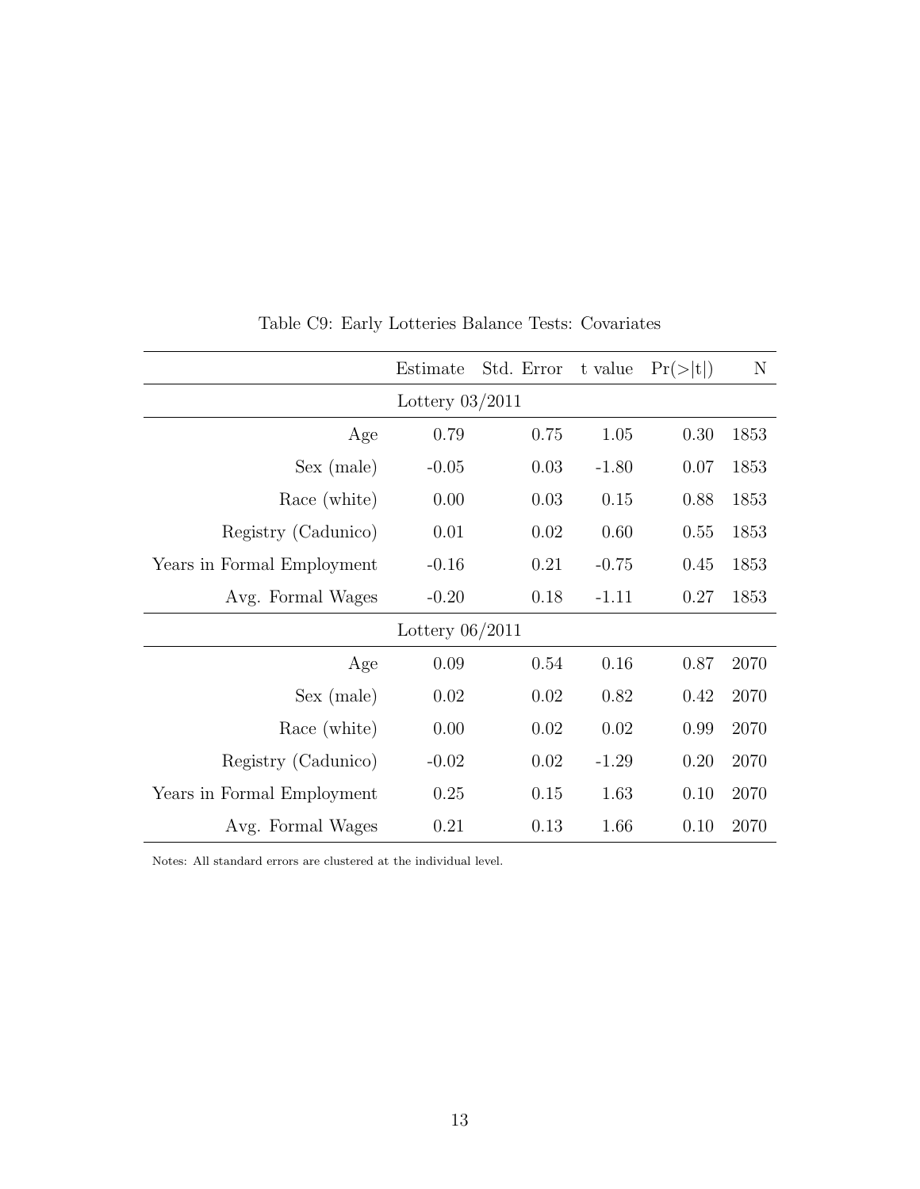Table C9: Early Lotteries Balance Tests: Covariates

| | Estimate | Std. Error | t value | Pr(>\|t\|) | N |
|---|---|---|---|---|---|
| | Lottery 03/2011 | | | | |
| Age | 0.79 | 0.75 | 1.05 | 0.30 | 1853 |
| Sex (male) | -0.05 | 0.03 | -1.80 | 0.07 | 1853 |
| Race (white) | 0.00 | 0.03 | 0.15 | 0.88 | 1853 |
| Registry (Cadunico) | 0.01 | 0.02 | 0.60 | 0.55 | 1853 |
| Years in Formal Employment | -0.16 | 0.21 | -0.75 | 0.45 | 1853 |
| Avg. Formal Wages | -0.20 | 0.18 | -1.11 | 0.27 | 1853 |
| | Lottery 06/2011 | | | | |
| Age | 0.09 | 0.54 | 0.16 | 0.87 | 2070 |
| Sex (male) | 0.02 | 0.02 | 0.82 | 0.42 | 2070 |
| Race (white) | 0.00 | 0.02 | 0.02 | 0.99 | 2070 |
| Registry (Cadunico) | -0.02 | 0.02 | -1.29 | 0.20 | 2070 |
| Years in Formal Employment | 0.25 | 0.15 | 1.63 | 0.10 | 2070 |
| Avg. Formal Wages | 0.21 | 0.13 | 1.66 | 0.10 | 2070 |

Notes: All standard errors are clustered at the individual level.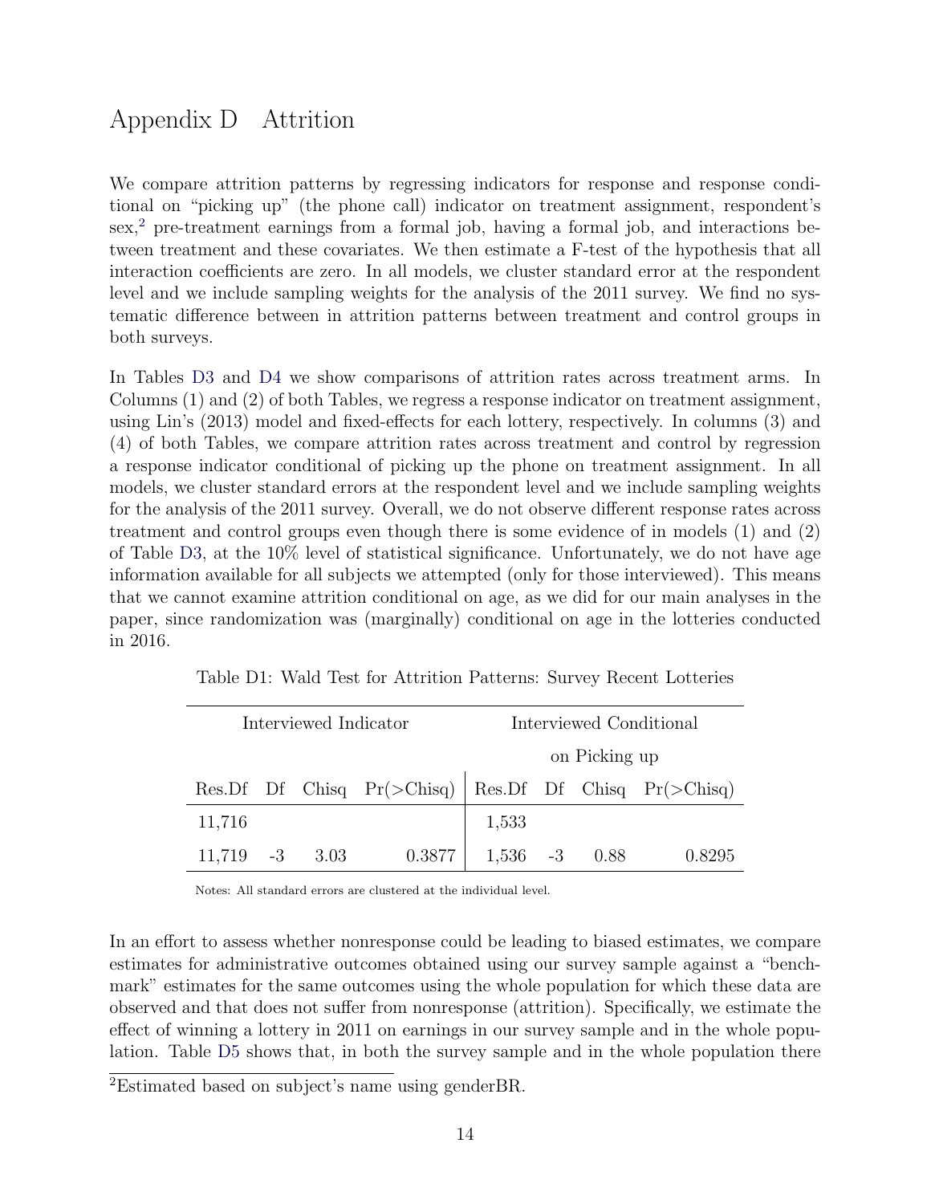# Appendix D Attrition

We compare attrition patterns by regressing indicators for response and response conditional on "picking up" (the phone call) indicator on treatment assignment, respondent's sex,[2] pre-treatment earnings from a formal job, having a formal job, and interactions between treatment and these covariates. We then estimate a F-test of the hypothesis that all interaction coefficients are zero. In all models, we cluster standard error at the respondent level and we include sampling weights for the analysis of the 2011 survey. We find no systematic difference between in attrition patterns between treatment and control groups in both surveys.

In Tables D3 and D4 we show comparisons of attrition rates across treatment arms. In Columns (1) and (2) of both Tables, we regress a response indicator on treatment assignment, using Lin's (2013) model and fixed-effects for each lottery, respectively. In columns (3) and (4) of both Tables, we compare attrition rates across treatment and control by regression a response indicator conditional of picking up the phone on treatment assignment. In all models, we cluster standard errors at the respondent level and we include sampling weights for the analysis of the 2011 survey. Overall, we do not observe different response rates across treatment and control groups even though there is some evidence of in models (1) and (2) of Table D3, at the 10% level of statistical significance. Unfortunately, we do not have age information available for all subjects we attempted (only for those interviewed). This means that we cannot examine attrition conditional on age, as we did for our main analyses in the paper, since randomization was (marginally) conditional on age in the lotteries conducted in 2016.

Table D1: Wald Test for Attrition Patterns: Survey Recent Lotteries

| Interviewed Indicator | | | | Interviewed Conditional on Picking up | | | |
|---|---|---|---|---|---|---|---|
| Res.Df | Df | Chisq | Pr(>Chisq) | Res.Df | Df | Chisq | Pr(>Chisq) |
| 11,716 | | | | 1,533 | | | |
| 11,719 | -3 | 3.03 | 0.3877 | 1,536 | -3 | 0.88 | 0.8295 |

Notes: All standard errors are clustered at the individual level.

In an effort to assess whether nonresponse could be leading to biased estimates, we compare estimates for administrative outcomes obtained using our survey sample against a "benchmark" estimates for the same outcomes using the whole population for which these data are observed and that does not suffer from nonresponse (attrition). Specifically, we estimate the effect of winning a lottery in 2011 on earnings in our survey sample and in the whole population. Table D5 shows that, in both the survey sample and in the whole population there

[2]Estimated based on subject's name using genderBR.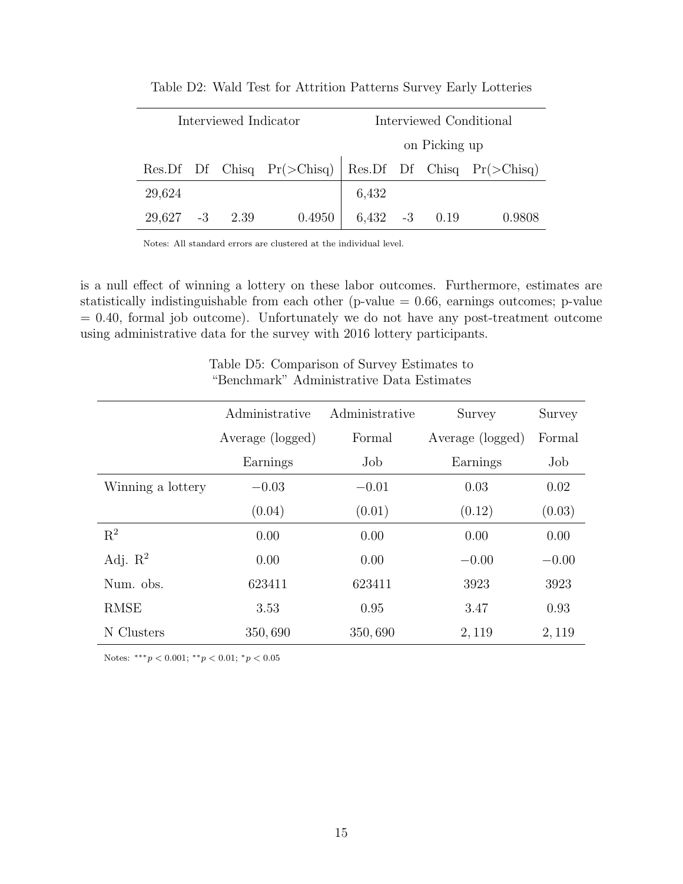Table D2: Wald Test for Attrition Patterns Survey Early Lotteries

| Interviewed Indicator | | | | Interviewed Conditional on Picking up | | | |
|---|---|---|---|---|---|---|---|
| Res.Df | Df | Chisq | Pr(>Chisq) | Res.Df | Df | Chisq | Pr(>Chisq) |
| 29,624 | | | | 6,432 | | | |
| 29,627 | -3 | 2.39 | 0.4950 | 6,432 | -3 | 0.19 | 0.9808 |

Notes: All standard errors are clustered at the individual level.

is a null effect of winning a lottery on these labor outcomes. Furthermore, estimates are statistically indistinguishable from each other (p-value = 0.66, earnings outcomes; p-value = 0.40, formal job outcome). Unfortunately we do not have any post-treatment outcome using administrative data for the survey with 2016 lottery participants.

Table D5: Comparison of Survey Estimates to "Benchmark" Administrative Data Estimates

| | Administrative Average (logged) Earnings | Administrative Formal Job | Survey Average (logged) Earnings | Survey Formal Job |
|---|---|---|---|---|
| Winning a lottery | $-0.03$ | $-0.01$ | 0.03 | 0.02 |
| | (0.04) | (0.01) | (0.12) | (0.03) |
| $R^2$ | 0.00 | 0.00 | 0.00 | 0.00 |
| Adj. $R^2$ | 0.00 | 0.00 | $-0.00$ | $-0.00$ |
| Num. obs. | 623411 | 623411 | 3923 | 3923 |
| RMSE | 3.53 | 0.95 | 3.47 | 0.93 |
| N Clusters | 350,690 | 350,690 | 2,119 | 2,119 |

Notes: $^{***}p < 0.001$; $^{**}p < 0.01$; $^{*}p < 0.05$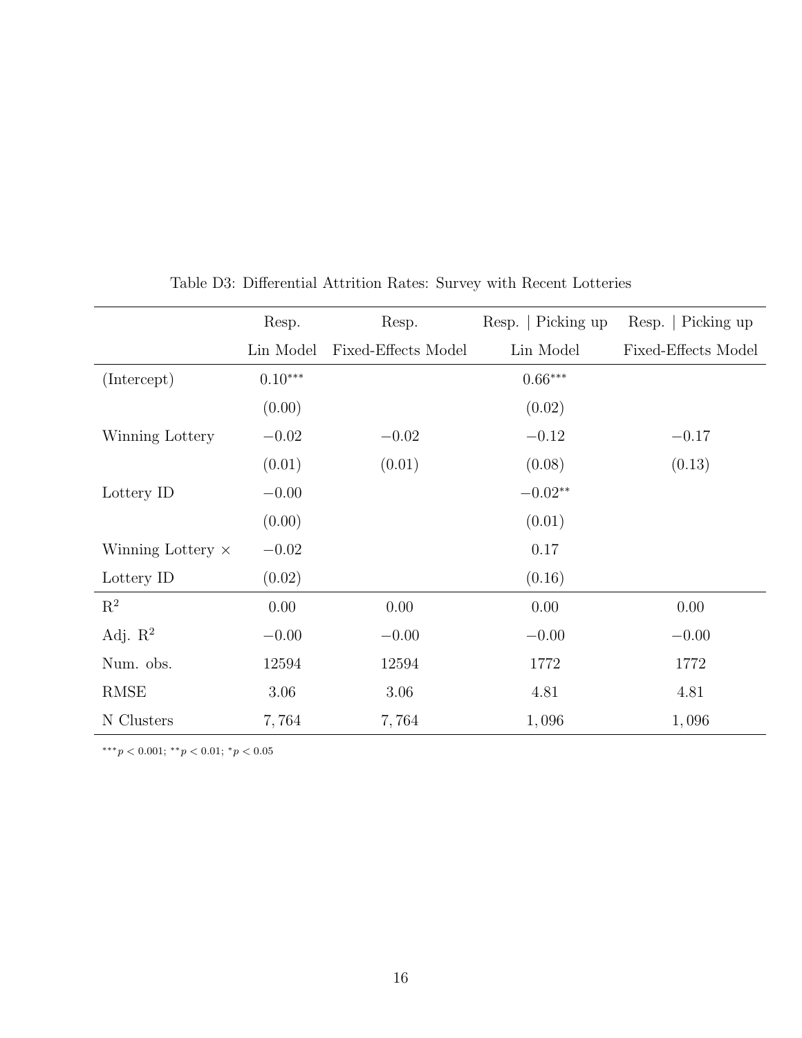Table D3: Differential Attrition Rates: Survey with Recent Lotteries

| | Resp. | Resp. | Resp. \| Picking up | Resp. \| Picking up |
|---|---|---|---|---|
| | Lin Model | Fixed-Effects Model | Lin Model | Fixed-Effects Model |
| (Intercept) | $0.10^{***}$ | | $0.66^{***}$ | |
| | (0.00) | | (0.02) | |
| Winning Lottery | $-0.02$ | $-0.02$ | $-0.12$ | $-0.17$ |
| | (0.01) | (0.01) | (0.08) | (0.13) |
| Lottery ID | $-0.00$ | | $-0.02^{**}$ | |
| | (0.00) | | (0.01) | |
| Winning Lottery × | $-0.02$ | | 0.17 | |
| Lottery ID | (0.02) | | (0.16) | |
| $R^2$ | 0.00 | 0.00 | 0.00 | 0.00 |
| Adj. $R^2$ | $-0.00$ | $-0.00$ | $-0.00$ | $-0.00$ |
| Num. obs. | 12594 | 12594 | 1772 | 1772 |
| RMSE | 3.06 | 3.06 | 4.81 | 4.81 |
| N Clusters | 7,764 | 7,764 | 1,096 | 1,096 |

$^{***}p < 0.001$; $^{**}p < 0.01$; $^{*}p < 0.05$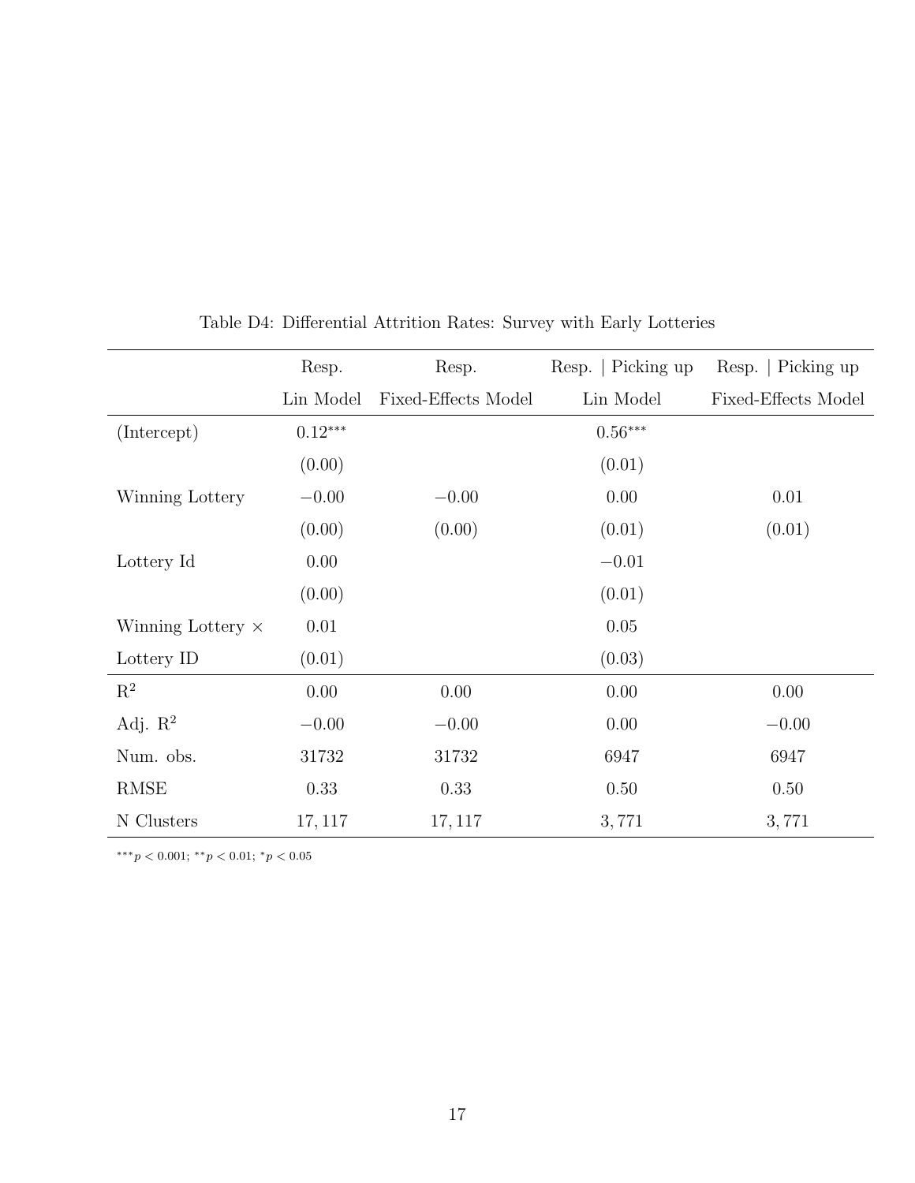Table D4: Differential Attrition Rates: Survey with Early Lotteries

| | Resp. | Resp. | Resp. \| Picking up | Resp. \| Picking up |
|---|---|---|---|---|
| | Lin Model | Fixed-Effects Model | Lin Model | Fixed-Effects Model |
| (Intercept) | $0.12^{***}$ | | $0.56^{***}$ | |
| | (0.00) | | (0.01) | |
| Winning Lottery | $-0.00$ | $-0.00$ | 0.00 | 0.01 |
| | (0.00) | (0.00) | (0.01) | (0.01) |
| Lottery Id | 0.00 | | $-0.01$ | |
| | (0.00) | | (0.01) | |
| Winning Lottery × | 0.01 | | 0.05 | |
| Lottery ID | (0.01) | | (0.03) | |
| $R^2$ | 0.00 | 0.00 | 0.00 | 0.00 |
| Adj. $R^2$ | $-0.00$ | $-0.00$ | 0.00 | $-0.00$ |
| Num. obs. | 31732 | 31732 | 6947 | 6947 |
| RMSE | 0.33 | 0.33 | 0.50 | 0.50 |
| N Clusters | 17,117 | 17,117 | 3,771 | 3,771 |

$^{***}p < 0.001$; $^{**}p < 0.01$; $^{*}p < 0.05$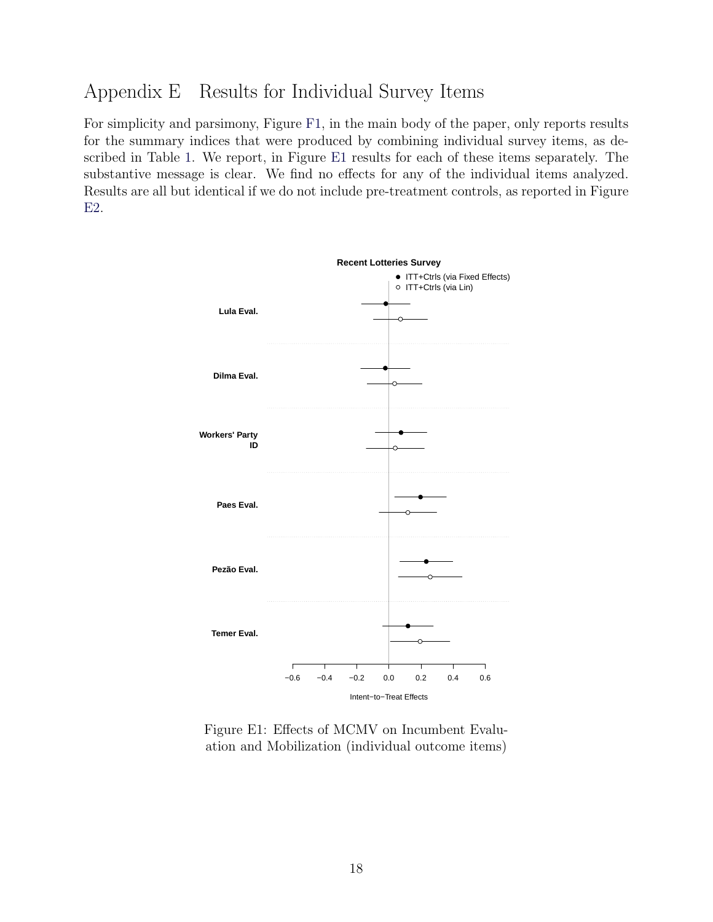# Appendix E Results for Individual Survey Items

For simplicity and parsimony, Figure F1, in the main body of the paper, only reports results for the summary indices that were produced by combining individual survey items, as described in Table 1. We report, in Figure E1 results for each of these items separately. The substantive message is clear. We find no effects for any of the individual items analyzed. Results are all but identical if we do not include pre-treatment controls, as reported in Figure E2.

Figure E1: Effects of MCMV on Incumbent Evaluation and Mobilization (individual outcome items)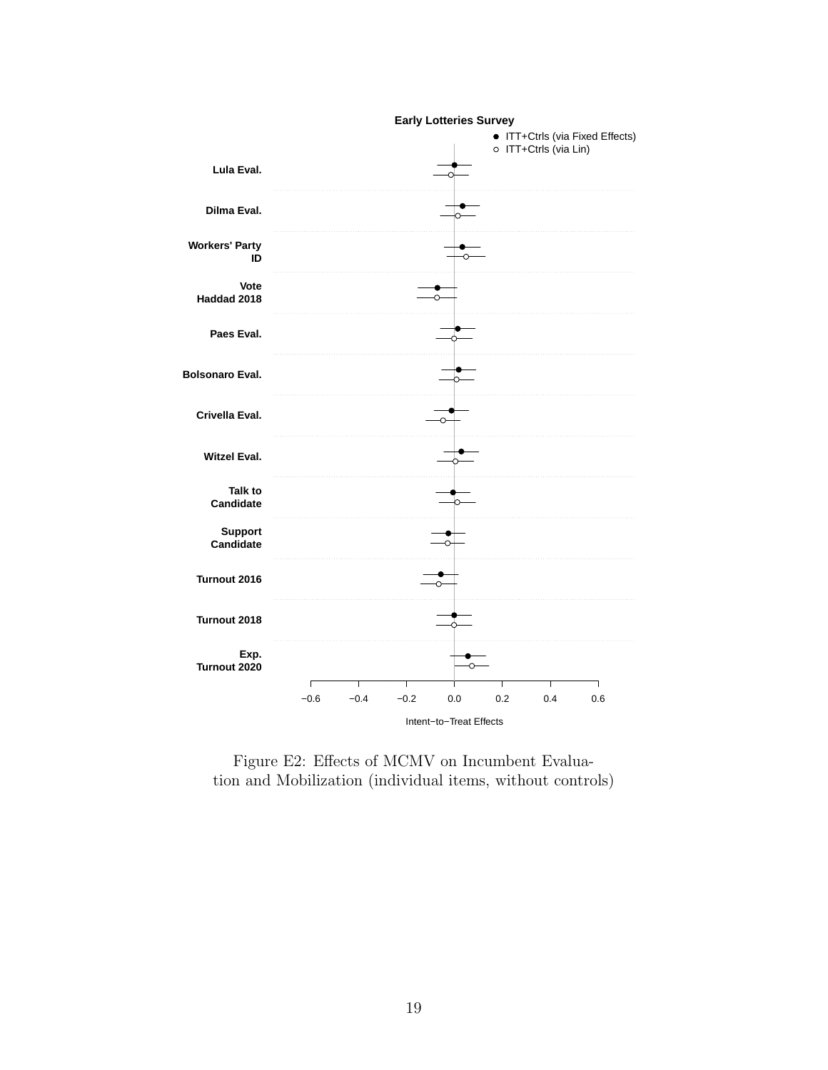Figure E2: Effects of MCMV on Incumbent Evaluation and Mobilization (individual items, without controls)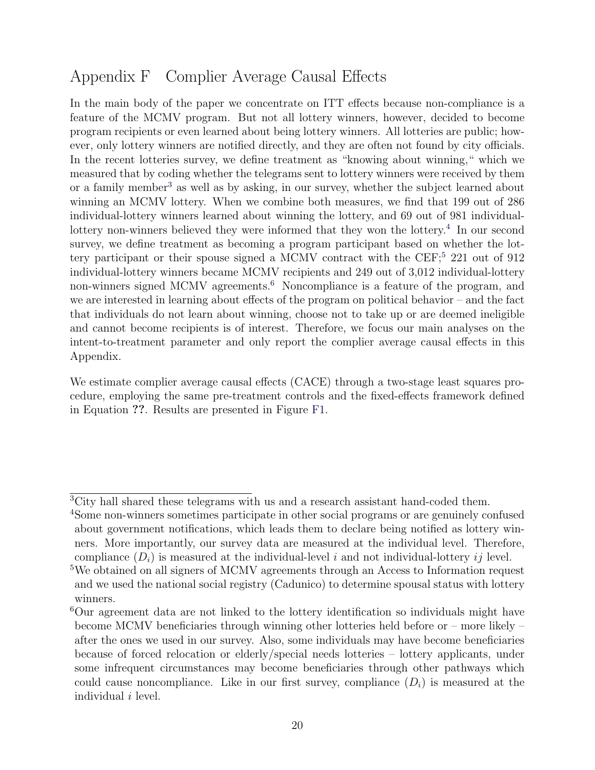# Appendix F Complier Average Causal Effects

In the main body of the paper we concentrate on ITT effects because non-compliance is a feature of the MCMV program. But not all lottery winners, however, decided to become program recipients or even learned about being lottery winners. All lotteries are public; however, only lottery winners are notified directly, and they are often not found by city officials. In the recent lotteries survey, we define treatment as "knowing about winning," which we measured that by coding whether the telegrams sent to lottery winners were received by them or a family member[3] as well as by asking, in our survey, whether the subject learned about winning an MCMV lottery. When we combine both measures, we find that 199 out of 286 individual-lottery winners learned about winning the lottery, and 69 out of 981 individual-lottery non-winners believed they were informed that they won the lottery.[4] In our second survey, we define treatment as becoming a program participant based on whether the lottery participant or their spouse signed a MCMV contract with the CEF;[5] 221 out of 912 individual-lottery winners became MCMV recipients and 249 out of 3,012 individual-lottery non-winners signed MCMV agreements.[6] Noncompliance is a feature of the program, and we are interested in learning about effects of the program on political behavior – and the fact that individuals do not learn about winning, choose not to take up or are deemed ineligible and cannot become recipients is of interest. Therefore, we focus our main analyses on the intent-to-treatment parameter and only report the complier average causal effects in this Appendix.

We estimate complier average causal effects (CACE) through a two-stage least squares procedure, employing the same pre-treatment controls and the fixed-effects framework defined in Equation **??**. Results are presented in Figure F1.

---

[3] City hall shared these telegrams with us and a research assistant hand-coded them.

[4] Some non-winners sometimes participate in other social programs or are genuinely confused about government notifications, which leads them to declare being notified as lottery winners. More importantly, our survey data are measured at the individual level. Therefore, compliance ($D_i$) is measured at the individual-level $i$ and not individual-lottery $ij$ level.

[5] We obtained on all signers of MCMV agreements through an Access to Information request and we used the national social registry (Cadunico) to determine spousal status with lottery winners.

[6] Our agreement data are not linked to the lottery identification so individuals might have become MCMV beneficiaries through winning other lotteries held before or – more likely – after the ones we used in our survey. Also, some individuals may have become beneficiaries because of forced relocation or elderly/special needs lotteries – lottery applicants, under some infrequent circumstances may become beneficiaries through other pathways which could cause noncompliance. Like in our first survey, compliance ($D_i$) is measured at the individual $i$ level.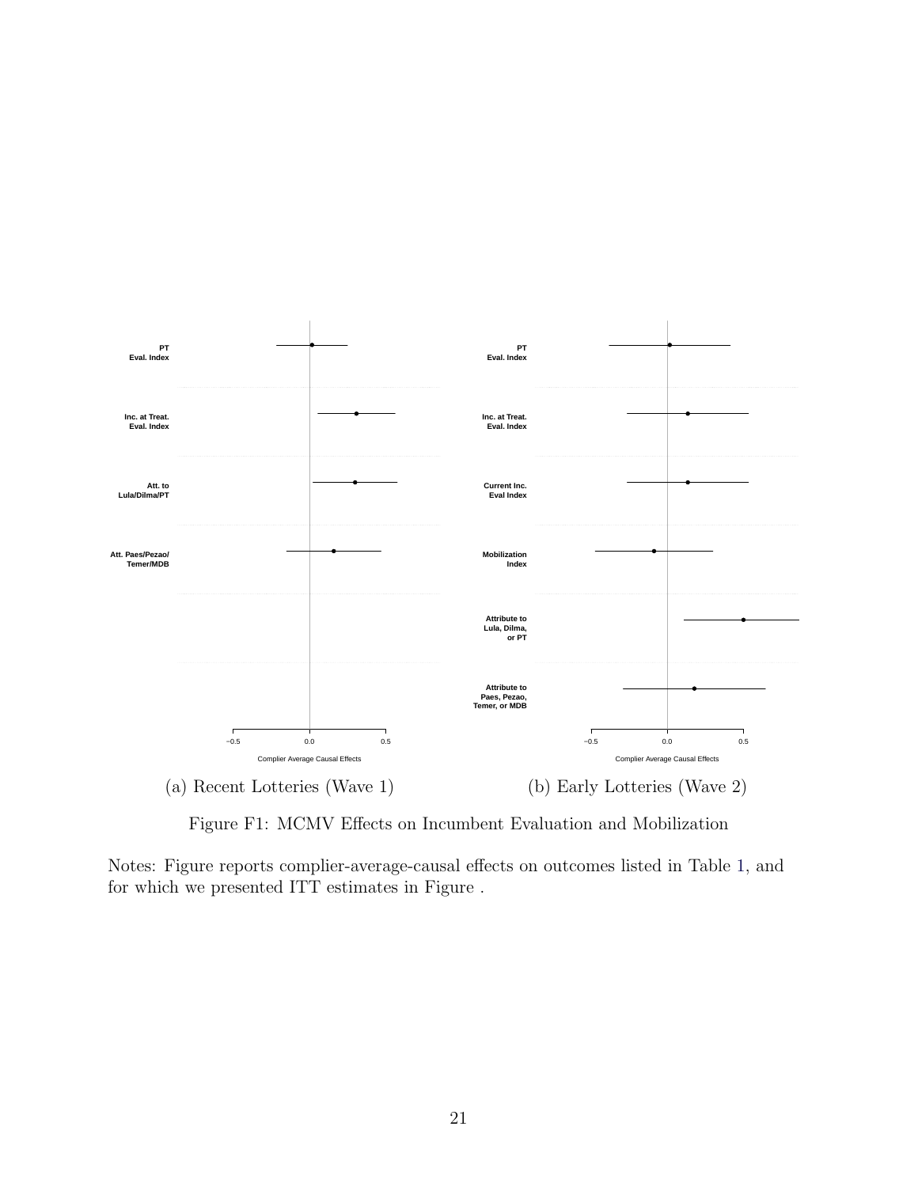(a) Recent Lotteries (Wave 1)

(b) Early Lotteries (Wave 2)

Figure F1: MCMV Effects on Incumbent Evaluation and Mobilization

Notes: Figure reports complier-average-causal effects on outcomes listed in Table 1, and for which we presented ITT estimates in Figure .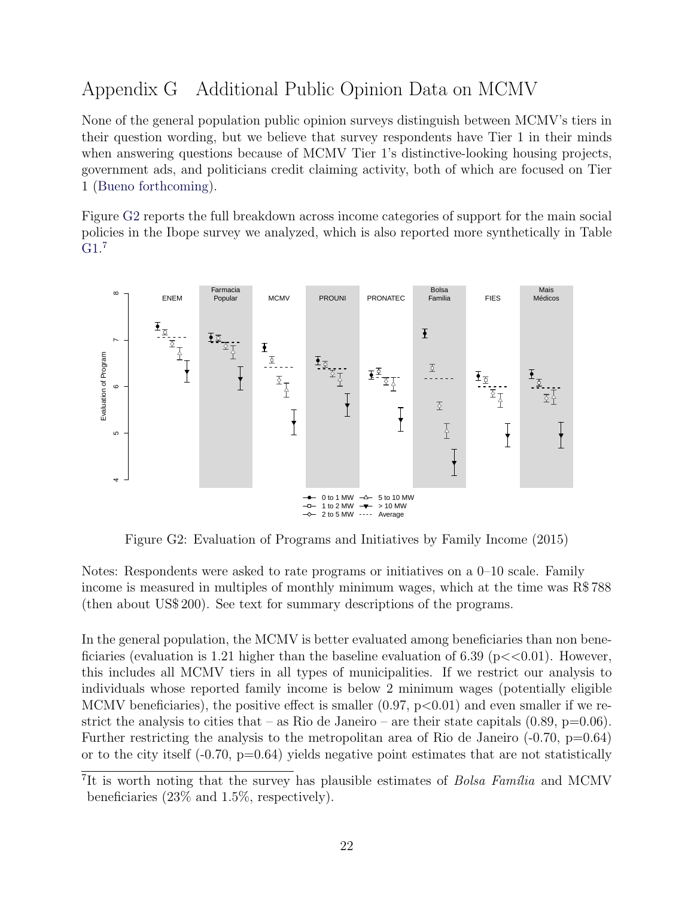# Appendix G Additional Public Opinion Data on MCMV

None of the general population public opinion surveys distinguish between MCMV's tiers in their question wording, but we believe that survey respondents have Tier 1 in their minds when answering questions because of MCMV Tier 1's distinctive-looking housing projects, government ads, and politicians credit claiming activity, both of which are focused on Tier 1 (Bueno forthcoming).

Figure G2 reports the full breakdown across income categories of support for the main social policies in the Ibope survey we analyzed, which is also reported more synthetically in Table G1.[7]

Figure G2: Evaluation of Programs and Initiatives by Family Income (2015)

Notes: Respondents were asked to rate programs or initiatives on a 0–10 scale. Family income is measured in multiples of monthly minimum wages, which at the time was R$ 788 (then about US$ 200). See text for summary descriptions of the programs.

In the general population, the MCMV is better evaluated among beneficiaries than non beneficiaries (evaluation is 1.21 higher than the baseline evaluation of 6.39 ($p << 0.01$). However, this includes all MCMV tiers in all types of municipalities. If we restrict our analysis to individuals whose reported family income is below 2 minimum wages (potentially eligible MCMV beneficiaries), the positive effect is smaller (0.97, $p < 0.01$) and even smaller if we restrict the analysis to cities that – as Rio de Janeiro – are their state capitals (0.89, $p = 0.06$). Further restricting the analysis to the metropolitan area of Rio de Janeiro (-0.70, $p = 0.64$) or to the city itself (-0.70, $p = 0.64$) yields negative point estimates that are not statistically

[7]It is worth noting that the survey has plausible estimates of *Bolsa Família* and MCMV beneficiaries (23% and 1.5%, respectively).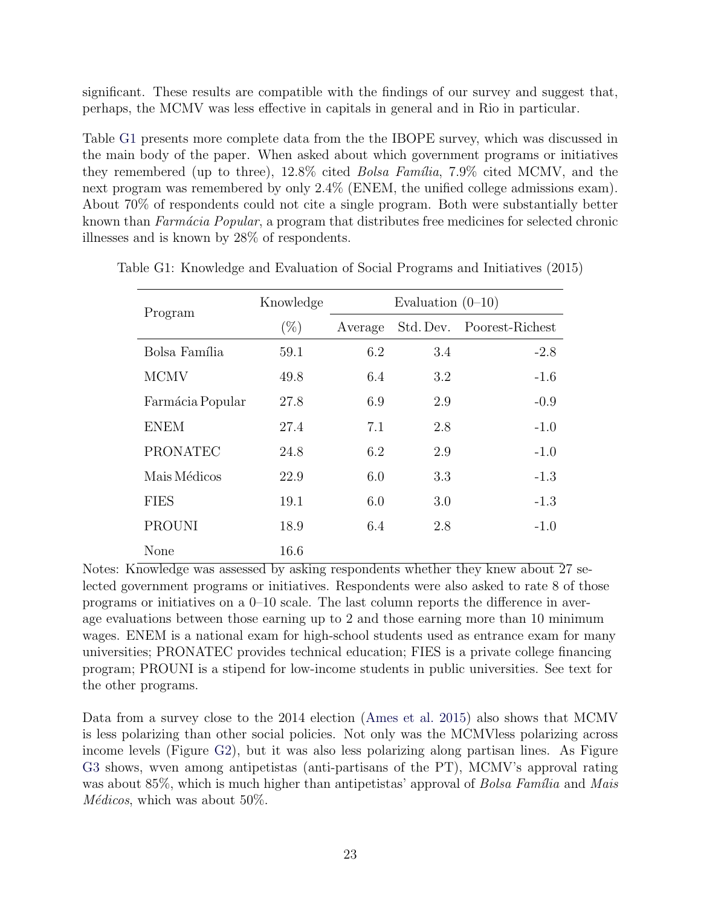significant. These results are compatible with the findings of our survey and suggest that, perhaps, the MCMV was less effective in capitals in general and in Rio in particular.

Table G1 presents more complete data from the the IBOPE survey, which was discussed in the main body of the paper. When asked about which government programs or initiatives they remembered (up to three), 12.8% cited *Bolsa Família*, 7.9% cited MCMV, and the next program was remembered by only 2.4% (ENEM, the unified college admissions exam). About 70% of respondents could not cite a single program. Both were substantially better known than *Farmácia Popular*, a program that distributes free medicines for selected chronic illnesses and is known by 28% of respondents.

Table G1: Knowledge and Evaluation of Social Programs and Initiatives (2015)

| Program | Knowledge | Evaluation (0–10) | | |
|---|---|---|---|---|
| | (%) | Average | Std. Dev. | Poorest-Richest |
| Bolsa Família | 59.1 | 6.2 | 3.4 | -2.8 |
| MCMV | 49.8 | 6.4 | 3.2 | -1.6 |
| Farmácia Popular | 27.8 | 6.9 | 2.9 | -0.9 |
| ENEM | 27.4 | 7.1 | 2.8 | -1.0 |
| PRONATEC | 24.8 | 6.2 | 2.9 | -1.0 |
| Mais Médicos | 22.9 | 6.0 | 3.3 | -1.3 |
| FIES | 19.1 | 6.0 | 3.0 | -1.3 |
| PROUNI | 18.9 | 6.4 | 2.8 | -1.0 |
| None | 16.6 | | | |

Notes: Knowledge was assessed by asking respondents whether they knew about 27 selected government programs or initiatives. Respondents were also asked to rate 8 of those programs or initiatives on a 0–10 scale. The last column reports the difference in average evaluations between those earning up to 2 and those earning more than 10 minimum wages. ENEM is a national exam for high-school students used as entrance exam for many universities; PRONATEC provides technical education; FIES is a private college financing program; PROUNI is a stipend for low-income students in public universities. See text for the other programs.

Data from a survey close to the 2014 election (Ames et al. 2015) also shows that MCMV is less polarizing than other social policies. Not only was the MCMVless polarizing across income levels (Figure G2), but it was also less polarizing along partisan lines. As Figure G3 shows, wven among antipetistas (anti-partisans of the PT), MCMV's approval rating was about 85%, which is much higher than antipetistas' approval of *Bolsa Família* and *Mais Médicos*, which was about 50%.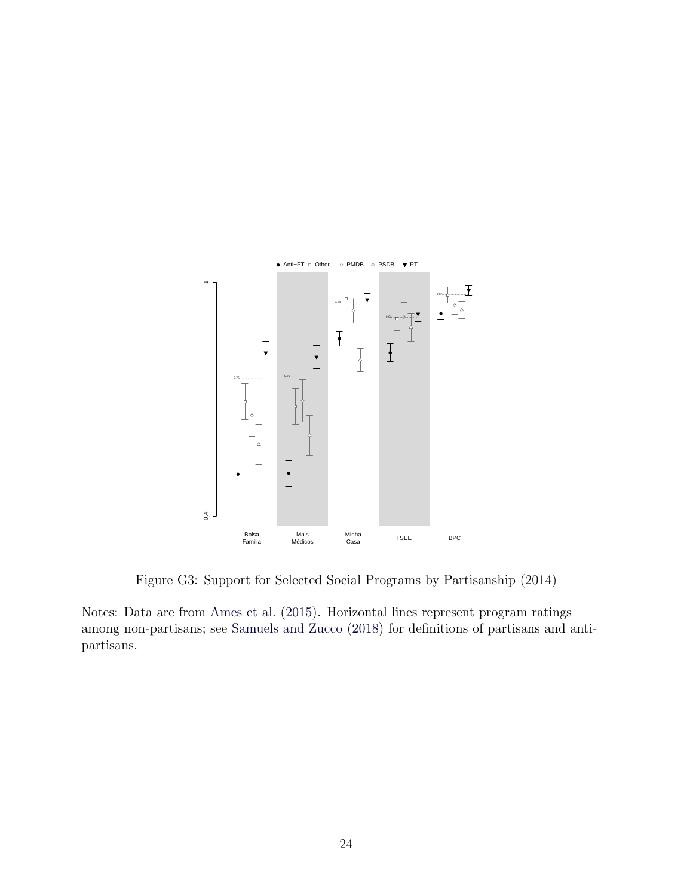Figure G3: Support for Selected Social Programs by Partisanship (2014)

Notes: Data are from Ames et al. (2015). Horizontal lines represent program ratings among non-partisans; see Samuels and Zucco (2018) for definitions of partisans and anti-partisans.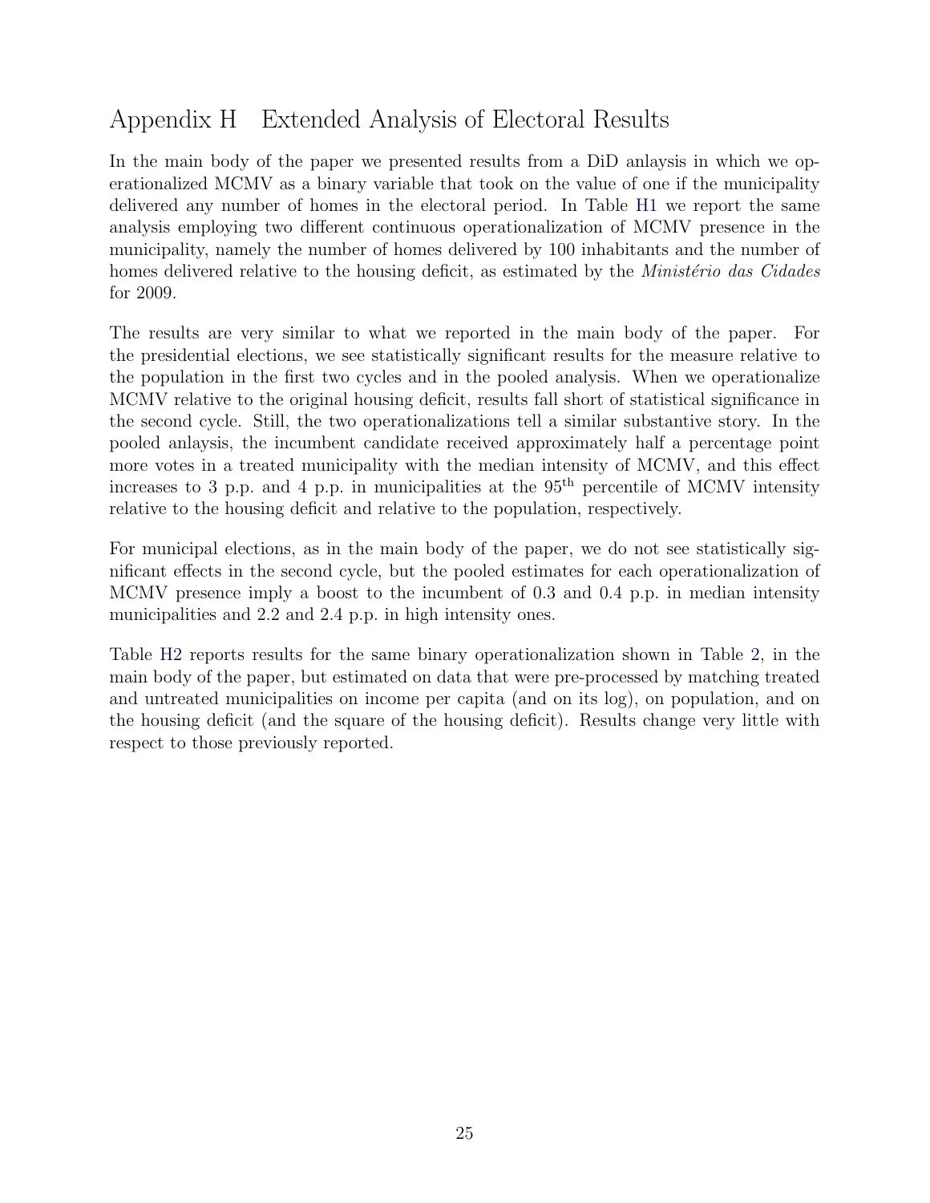# Appendix H Extended Analysis of Electoral Results

In the main body of the paper we presented results from a DiD anlaysis in which we operationalized MCMV as a binary variable that took on the value of one if the municipality delivered any number of homes in the electoral period. In Table H1 we report the same analysis employing two different continuous operationalization of MCMV presence in the municipality, namely the number of homes delivered by 100 inhabitants and the number of homes delivered relative to the housing deficit, as estimated by the *Ministério das Cidades* for 2009.

The results are very similar to what we reported in the main body of the paper. For the presidential elections, we see statistically significant results for the measure relative to the population in the first two cycles and in the pooled analysis. When we operationalize MCMV relative to the original housing deficit, results fall short of statistical significance in the second cycle. Still, the two operationalizations tell a similar substantive story. In the pooled anlaysis, the incumbent candidate received approximately half a percentage point more votes in a treated municipality with the median intensity of MCMV, and this effect increases to 3 p.p. and 4 p.p. in municipalities at the $95^{\text{th}}$ percentile of MCMV intensity relative to the housing deficit and relative to the population, respectively.

For municipal elections, as in the main body of the paper, we do not see statistically significant effects in the second cycle, but the pooled estimates for each operationalization of MCMV presence imply a boost to the incumbent of 0.3 and 0.4 p.p. in median intensity municipalities and 2.2 and 2.4 p.p. in high intensity ones.

Table H2 reports results for the same binary operationalization shown in Table 2, in the main body of the paper, but estimated on data that were pre-processed by matching treated and untreated municipalities on income per capita (and on its log), on population, and on the housing deficit (and the square of the housing deficit). Results change very little with respect to those previously reported.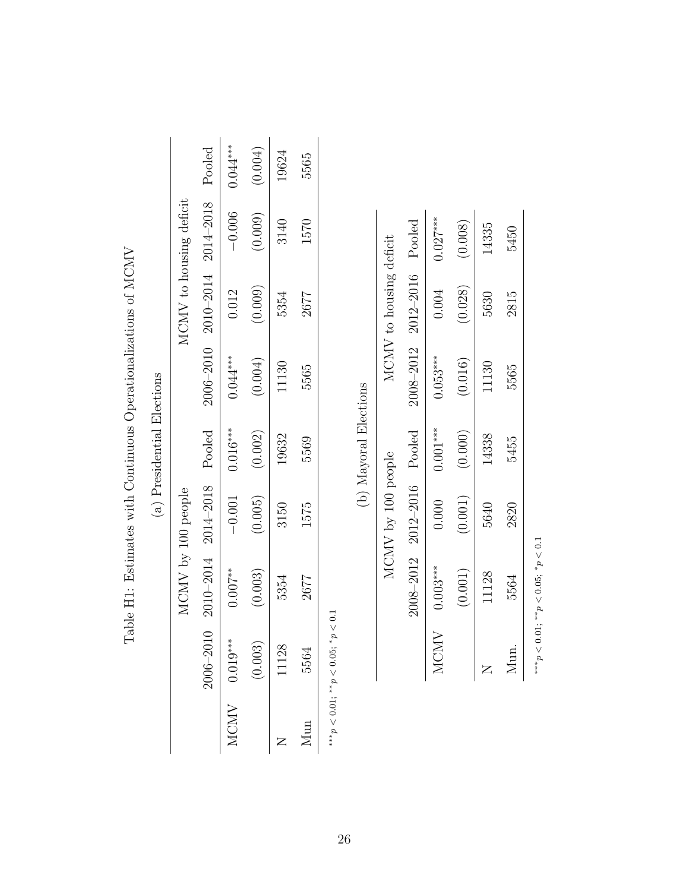Table H1: Estimates with Continuous Operationalizations of MCMV

(a) Presidential Elections

| | MCMV by 100 people | | | | MCMV to housing deficit | | | |
|---|---|---|---|---|---|---|---|---|
| | 2006–2010 | 2010–2014 | 2014–2018 | Pooled | 2006–2010 | 2010–2014 | 2014–2018 | Pooled |
| MCMV | 0.019*** | 0.007** | −0.001 | 0.016*** | 0.044*** | 0.012 | −0.006 | 0.044*** |
| | (0.003) | (0.003) | (0.005) | (0.002) | (0.004) | (0.009) | (0.009) | (0.004) |
| N | 11128 | 5354 | 3150 | 19632 | 11130 | 5354 | 3140 | 19624 |
| Mun | 5564 | 2677 | 1575 | 5569 | 5565 | 2677 | 1570 | 5565 |

$^{***}p < 0.01$; $^{**}p < 0.05$; $^{*}p < 0.1$

(b) Mayoral Elections

| | MCMV by 100 people | | | MCMV to housing deficit | | |
|---|---|---|---|---|---|---|
| | 2008–2012 | 2012–2016 | Pooled | 2008–2012 | 2012–2016 | Pooled |
| MCMV | 0.003*** | 0.000 | 0.001*** | 0.053*** | 0.004 | 0.027*** |
| | (0.001) | (0.001) | (0.000) | (0.016) | (0.028) | (0.008) |
| N | 11128 | 5640 | 14338 | 11130 | 5630 | 14335 |
| Mun. | 5564 | 2820 | 5455 | 5565 | 2815 | 5450 |

$^{***}p < 0.01$; $^{**}p < 0.05$; $^{*}p < 0.1$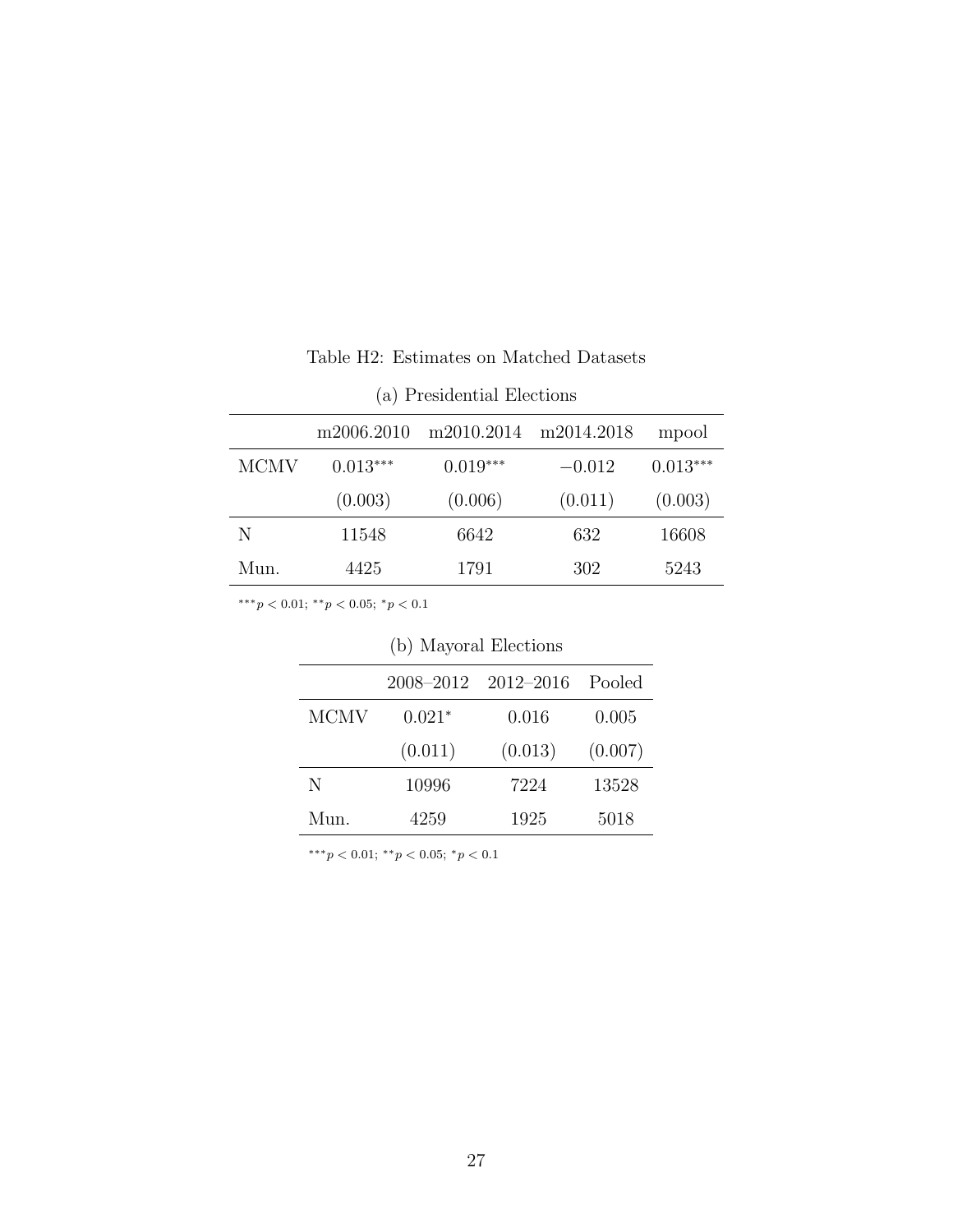Table H2: Estimates on Matched Datasets

(a) Presidential Elections

| | m2006.2010 | m2010.2014 | m2014.2018 | mpool |
|---|---|---|---|---|
| MCMV | $0.013^{***}$ | $0.019^{***}$ | $-0.012$ | $0.013^{***}$ |
| | (0.003) | (0.006) | (0.011) | (0.003) |
| N | 11548 | 6642 | 632 | 16608 |
| Mun. | 4425 | 1791 | 302 | 5243 |

$^{***}p < 0.01$; $^{**}p < 0.05$; $^{*}p < 0.1$

(b) Mayoral Elections

| | 2008–2012 | 2012–2016 | Pooled |
|---|---|---|---|
| MCMV | $0.021^{*}$ | 0.016 | 0.005 |
| | (0.011) | (0.013) | (0.007) |
| N | 10996 | 7224 | 13528 |
| Mun. | 4259 | 1925 | 5018 |

$^{***}p < 0.01$; $^{**}p < 0.05$; $^{*}p < 0.1$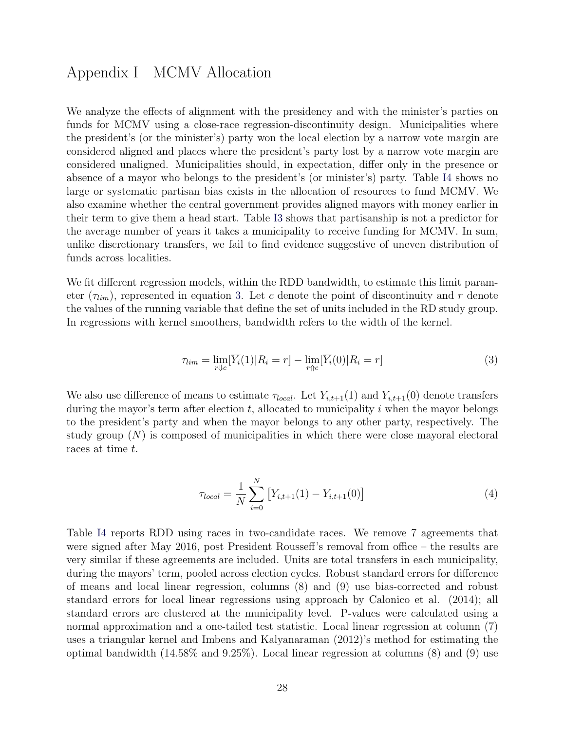# Appendix I MCMV Allocation

We analyze the effects of alignment with the presidency and with the minister's parties on funds for MCMV using a close-race regression-discontinuity design. Municipalities where the president's (or the minister's) party won the local election by a narrow vote margin are considered aligned and places where the president's party lost by a narrow vote margin are considered unaligned. Municipalities should, in expectation, differ only in the presence or absence of a mayor who belongs to the president's (or minister's) party. Table I4 shows no large or systematic partisan bias exists in the allocation of resources to fund MCMV. We also examine whether the central government provides aligned mayors with money earlier in their term to give them a head start. Table I3 shows that partisanship is not a predictor for the average number of years it takes a municipality to receive funding for MCMV. In sum, unlike discretionary transfers, we fail to find evidence suggestive of uneven distribution of funds across localities.

We fit different regression models, within the RDD bandwidth, to estimate this limit parameter ($\tau_{lim}$), represented in equation 3. Let $c$ denote the point of discontinuity and $r$ denote the values of the running variable that define the set of units included in the RD study group. In regressions with kernel smoothers, bandwidth refers to the width of the kernel.

$$\tau_{lim} = \lim_{r \Downarrow c}[\overline{Y_i}(1)|R_i = r] - \lim_{r \Uparrow c}[\overline{Y_i}(0)|R_i = r] \tag{3}$$

We also use difference of means to estimate $\tau_{local}$. Let $Y_{i,t+1}(1)$ and $Y_{i,t+1}(0)$ denote transfers during the mayor's term after election $t$, allocated to municipality $i$ when the mayor belongs to the president's party and when the mayor belongs to any other party, respectively. The study group ($N$) is composed of municipalities in which there were close mayoral electoral races at time $t$.

$$\tau_{local} = \frac{1}{N} \sum_{i=0}^{N} \left[ Y_{i,t+1}(1) - Y_{i,t+1}(0) \right] \tag{4}$$

Table I4 reports RDD using races in two-candidate races. We remove 7 agreements that were signed after May 2016, post President Rousseff's removal from office – the results are very similar if these agreements are included. Units are total transfers in each municipality, during the mayors' term, pooled across election cycles. Robust standard errors for difference of means and local linear regression, columns (8) and (9) use bias-corrected and robust standard errors for local linear regressions using approach by Calonico et al. (2014); all standard errors are clustered at the municipality level. P-values were calculated using a normal approximation and a one-tailed test statistic. Local linear regression at column (7) uses a triangular kernel and Imbens and Kalyanaraman (2012)'s method for estimating the optimal bandwidth (14.58% and 9.25%). Local linear regression at columns (8) and (9) use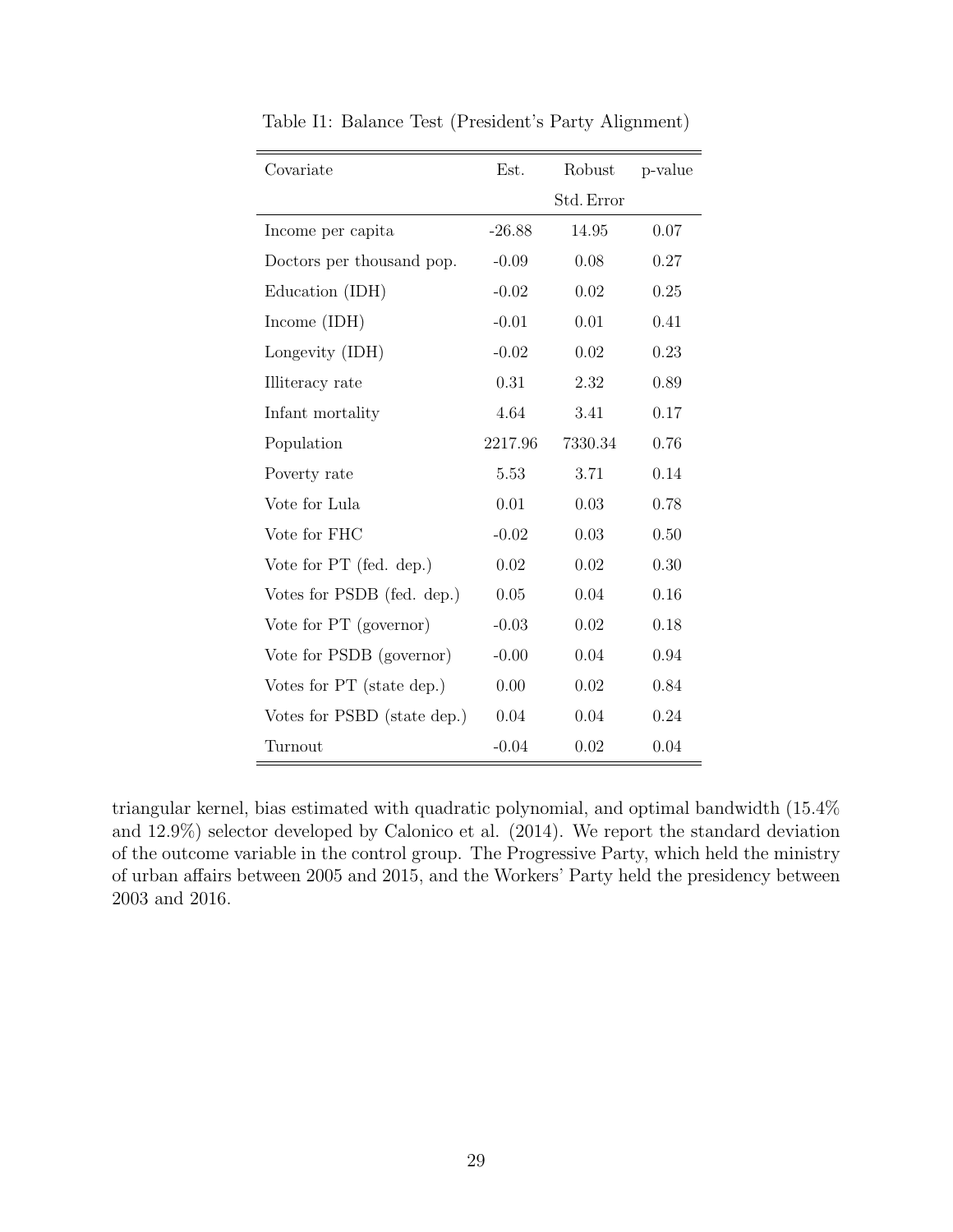Table I1: Balance Test (President's Party Alignment)

| Covariate | Est. | Robust Std. Error | p-value |
|---|---|---|---|
| Income per capita | -26.88 | 14.95 | 0.07 |
| Doctors per thousand pop. | -0.09 | 0.08 | 0.27 |
| Education (IDH) | -0.02 | 0.02 | 0.25 |
| Income (IDH) | -0.01 | 0.01 | 0.41 |
| Longevity (IDH) | -0.02 | 0.02 | 0.23 |
| Illiteracy rate | 0.31 | 2.32 | 0.89 |
| Infant mortality | 4.64 | 3.41 | 0.17 |
| Population | 2217.96 | 7330.34 | 0.76 |
| Poverty rate | 5.53 | 3.71 | 0.14 |
| Vote for Lula | 0.01 | 0.03 | 0.78 |
| Vote for FHC | -0.02 | 0.03 | 0.50 |
| Vote for PT (fed. dep.) | 0.02 | 0.02 | 0.30 |
| Votes for PSDB (fed. dep.) | 0.05 | 0.04 | 0.16 |
| Vote for PT (governor) | -0.03 | 0.02 | 0.18 |
| Vote for PSDB (governor) | -0.00 | 0.04 | 0.94 |
| Votes for PT (state dep.) | 0.00 | 0.02 | 0.84 |
| Votes for PSBD (state dep.) | 0.04 | 0.04 | 0.24 |
| Turnout | -0.04 | 0.02 | 0.04 |

triangular kernel, bias estimated with quadratic polynomial, and optimal bandwidth (15.4% and 12.9%) selector developed by Calonico et al. (2014). We report the standard deviation of the outcome variable in the control group. The Progressive Party, which held the ministry of urban affairs between 2005 and 2015, and the Workers' Party held the presidency between 2003 and 2016.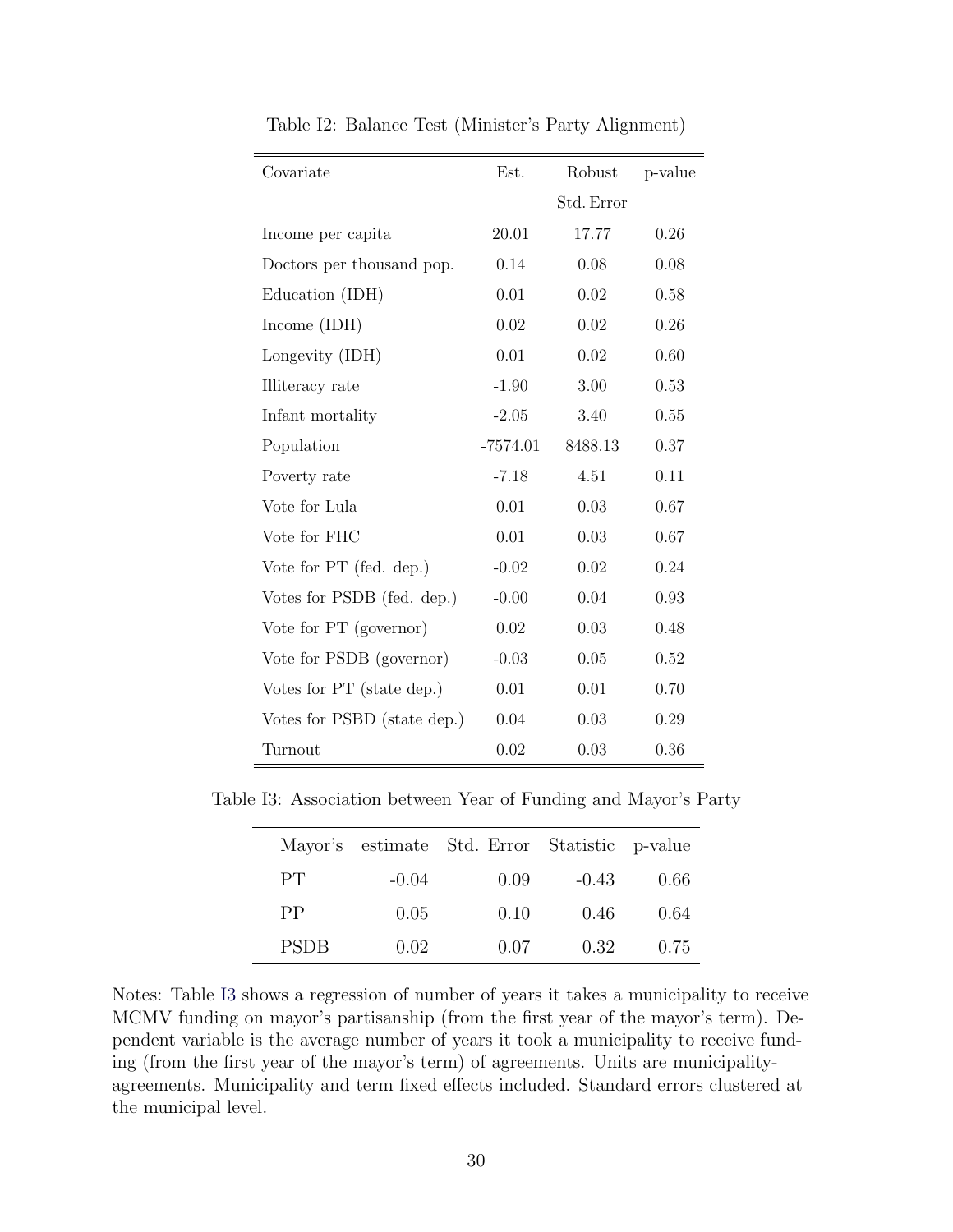Table I2: Balance Test (Minister's Party Alignment)

| Covariate | Est. | Robust Std. Error | p-value |
|---|---|---|---|
| Income per capita | 20.01 | 17.77 | 0.26 |
| Doctors per thousand pop. | 0.14 | 0.08 | 0.08 |
| Education (IDH) | 0.01 | 0.02 | 0.58 |
| Income (IDH) | 0.02 | 0.02 | 0.26 |
| Longevity (IDH) | 0.01 | 0.02 | 0.60 |
| Illiteracy rate | -1.90 | 3.00 | 0.53 |
| Infant mortality | -2.05 | 3.40 | 0.55 |
| Population | -7574.01 | 8488.13 | 0.37 |
| Poverty rate | -7.18 | 4.51 | 0.11 |
| Vote for Lula | 0.01 | 0.03 | 0.67 |
| Vote for FHC | 0.01 | 0.03 | 0.67 |
| Vote for PT (fed. dep.) | -0.02 | 0.02 | 0.24 |
| Votes for PSDB (fed. dep.) | -0.00 | 0.04 | 0.93 |
| Vote for PT (governor) | 0.02 | 0.03 | 0.48 |
| Vote for PSDB (governor) | -0.03 | 0.05 | 0.52 |
| Votes for PT (state dep.) | 0.01 | 0.01 | 0.70 |
| Votes for PSBD (state dep.) | 0.04 | 0.03 | 0.29 |
| Turnout | 0.02 | 0.03 | 0.36 |

Table I3: Association between Year of Funding and Mayor's Party

| Mayor's | estimate | Std. Error | Statistic | p-value |
|---|---|---|---|---|
| PT | -0.04 | 0.09 | -0.43 | 0.66 |
| PP | 0.05 | 0.10 | 0.46 | 0.64 |
| PSDB | 0.02 | 0.07 | 0.32 | 0.75 |

Notes: Table I3 shows a regression of number of years it takes a municipality to receive MCMV funding on mayor's partisanship (from the first year of the mayor's term). Dependent variable is the average number of years it took a municipality to receive funding (from the first year of the mayor's term) of agreements. Units are municipality-agreements. Municipality and term fixed effects included. Standard errors clustered at the municipal level.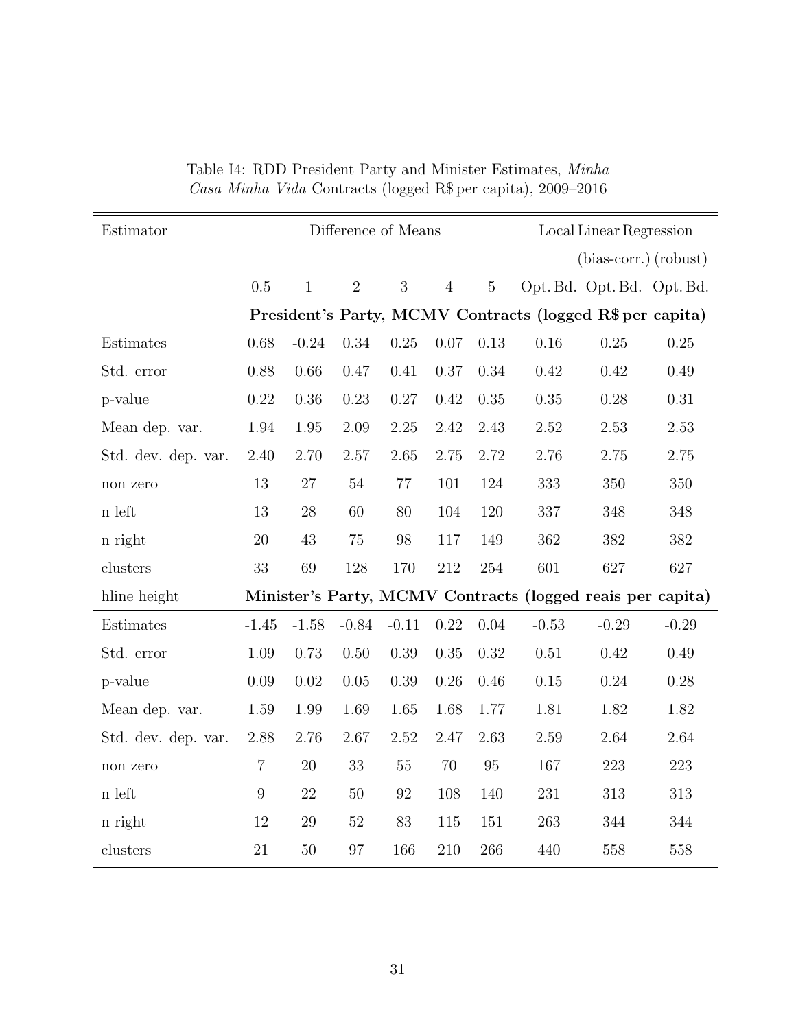Table I4: RDD President Party and Minister Estimates, *Minha Casa Minha Vida* Contracts (logged R$ per capita), 2009–2016

| Estimator | Difference of Means | | | | | | Local Linear Regression | | |
|---|---|---|---|---|---|---|---|---|---|
| | | | | | | | | (bias-corr.) | (robust) |
| | 0.5 | 1 | 2 | 3 | 4 | 5 | Opt. Bd. | Opt. Bd. | Opt. Bd. |
| | **President's Party, MCMV Contracts (logged R$ per capita)** | | | | | | | | |
| Estimates | 0.68 | -0.24 | 0.34 | 0.25 | 0.07 | 0.13 | 0.16 | 0.25 | 0.25 |
| Std. error | 0.88 | 0.66 | 0.47 | 0.41 | 0.37 | 0.34 | 0.42 | 0.42 | 0.49 |
| p-value | 0.22 | 0.36 | 0.23 | 0.27 | 0.42 | 0.35 | 0.35 | 0.28 | 0.31 |
| Mean dep. var. | 1.94 | 1.95 | 2.09 | 2.25 | 2.42 | 2.43 | 2.52 | 2.53 | 2.53 |
| Std. dev. dep. var. | 2.40 | 2.70 | 2.57 | 2.65 | 2.75 | 2.72 | 2.76 | 2.75 | 2.75 |
| non zero | 13 | 27 | 54 | 77 | 101 | 124 | 333 | 350 | 350 |
| n left | 13 | 28 | 60 | 80 | 104 | 120 | 337 | 348 | 348 |
| n right | 20 | 43 | 75 | 98 | 117 | 149 | 362 | 382 | 382 |
| clusters | 33 | 69 | 128 | 170 | 212 | 254 | 601 | 627 | 627 |
| hline height | **Minister's Party, MCMV Contracts (logged reais per capita)** | | | | | | | | |
| Estimates | -1.45 | -1.58 | -0.84 | -0.11 | 0.22 | 0.04 | -0.53 | -0.29 | -0.29 |
| Std. error | 1.09 | 0.73 | 0.50 | 0.39 | 0.35 | 0.32 | 0.51 | 0.42 | 0.49 |
| p-value | 0.09 | 0.02 | 0.05 | 0.39 | 0.26 | 0.46 | 0.15 | 0.24 | 0.28 |
| Mean dep. var. | 1.59 | 1.99 | 1.69 | 1.65 | 1.68 | 1.77 | 1.81 | 1.82 | 1.82 |
| Std. dev. dep. var. | 2.88 | 2.76 | 2.67 | 2.52 | 2.47 | 2.63 | 2.59 | 2.64 | 2.64 |
| non zero | 7 | 20 | 33 | 55 | 70 | 95 | 167 | 223 | 223 |
| n left | 9 | 22 | 50 | 92 | 108 | 140 | 231 | 313 | 313 |
| n right | 12 | 29 | 52 | 83 | 115 | 151 | 263 | 344 | 344 |
| clusters | 21 | 50 | 97 | 166 | 210 | 266 | 440 | 558 | 558 |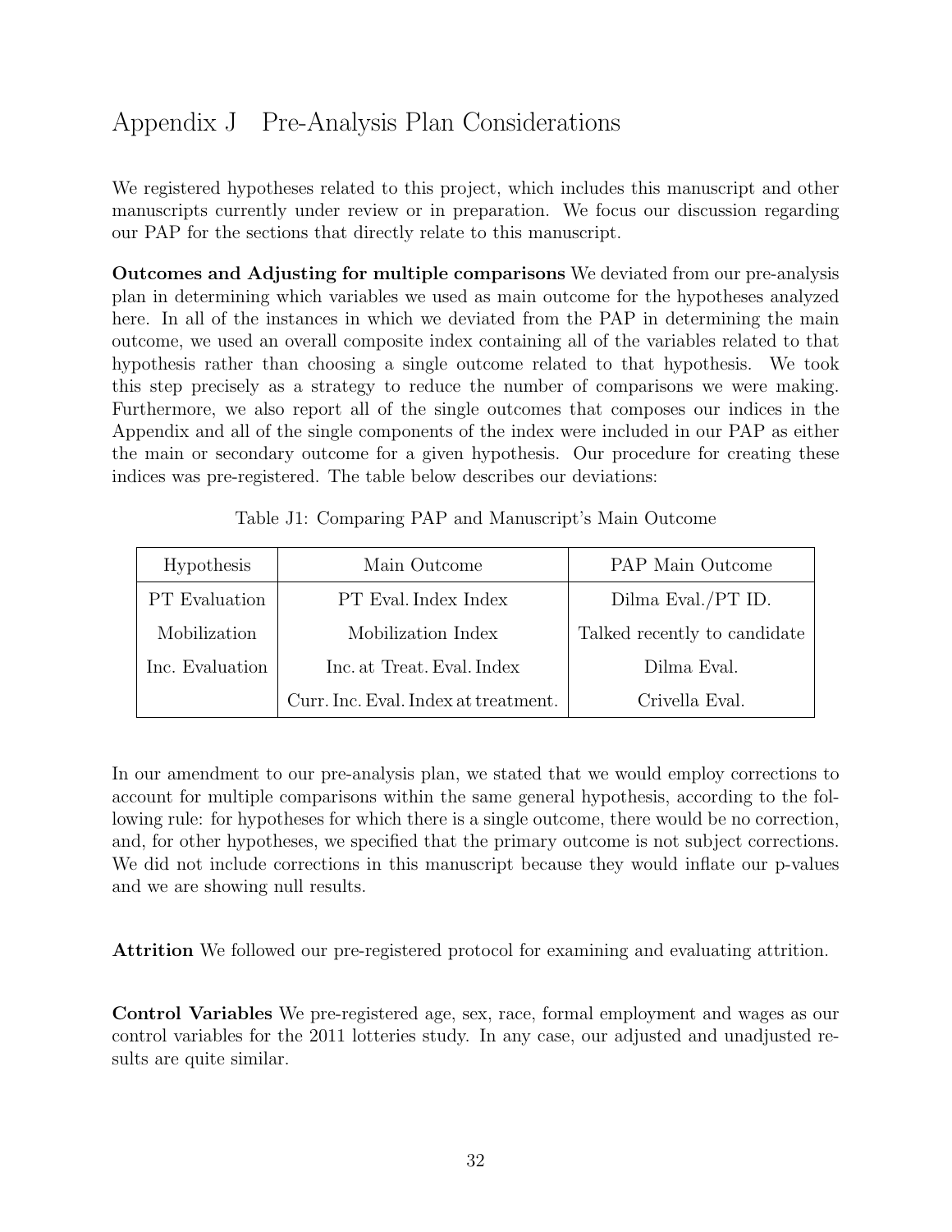# Appendix J Pre-Analysis Plan Considerations

We registered hypotheses related to this project, which includes this manuscript and other manuscripts currently under review or in preparation. We focus our discussion regarding our PAP for the sections that directly relate to this manuscript.

**Outcomes and Adjusting for multiple comparisons** We deviated from our pre-analysis plan in determining which variables we used as main outcome for the hypotheses analyzed here. In all of the instances in which we deviated from the PAP in determining the main outcome, we used an overall composite index containing all of the variables related to that hypothesis rather than choosing a single outcome related to that hypothesis. We took this step precisely as a strategy to reduce the number of comparisons we were making. Furthermore, we also report all of the single outcomes that composes our indices in the Appendix and all of the single components of the index were included in our PAP as either the main or secondary outcome for a given hypothesis. Our procedure for creating these indices was pre-registered. The table below describes our deviations:

Table J1: Comparing PAP and Manuscript's Main Outcome

| Hypothesis | Main Outcome | PAP Main Outcome |
|---|---|---|
| PT Evaluation | PT Eval. Index Index | Dilma Eval./PT ID. |
| Mobilization | Mobilization Index | Talked recently to candidate |
| Inc. Evaluation | Inc. at Treat. Eval. Index | Dilma Eval. |
| | Curr. Inc. Eval. Index at treatment. | Crivella Eval. |

In our amendment to our pre-analysis plan, we stated that we would employ corrections to account for multiple comparisons within the same general hypothesis, according to the following rule: for hypotheses for which there is a single outcome, there would be no correction, and, for other hypotheses, we specified that the primary outcome is not subject corrections. We did not include corrections in this manuscript because they would inflate our p-values and we are showing null results.

**Attrition** We followed our pre-registered protocol for examining and evaluating attrition.

**Control Variables** We pre-registered age, sex, race, formal employment and wages as our control variables for the 2011 lotteries study. In any case, our adjusted and unadjusted results are quite similar.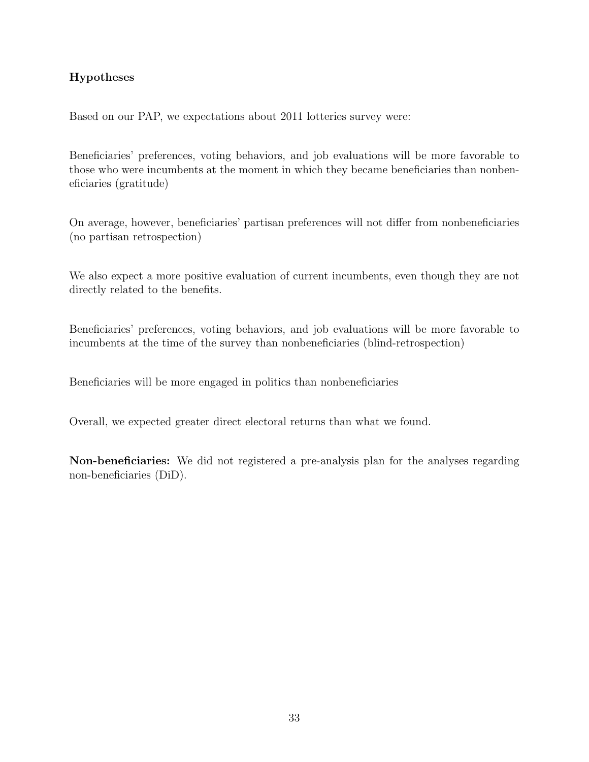### Hypotheses

Based on our PAP, we expectations about 2011 lotteries survey were:

Beneficiaries' preferences, voting behaviors, and job evaluations will be more favorable to those who were incumbents at the moment in which they became beneficiaries than nonbeneficiaries (gratitude)

On average, however, beneficiaries' partisan preferences will not differ from nonbeneficiaries (no partisan retrospection)

We also expect a more positive evaluation of current incumbents, even though they are not directly related to the benefits.

Beneficiaries' preferences, voting behaviors, and job evaluations will be more favorable to incumbents at the time of the survey than nonbeneficiaries (blind-retrospection)

Beneficiaries will be more engaged in politics than nonbeneficiaries

Overall, we expected greater direct electoral returns than what we found.

**Non-beneficiaries:** We did not registered a pre-analysis plan for the analyses regarding non-beneficiaries (DiD).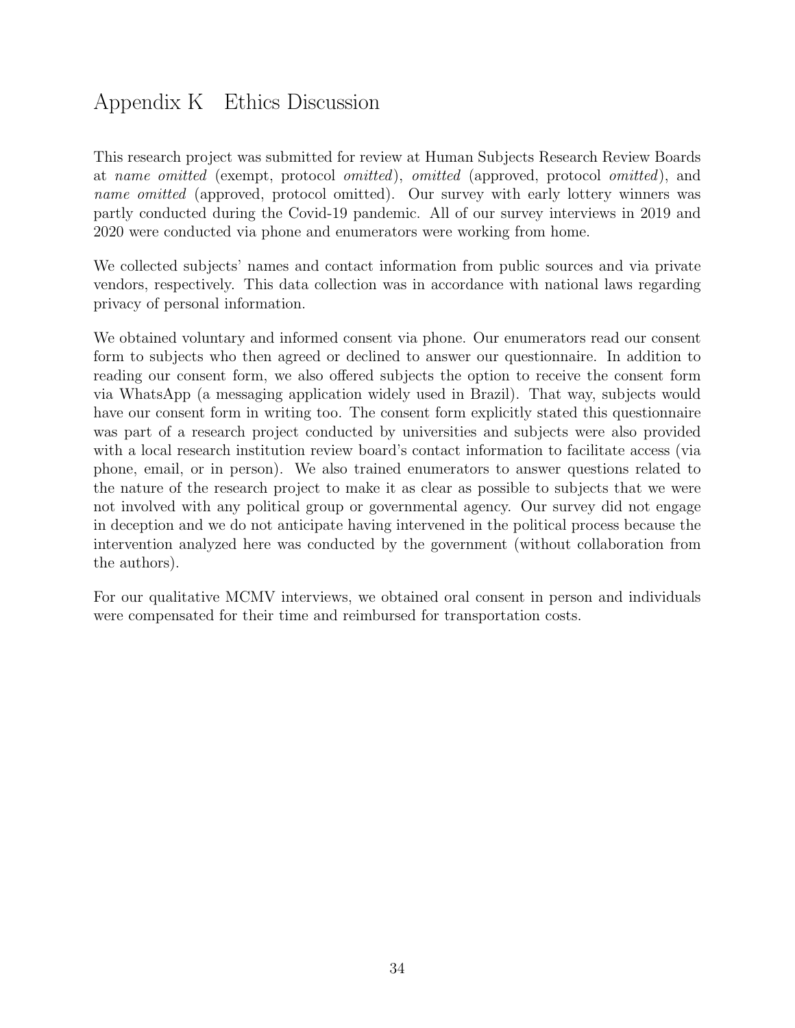# Appendix K Ethics Discussion

This research project was submitted for review at Human Subjects Research Review Boards at *name omitted* (exempt, protocol *omitted*), *omitted* (approved, protocol *omitted*), and *name omitted* (approved, protocol omitted). Our survey with early lottery winners was partly conducted during the Covid-19 pandemic. All of our survey interviews in 2019 and 2020 were conducted via phone and enumerators were working from home.

We collected subjects' names and contact information from public sources and via private vendors, respectively. This data collection was in accordance with national laws regarding privacy of personal information.

We obtained voluntary and informed consent via phone. Our enumerators read our consent form to subjects who then agreed or declined to answer our questionnaire. In addition to reading our consent form, we also offered subjects the option to receive the consent form via WhatsApp (a messaging application widely used in Brazil). That way, subjects would have our consent form in writing too. The consent form explicitly stated this questionnaire was part of a research project conducted by universities and subjects were also provided with a local research institution review board's contact information to facilitate access (via phone, email, or in person). We also trained enumerators to answer questions related to the nature of the research project to make it as clear as possible to subjects that we were not involved with any political group or governmental agency. Our survey did not engage in deception and we do not anticipate having intervened in the political process because the intervention analyzed here was conducted by the government (without collaboration from the authors).

For our qualitative MCMV interviews, we obtained oral consent in person and individuals were compensated for their time and reimbursed for transportation costs.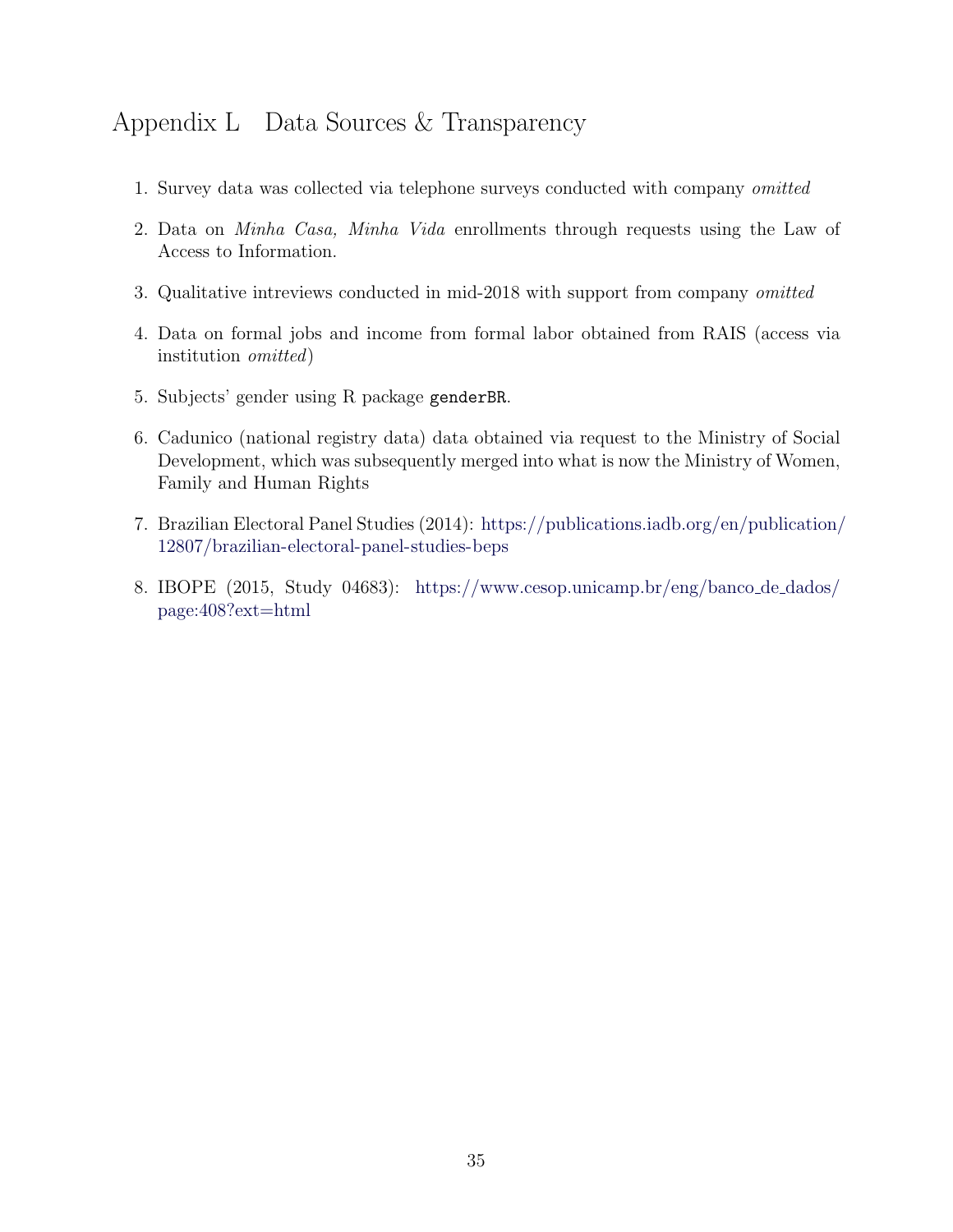# Appendix L Data Sources & Transparency

1. Survey data was collected via telephone surveys conducted with company *omitted*
2. Data on *Minha Casa, Minha Vida* enrollments through requests using the Law of Access to Information.
3. Qualitative intreviews conducted in mid-2018 with support from company *omitted*
4. Data on formal jobs and income from formal labor obtained from RAIS (access via institution *omitted*)
5. Subjects' gender using R package `genderBR`.
6. Cadunico (national registry data) data obtained via request to the Ministry of Social Development, which was subsequently merged into what is now the Ministry of Women, Family and Human Rights
7. Brazilian Electoral Panel Studies (2014): https://publications.iadb.org/en/publication/12807/brazilian-electoral-panel-studies-beps
8. IBOPE (2015, Study 04683): https://www.cesop.unicamp.br/eng/banco_de_dados/page:408?ext=html